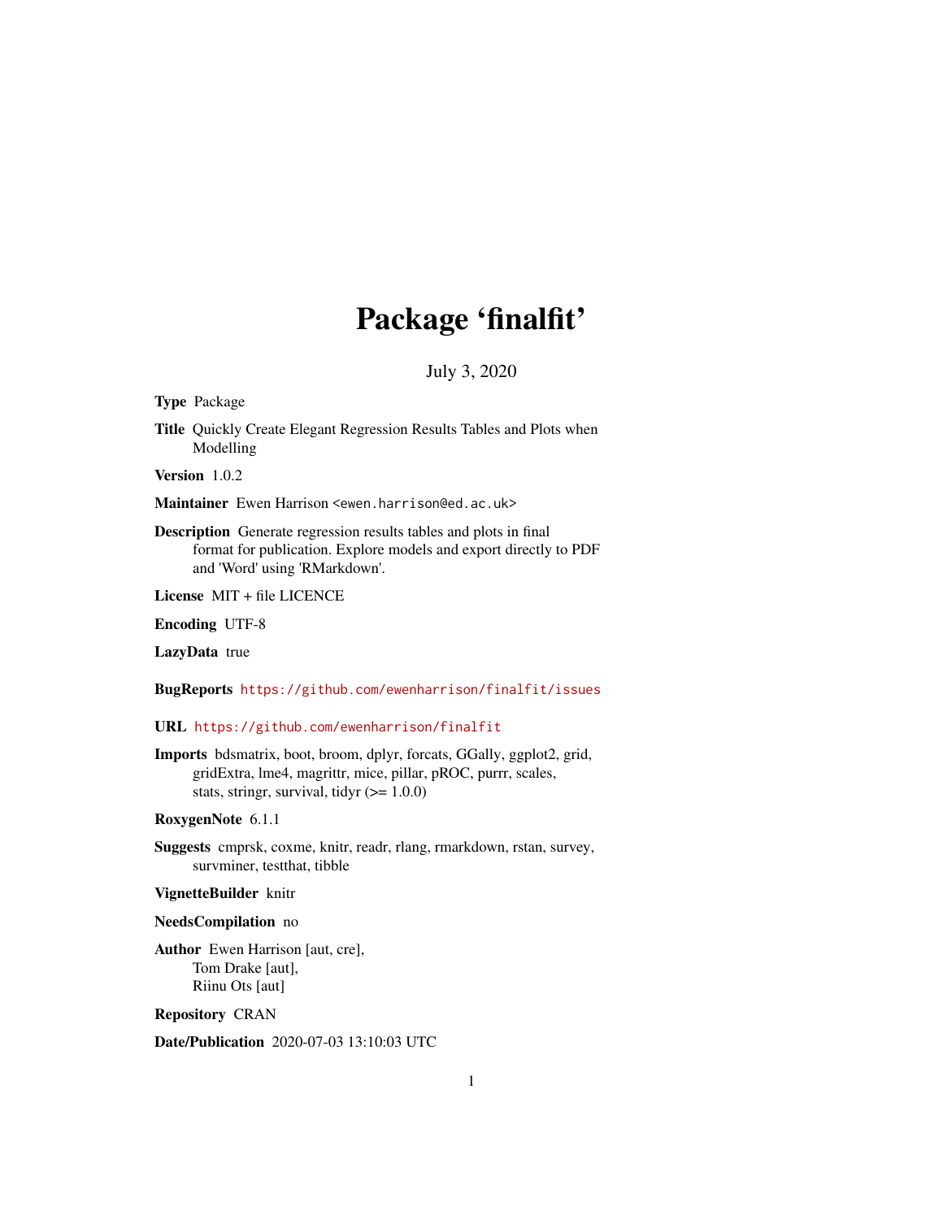# Package 'finalfit'

July 3, 2020

**Type** Package

**Title** Quickly Create Elegant Regression Results Tables and Plots when Modelling

**Version** 1.0.2

**Maintainer** Ewen Harrison <ewen.harrison@ed.ac.uk>

**Description** Generate regression results tables and plots in final format for publication. Explore models and export directly to PDF and 'Word' using 'RMarkdown'.

**License** MIT + file LICENCE

**Encoding** UTF-8

**LazyData** true

**BugReports** https://github.com/ewenharrison/finalfit/issues

**URL** https://github.com/ewenharrison/finalfit

**Imports** bdsmatrix, boot, broom, dplyr, forcats, GGally, ggplot2, grid, gridExtra, lme4, magrittr, mice, pillar, pROC, purrr, scales, stats, stringr, survival, tidyr (>= 1.0.0)

**RoxygenNote** 6.1.1

**Suggests** cmprsk, coxme, knitr, readr, rlang, rmarkdown, rstan, survey, survminer, testthat, tibble

**VignetteBuilder** knitr

**NeedsCompilation** no

**Author** Ewen Harrison [aut, cre],
Tom Drake [aut],
Riinu Ots [aut]

**Repository** CRAN

**Date/Publication** 2020-07-03 13:10:03 UTC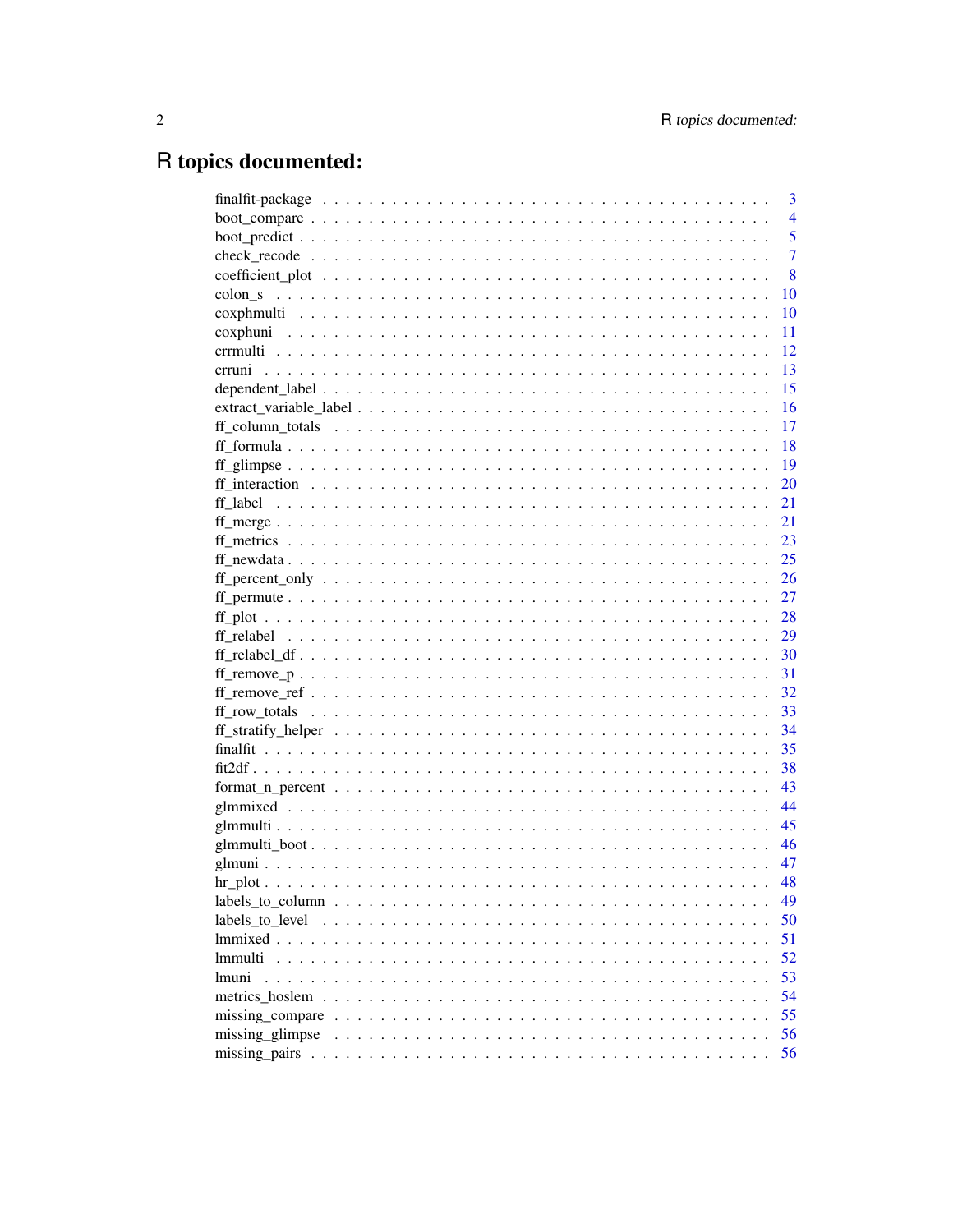# R topics documented:

finalfit-package . . . . . . . . . . . . . . . . . . . . . . . . . . . . . . . . . . . . . . 3
boot_compare . . . . . . . . . . . . . . . . . . . . . . . . . . . . . . . . . . . . . . . . 4
boot_predict . . . . . . . . . . . . . . . . . . . . . . . . . . . . . . . . . . . . . . . . 5
check_recode . . . . . . . . . . . . . . . . . . . . . . . . . . . . . . . . . . . . . . . . 7
coefficient_plot . . . . . . . . . . . . . . . . . . . . . . . . . . . . . . . . . . . . . . 8
colon_s . . . . . . . . . . . . . . . . . . . . . . . . . . . . . . . . . . . . . . . . . . 10
coxphmulti . . . . . . . . . . . . . . . . . . . . . . . . . . . . . . . . . . . . . . . . 10
coxphuni . . . . . . . . . . . . . . . . . . . . . . . . . . . . . . . . . . . . . . . . . 11
crrmulti . . . . . . . . . . . . . . . . . . . . . . . . . . . . . . . . . . . . . . . . . 12
crruni . . . . . . . . . . . . . . . . . . . . . . . . . . . . . . . . . . . . . . . . . . 13
dependent_label . . . . . . . . . . . . . . . . . . . . . . . . . . . . . . . . . . . . . 15
extract_variable_label . . . . . . . . . . . . . . . . . . . . . . . . . . . . . . . . . 16
ff_column_totals . . . . . . . . . . . . . . . . . . . . . . . . . . . . . . . . . . . . 17
ff_formula . . . . . . . . . . . . . . . . . . . . . . . . . . . . . . . . . . . . . . . . 18
ff_glimpse . . . . . . . . . . . . . . . . . . . . . . . . . . . . . . . . . . . . . . . . 19
ff_interaction . . . . . . . . . . . . . . . . . . . . . . . . . . . . . . . . . . . . . . 20
ff_label . . . . . . . . . . . . . . . . . . . . . . . . . . . . . . . . . . . . . . . . . 21
ff_merge . . . . . . . . . . . . . . . . . . . . . . . . . . . . . . . . . . . . . . . . . 21
ff_metrics . . . . . . . . . . . . . . . . . . . . . . . . . . . . . . . . . . . . . . . . 23
ff_newdata . . . . . . . . . . . . . . . . . . . . . . . . . . . . . . . . . . . . . . . . 25
ff_percent_only . . . . . . . . . . . . . . . . . . . . . . . . . . . . . . . . . . . . . 26
ff_permute . . . . . . . . . . . . . . . . . . . . . . . . . . . . . . . . . . . . . . . . 27
ff_plot . . . . . . . . . . . . . . . . . . . . . . . . . . . . . . . . . . . . . . . . . . 28
ff_relabel . . . . . . . . . . . . . . . . . . . . . . . . . . . . . . . . . . . . . . . . 29
ff_relabel_df . . . . . . . . . . . . . . . . . . . . . . . . . . . . . . . . . . . . . . 30
ff_remove_p . . . . . . . . . . . . . . . . . . . . . . . . . . . . . . . . . . . . . . . 31
ff_remove_ref . . . . . . . . . . . . . . . . . . . . . . . . . . . . . . . . . . . . . . 32
ff_row_totals . . . . . . . . . . . . . . . . . . . . . . . . . . . . . . . . . . . . . . 33
ff_stratify_helper . . . . . . . . . . . . . . . . . . . . . . . . . . . . . . . . . . . . 34
finalfit . . . . . . . . . . . . . . . . . . . . . . . . . . . . . . . . . . . . . . . . . . 35
fit2df . . . . . . . . . . . . . . . . . . . . . . . . . . . . . . . . . . . . . . . . . . . 38
format_n_percent . . . . . . . . . . . . . . . . . . . . . . . . . . . . . . . . . . . . 43
glmmixed . . . . . . . . . . . . . . . . . . . . . . . . . . . . . . . . . . . . . . . . . 44
glmmulti . . . . . . . . . . . . . . . . . . . . . . . . . . . . . . . . . . . . . . . . . 45
glmmulti_boot . . . . . . . . . . . . . . . . . . . . . . . . . . . . . . . . . . . . . . 46
glmuni . . . . . . . . . . . . . . . . . . . . . . . . . . . . . . . . . . . . . . . . . . . 47
hr_plot . . . . . . . . . . . . . . . . . . . . . . . . . . . . . . . . . . . . . . . . . . 48
labels_to_column . . . . . . . . . . . . . . . . . . . . . . . . . . . . . . . . . . . . 49
labels_to_level . . . . . . . . . . . . . . . . . . . . . . . . . . . . . . . . . . . . . 50
lmmixed . . . . . . . . . . . . . . . . . . . . . . . . . . . . . . . . . . . . . . . . . . 51
lmmulti . . . . . . . . . . . . . . . . . . . . . . . . . . . . . . . . . . . . . . . . . . 52
lmuni . . . . . . . . . . . . . . . . . . . . . . . . . . . . . . . . . . . . . . . . . . . 53
metrics_hoslem . . . . . . . . . . . . . . . . . . . . . . . . . . . . . . . . . . . . . 54
missing_compare . . . . . . . . . . . . . . . . . . . . . . . . . . . . . . . . . . . . . 55
missing_glimpse . . . . . . . . . . . . . . . . . . . . . . . . . . . . . . . . . . . . . 56
missing_pairs . . . . . . . . . . . . . . . . . . . . . . . . . . . . . . . . . . . . . . . 56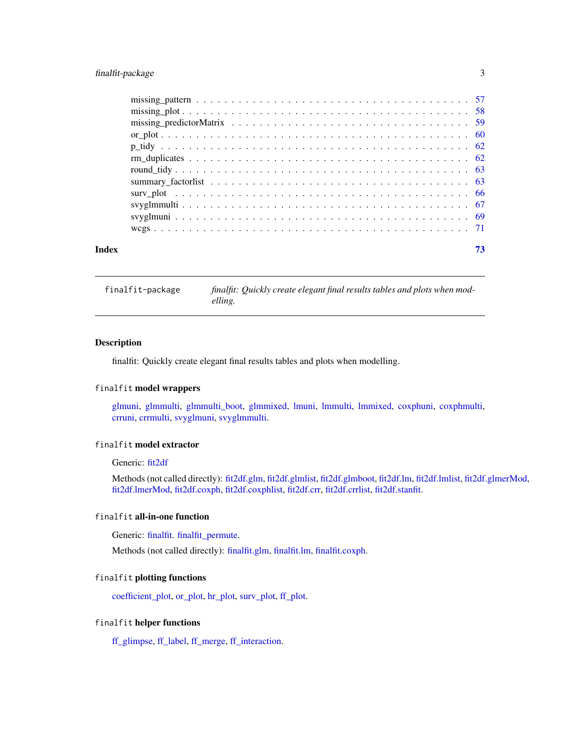| | |
|---|---|
| missing_pattern | 57 |
| missing_plot | 58 |
| missing_predictorMatrix | 59 |
| or_plot | 60 |
| p_tidy | 62 |
| rm_duplicates | 62 |
| round_tidy | 63 |
| summary_factorlist | 63 |
| surv_plot | 66 |
| svyglmmulti | 67 |
| svyglmuni | 69 |
| wcgs | 71 |

**Index** **73**

---

`finalfit-package` *finalfit: Quickly create elegant final results tables and plots when modelling.*

---

## Description

finalfit: Quickly create elegant final results tables and plots when modelling.

### `finalfit` model wrappers

glmuni, glmmulti, glmmulti_boot, glmmixed, lmuni, lmmulti, lmmixed, coxphuni, coxphmulti, crruni, crrmulti, svyglmuni, svyglmmulti.

### `finalfit` model extractor

Generic: fit2df

Methods (not called directly): fit2df.glm, fit2df.glmlist, fit2df.glmboot, fit2df.lm, fit2df.lmlist, fit2df.glmerMod, fit2df.lmerMod, fit2df.coxph, fit2df.coxphlist, fit2df.crr, fit2df.crrlist, fit2df.stanfit.

### `finalfit` all-in-one function

Generic: finalfit. finalfit_permute.

Methods (not called directly): finalfit.glm, finalfit.lm, finalfit.coxph.

### `finalfit` plotting functions

coefficient_plot, or_plot, hr_plot, surv_plot, ff_plot.

### `finalfit` helper functions

ff_glimpse, ff_label, ff_merge, ff_interaction.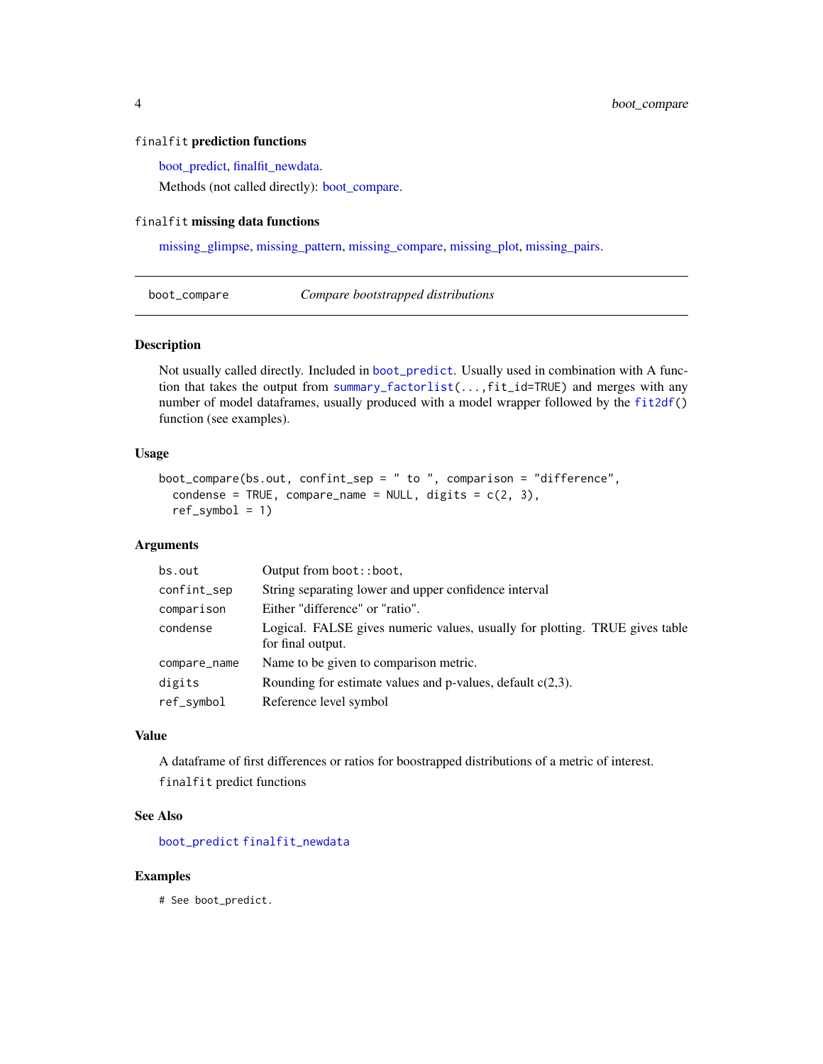### `finalfit` prediction functions

boot_predict, finalfit_newdata.

Methods (not called directly): boot_compare.

### `finalfit` missing data functions

missing_glimpse, missing_pattern, missing_compare, missing_plot, missing_pairs.

---

## boot_compare — *Compare bootstrapped distributions*

---

### Description

Not usually called directly. Included in `boot_predict`. Usually used in combination with A function that takes the output from `summary_factorlist(...,fit_id=TRUE)` and merges with any number of model dataframes, usually produced with a model wrapper followed by the `fit2df()` function (see examples).

### Usage

```
boot_compare(bs.out, confint_sep = " to ", comparison = "difference",
  condense = TRUE, compare_name = NULL, digits = c(2, 3),
  ref_symbol = 1)
```

### Arguments

| | |
|---|---|
| `bs.out` | Output from `boot::boot`, |
| `confint_sep` | String separating lower and upper confidence interval |
| `comparison` | Either "difference" or "ratio". |
| `condense` | Logical. FALSE gives numeric values, usually for plotting. TRUE gives table for final output. |
| `compare_name` | Name to be given to comparison metric. |
| `digits` | Rounding for estimate values and p-values, default c(2,3). |
| `ref_symbol` | Reference level symbol |

### Value

A dataframe of first differences or ratios for boostrapped distributions of a metric of interest.

`finalfit` predict functions

### See Also

`boot_predict` `finalfit_newdata`

### Examples

```
# See boot_predict.
```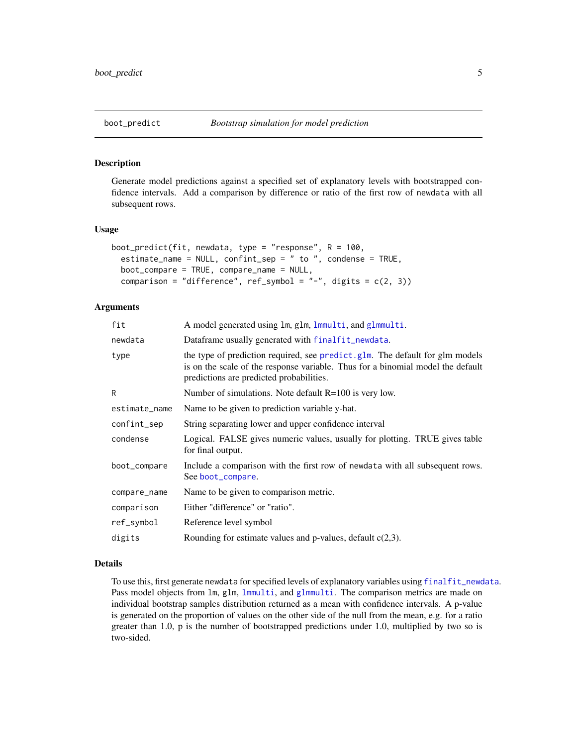## boot_predict — *Bootstrap simulation for model prediction*

### Description

Generate model predictions against a specified set of explanatory levels with bootstrapped confidence intervals. Add a comparison by difference or ratio of the first row of `newdata` with all subsequent rows.

### Usage

```
boot_predict(fit, newdata, type = "response", R = 100,
  estimate_name = NULL, confint_sep = " to ", condense = TRUE,
  boot_compare = TRUE, compare_name = NULL,
  comparison = "difference", ref_symbol = "-", digits = c(2, 3))
```

### Arguments

| Argument | Description |
| --- | --- |
| `fit` | A model generated using `lm`, `glm`, `lmmulti`, and `glmmulti`. |
| `newdata` | Dataframe usually generated with `finalfit_newdata`. |
| `type` | the type of prediction required, see `predict.glm`. The default for glm models is on the scale of the response variable. Thus for a binomial model the default predictions are predicted probabilities. |
| `R` | Number of simulations. Note default R=100 is very low. |
| `estimate_name` | Name to be given to prediction variable y-hat. |
| `confint_sep` | String separating lower and upper confidence interval |
| `condense` | Logical. FALSE gives numeric values, usually for plotting. TRUE gives table for final output. |
| `boot_compare` | Include a comparison with the first row of `newdata` with all subsequent rows. See `boot_compare`. |
| `compare_name` | Name to be given to comparison metric. |
| `comparison` | Either "difference" or "ratio". |
| `ref_symbol` | Reference level symbol |
| `digits` | Rounding for estimate values and p-values, default c(2,3). |

### Details

To use this, first generate `newdata` for specified levels of explanatory variables using `finalfit_newdata`. Pass model objects from `lm`, `glm`, `lmmulti`, and `glmmulti`. The comparison metrics are made on individual bootstrap samples distribution returned as a mean with confidence intervals. A p-value is generated on the proportion of values on the other side of the null from the mean, e.g. for a ratio greater than 1.0, p is the number of bootstrapped predictions under 1.0, multiplied by two so is two-sided.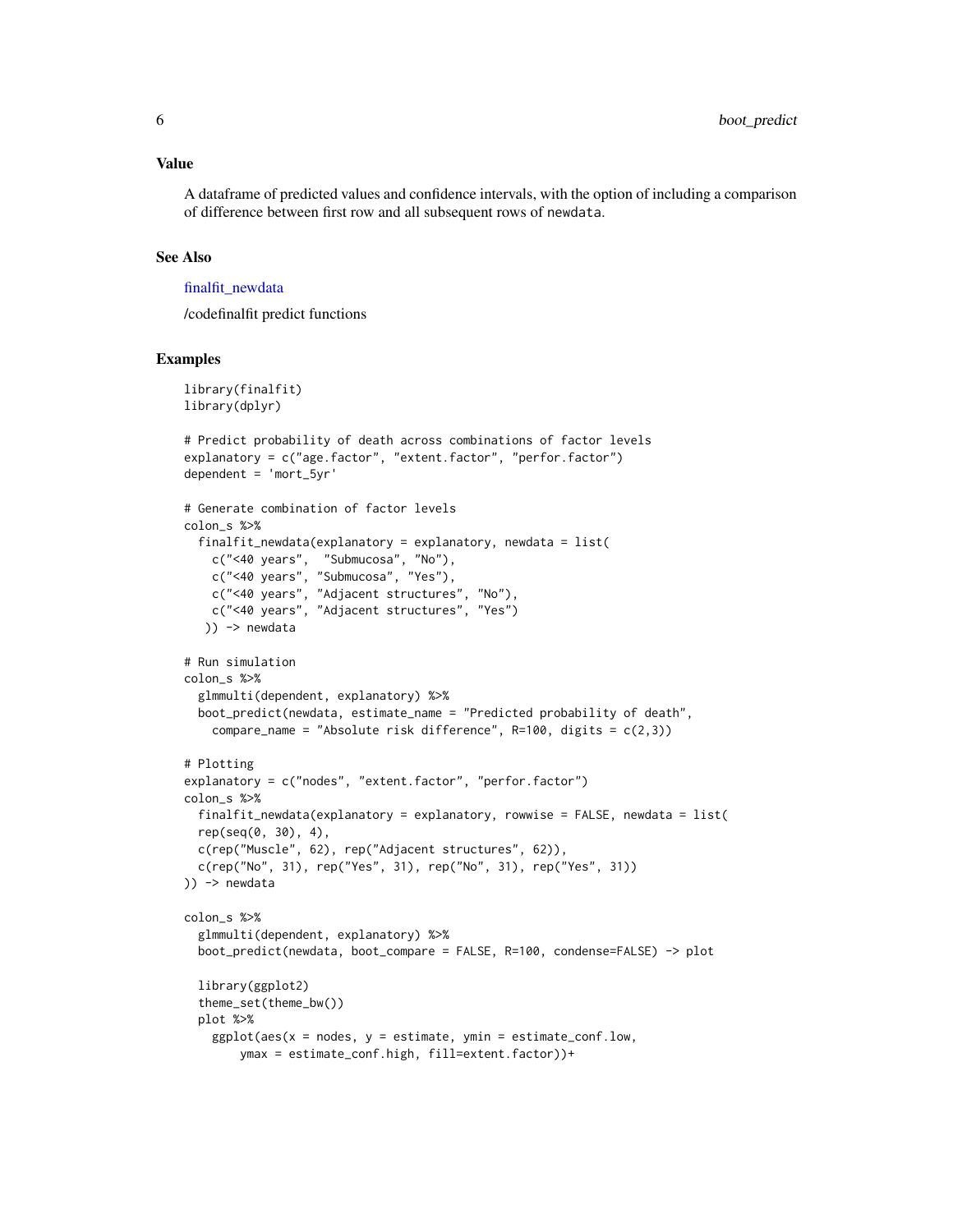## Value

A dataframe of predicted values and confidence intervals, with the option of including a comparison of difference between first row and all subsequent rows of `newdata`.

## See Also

finalfit_newdata

/codefinalfit predict functions

## Examples

```
library(finalfit)
library(dplyr)

# Predict probability of death across combinations of factor levels
explanatory = c("age.factor", "extent.factor", "perfor.factor")
dependent = 'mort_5yr'

# Generate combination of factor levels
colon_s %>%
  finalfit_newdata(explanatory = explanatory, newdata = list(
    c("<40 years",  "Submucosa", "No"),
    c("<40 years", "Submucosa", "Yes"),
    c("<40 years", "Adjacent structures", "No"),
    c("<40 years", "Adjacent structures", "Yes")
   )) -> newdata

# Run simulation
colon_s %>%
  glmmulti(dependent, explanatory) %>%
  boot_predict(newdata, estimate_name = "Predicted probability of death",
    compare_name = "Absolute risk difference", R=100, digits = c(2,3))

# Plotting
explanatory = c("nodes", "extent.factor", "perfor.factor")
colon_s %>%
  finalfit_newdata(explanatory = explanatory, rowwise = FALSE, newdata = list(
  rep(seq(0, 30), 4),
  c(rep("Muscle", 62), rep("Adjacent structures", 62)),
  c(rep("No", 31), rep("Yes", 31), rep("No", 31), rep("Yes", 31))
)) -> newdata

colon_s %>%
  glmmulti(dependent, explanatory) %>%
  boot_predict(newdata, boot_compare = FALSE, R=100, condense=FALSE) -> plot

  library(ggplot2)
  theme_set(theme_bw())
  plot %>%
    ggplot(aes(x = nodes, y = estimate, ymin = estimate_conf.low,
        ymax = estimate_conf.high, fill=extent.factor))+
```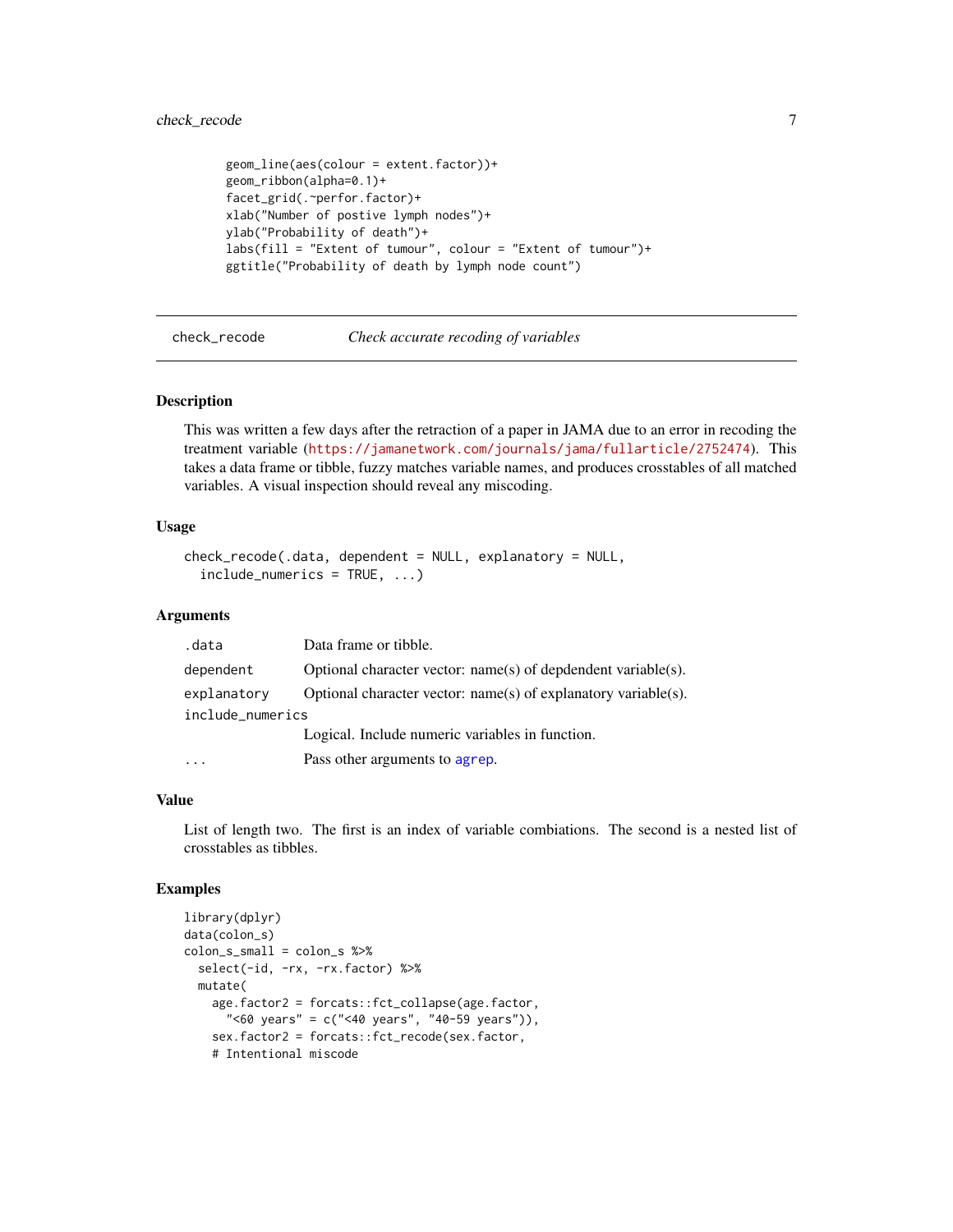```
geom_line(aes(colour = extent.factor))+
geom_ribbon(alpha=0.1)+
facet_grid(.~perfor.factor)+
xlab("Number of postive lymph nodes")+
ylab("Probability of death")+
labs(fill = "Extent of tumour", colour = "Extent of tumour")+
ggtitle("Probability of death by lymph node count")
```

---

## check_recode *Check accurate recoding of variables*

---

### Description

This was written a few days after the retraction of a paper in JAMA due to an error in recoding the treatment variable (https://jamanetwork.com/journals/jama/fullarticle/2752474). This takes a data frame or tibble, fuzzy matches variable names, and produces crosstables of all matched variables. A visual inspection should reveal any miscoding.

### Usage

```
check_recode(.data, dependent = NULL, explanatory = NULL,
  include_numerics = TRUE, ...)
```

### Arguments

| | |
|---|---|
| `.data` | Data frame or tibble. |
| `dependent` | Optional character vector: name(s) of depdendent variable(s). |
| `explanatory` | Optional character vector: name(s) of explanatory variable(s). |
| `include_numerics` | Logical. Include numeric variables in function. |
| `...` | Pass other arguments to agrep. |

### Value

List of length two. The first is an index of variable combiations. The second is a nested list of crosstables as tibbles.

### Examples

```
library(dplyr)
data(colon_s)
colon_s_small = colon_s %>%
  select(-id, -rx, -rx.factor) %>%
  mutate(
    age.factor2 = forcats::fct_collapse(age.factor,
      "<60 years" = c("<40 years", "40-59 years")),
    sex.factor2 = forcats::fct_recode(sex.factor,
    # Intentional miscode
```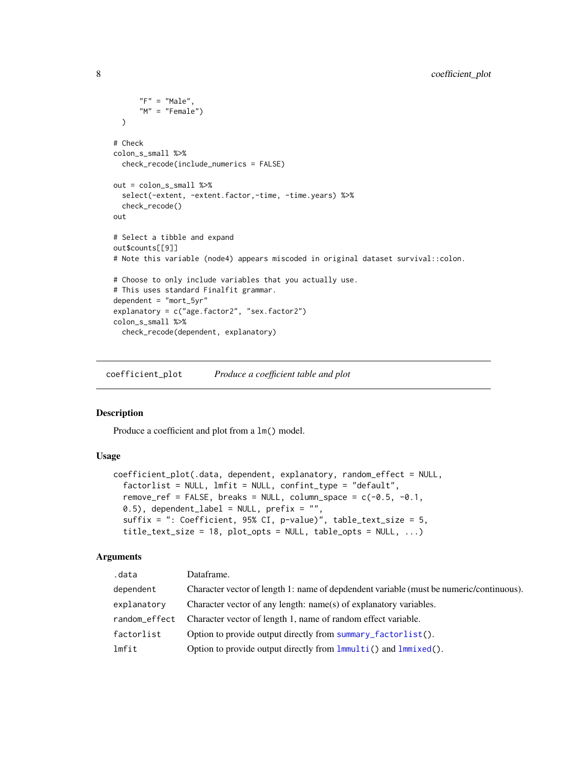```
    "F" = "Male",
    "M" = "Female")
  )

# Check
colon_s_small %>%
  check_recode(include_numerics = FALSE)

out = colon_s_small %>%
  select(-extent, -extent.factor,-time, -time.years) %>%
  check_recode()
out

# Select a tibble and expand
out$counts[[9]]
# Note this variable (node4) appears miscoded in original dataset survival::colon.

# Choose to only include variables that you actually use.
# This uses standard Finalfit grammar.
dependent = "mort_5yr"
explanatory = c("age.factor2", "sex.factor2")
colon_s_small %>%
  check_recode(dependent, explanatory)
```

## coefficient_plot    *Produce a coefficient table and plot*

### Description

Produce a coefficient and plot from a `lm()` model.

### Usage

```
coefficient_plot(.data, dependent, explanatory, random_effect = NULL,
  factorlist = NULL, lmfit = NULL, confint_type = "default",
  remove_ref = FALSE, breaks = NULL, column_space = c(-0.5, -0.1,
  0.5), dependent_label = NULL, prefix = "",
  suffix = ": Coefficient, 95% CI, p-value)", table_text_size = 5,
  title_text_size = 18, plot_opts = NULL, table_opts = NULL, ...)
```

### Arguments

| | |
|---|---|
| `.data` | Dataframe. |
| `dependent` | Character vector of length 1: name of depdendent variable (must be numeric/continuous). |
| `explanatory` | Character vector of any length: name(s) of explanatory variables. |
| `random_effect` | Character vector of length 1, name of random effect variable. |
| `factorlist` | Option to provide output directly from `summary_factorlist()`. |
| `lmfit` | Option to provide output directly from `lmmulti()` and `lmmixed()`. |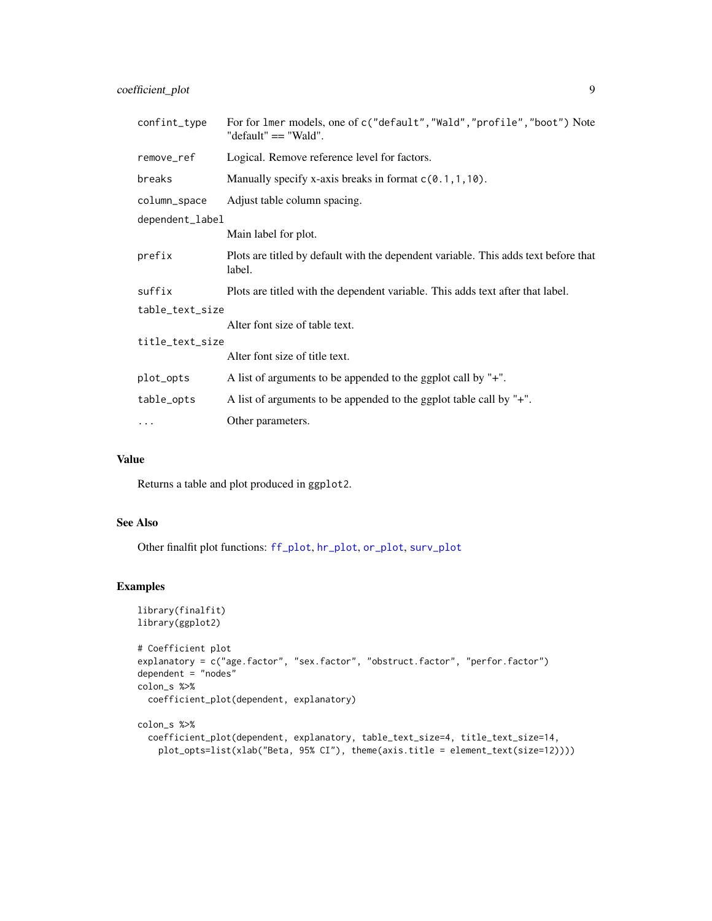| | |
|---|---|
| `confint_type` | For for `lmer` models, one of `c("default","Wald","profile","boot")` Note "default" == "Wald". |
| `remove_ref` | Logical. Remove reference level for factors. |
| `breaks` | Manually specify x-axis breaks in format `c(0.1,1,10)`. |
| `column_space` | Adjust table column spacing. |
| `dependent_label` | Main label for plot. |
| `prefix` | Plots are titled by default with the dependent variable. This adds text before that label. |
| `suffix` | Plots are titled with the dependent variable. This adds text after that label. |
| `table_text_size` | Alter font size of table text. |
| `title_text_size` | Alter font size of title text. |
| `plot_opts` | A list of arguments to be appended to the ggplot call by "+". |
| `table_opts` | A list of arguments to be appended to the ggplot table call by "+". |
| `...` | Other parameters. |

## Value

Returns a table and plot produced in `ggplot2`.

## See Also

Other finalfit plot functions: `ff_plot`, `hr_plot`, `or_plot`, `surv_plot`

## Examples

```
library(finalfit)
library(ggplot2)

# Coefficient plot
explanatory = c("age.factor", "sex.factor", "obstruct.factor", "perfor.factor")
dependent = "nodes"
colon_s %>%
  coefficient_plot(dependent, explanatory)

colon_s %>%
  coefficient_plot(dependent, explanatory, table_text_size=4, title_text_size=14,
    plot_opts=list(xlab("Beta, 95% CI"), theme(axis.title = element_text(size=12))))
```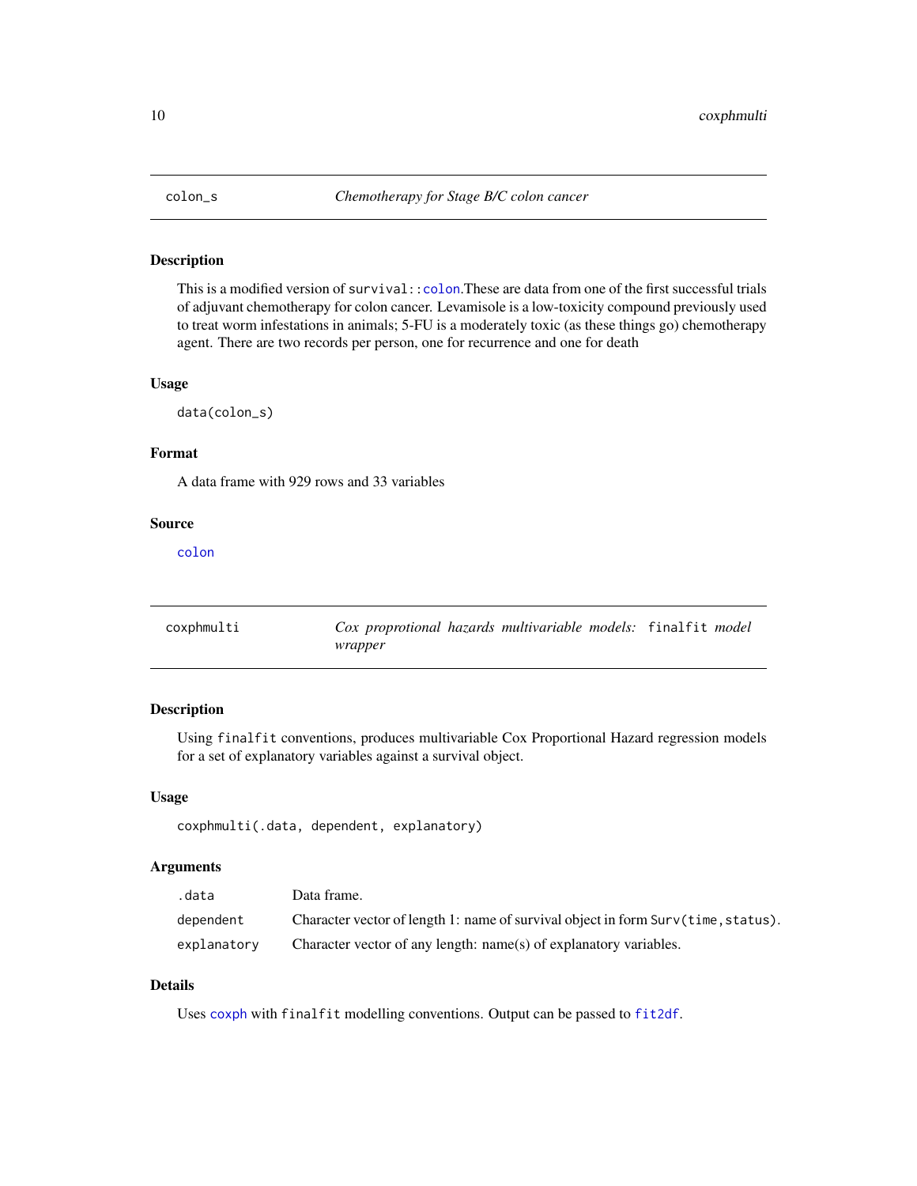## colon_s — *Chemotherapy for Stage B/C colon cancer*

### Description

This is a modified version of `survival::colon`.These are data from one of the first successful trials of adjuvant chemotherapy for colon cancer. Levamisole is a low-toxicity compound previously used to treat worm infestations in animals; 5-FU is a moderately toxic (as these things go) chemotherapy agent. There are two records per person, one for recurrence and one for death

### Usage

```
data(colon_s)
```

### Format

A data frame with 929 rows and 33 variables

### Source

colon

## coxphmulti — *Cox proprotional hazards multivariable models:* `finalfit` *model wrapper*

### Description

Using `finalfit` conventions, produces multivariable Cox Proportional Hazard regression models for a set of explanatory variables against a survival object.

### Usage

```
coxphmulti(.data, dependent, explanatory)
```

### Arguments

| | |
|---|---|
| `.data` | Data frame. |
| `dependent` | Character vector of length 1: name of survival object in form `Surv(time,status)`. |
| `explanatory` | Character vector of any length: name(s) of explanatory variables. |

### Details

Uses coxph with `finalfit` modelling conventions. Output can be passed to fit2df.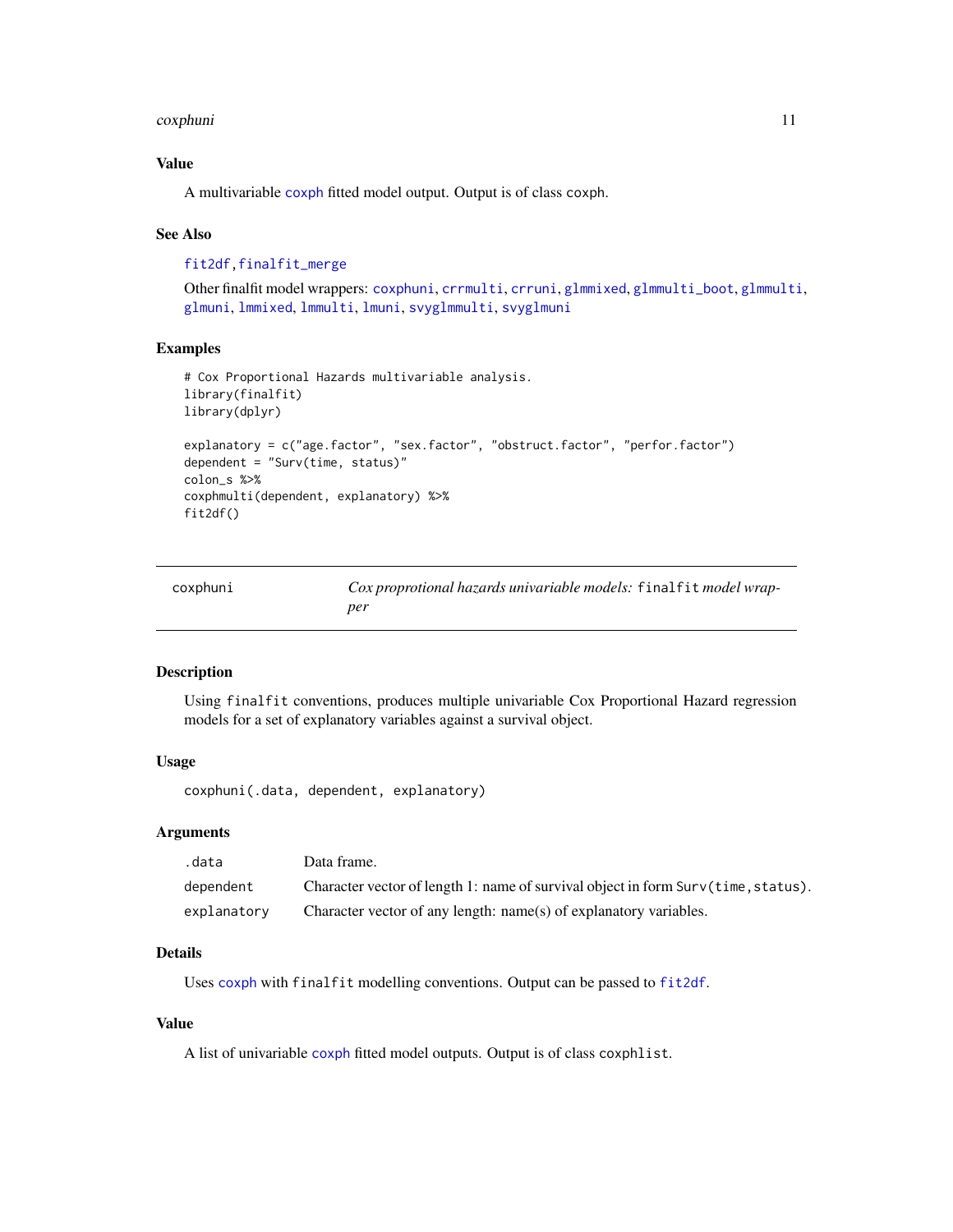## Value

A multivariable coxph fitted model output. Output is of class coxph.

## See Also

fit2df, finalfit_merge

Other finalfit model wrappers: coxphuni, crrmulti, crruni, glmmixed, glmmulti_boot, glmmulti, glmuni, lmmixed, lmmulti, lmuni, svyglmmulti, svyglmuni

## Examples

```
# Cox Proportional Hazards multivariable analysis.
library(finalfit)
library(dplyr)

explanatory = c("age.factor", "sex.factor", "obstruct.factor", "perfor.factor")
dependent = "Surv(time, status)"
colon_s %>%
coxphmulti(dependent, explanatory) %>%
fit2df()
```

---

# coxphuni — *Cox proprotional hazards univariable models:* `finalfit` *model wrapper*

---

## Description

Using `finalfit` conventions, produces multiple univariable Cox Proportional Hazard regression models for a set of explanatory variables against a survival object.

## Usage

```
coxphuni(.data, dependent, explanatory)
```

## Arguments

| | |
|---|---|
| `.data` | Data frame. |
| `dependent` | Character vector of length 1: name of survival object in form `Surv(time,status)`. |
| `explanatory` | Character vector of any length: name(s) of explanatory variables. |

## Details

Uses coxph with `finalfit` modelling conventions. Output can be passed to fit2df.

## Value

A list of univariable coxph fitted model outputs. Output is of class `coxphlist`.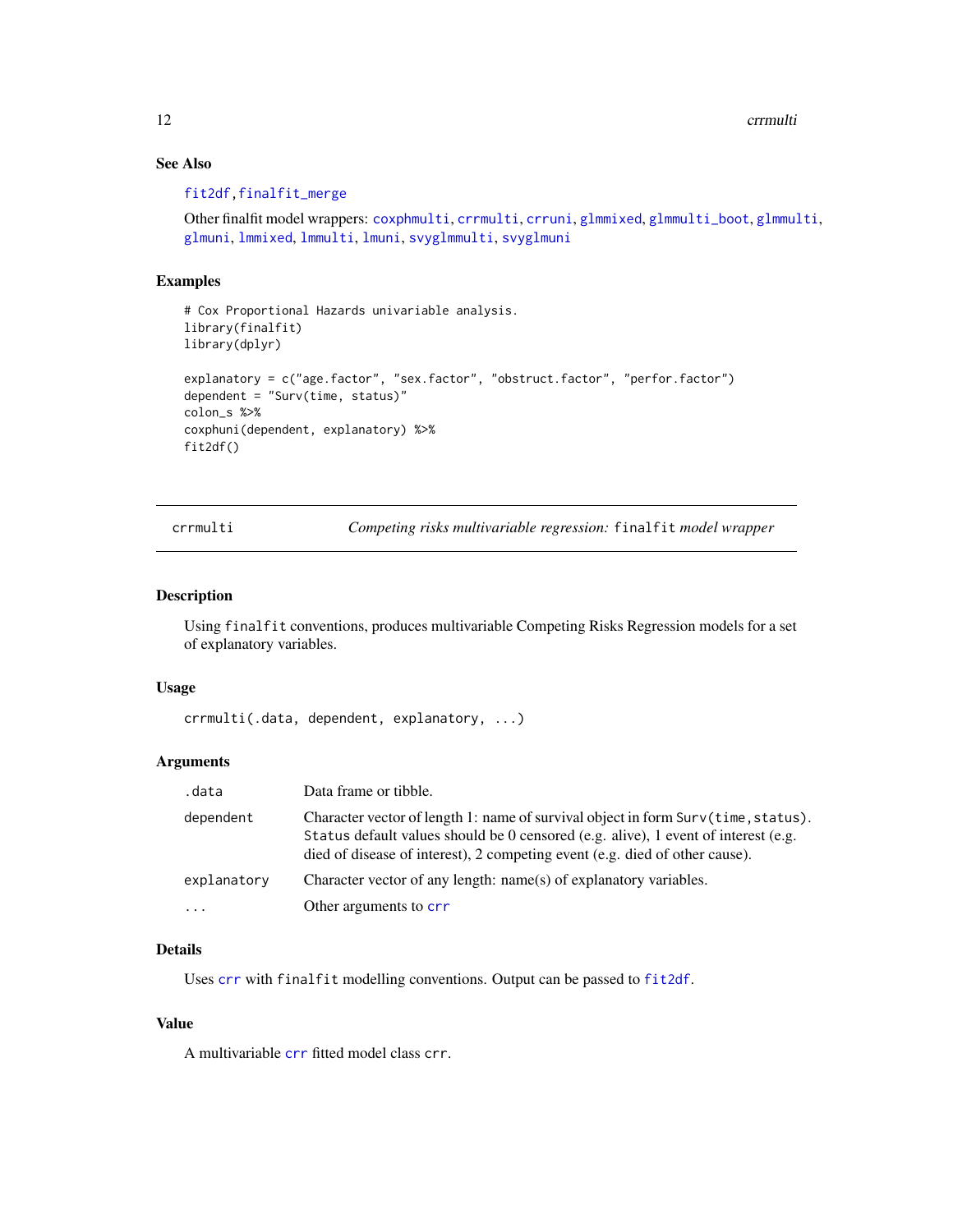## See Also

fit2df, finalfit_merge

Other finalfit model wrappers: coxphmulti, crrmulti, crruni, glmmixed, glmmulti_boot, glmmulti, glmuni, lmmixed, lmmulti, lmuni, svyglmmulti, svyglmuni

## Examples

```
# Cox Proportional Hazards univariable analysis.
library(finalfit)
library(dplyr)

explanatory = c("age.factor", "sex.factor", "obstruct.factor", "perfor.factor")
dependent = "Surv(time, status)"
colon_s %>%
coxphuni(dependent, explanatory) %>%
fit2df()
```

---

# crrmulti — *Competing risks multivariable regression:* `finalfit` *model wrapper*

## Description

Using `finalfit` conventions, produces multivariable Competing Risks Regression models for a set of explanatory variables.

## Usage

```
crrmulti(.data, dependent, explanatory, ...)
```

## Arguments

| | |
|---|---|
| `.data` | Data frame or tibble. |
| `dependent` | Character vector of length 1: name of survival object in form `Surv(time,status)`. `Status` default values should be 0 censored (e.g. alive), 1 event of interest (e.g. died of disease of interest), 2 competing event (e.g. died of other cause). |
| `explanatory` | Character vector of any length: name(s) of explanatory variables. |
| `...` | Other arguments to `crr` |

## Details

Uses `crr` with `finalfit` modelling conventions. Output can be passed to `fit2df`.

## Value

A multivariable `crr` fitted model class `crr`.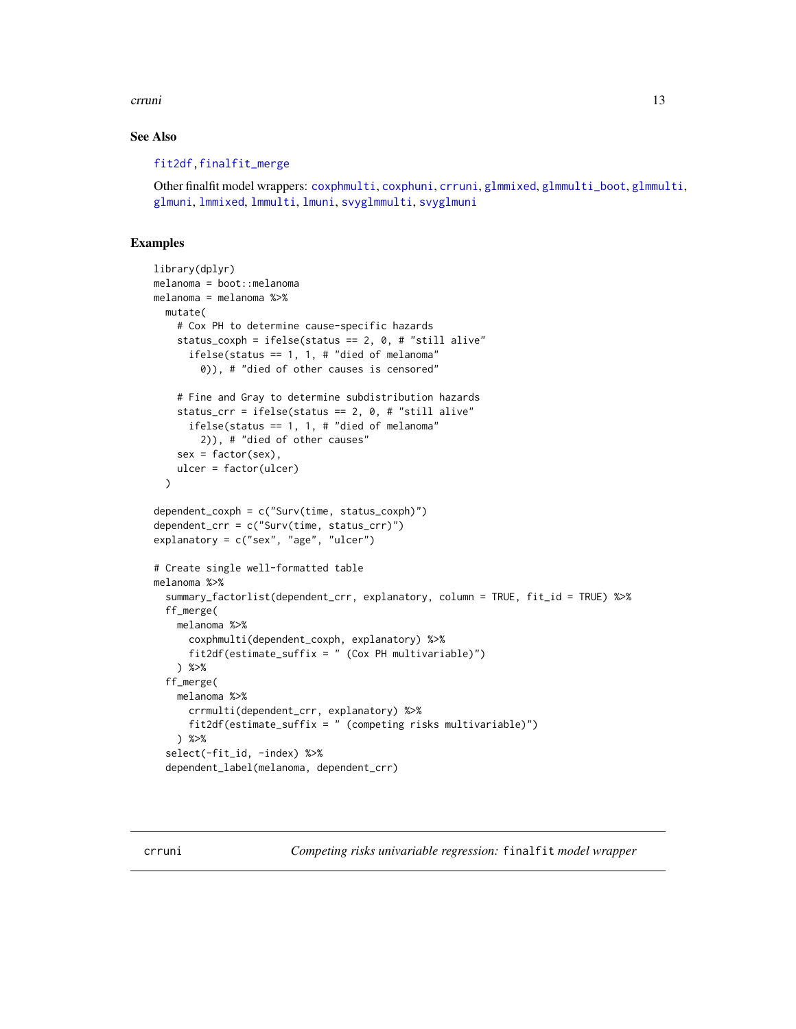### See Also

fit2df, finalfit_merge

Other finalfit model wrappers: coxphmulti, coxphuni, crruni, glmmixed, glmmulti_boot, glmmulti, glmuni, lmmixed, lmmulti, lmuni, svyglmmulti, svyglmuni

### Examples

```
library(dplyr)
melanoma = boot::melanoma
melanoma = melanoma %>%
  mutate(
    # Cox PH to determine cause-specific hazards
    status_coxph = ifelse(status == 2, 0, # "still alive"
      ifelse(status == 1, 1, # "died of melanoma"
        0)), # "died of other causes is censored"

    # Fine and Gray to determine subdistribution hazards
    status_crr = ifelse(status == 2, 0, # "still alive"
      ifelse(status == 1, 1, # "died of melanoma"
        2)), # "died of other causes"
    sex = factor(sex),
    ulcer = factor(ulcer)
  )

dependent_coxph = c("Surv(time, status_coxph)")
dependent_crr = c("Surv(time, status_crr)")
explanatory = c("sex", "age", "ulcer")

# Create single well-formatted table
melanoma %>%
  summary_factorlist(dependent_crr, explanatory, column = TRUE, fit_id = TRUE) %>%
  ff_merge(
    melanoma %>%
      coxphmulti(dependent_coxph, explanatory) %>%
      fit2df(estimate_suffix = " (Cox PH multivariable)")
    ) %>%
  ff_merge(
    melanoma %>%
      crrmulti(dependent_crr, explanatory) %>%
      fit2df(estimate_suffix = " (competing risks multivariable)")
    ) %>%
  select(-fit_id, -index) %>%
  dependent_label(melanoma, dependent_crr)
```

---

## crruni — *Competing risks univariable regression:* finalfit *model wrapper*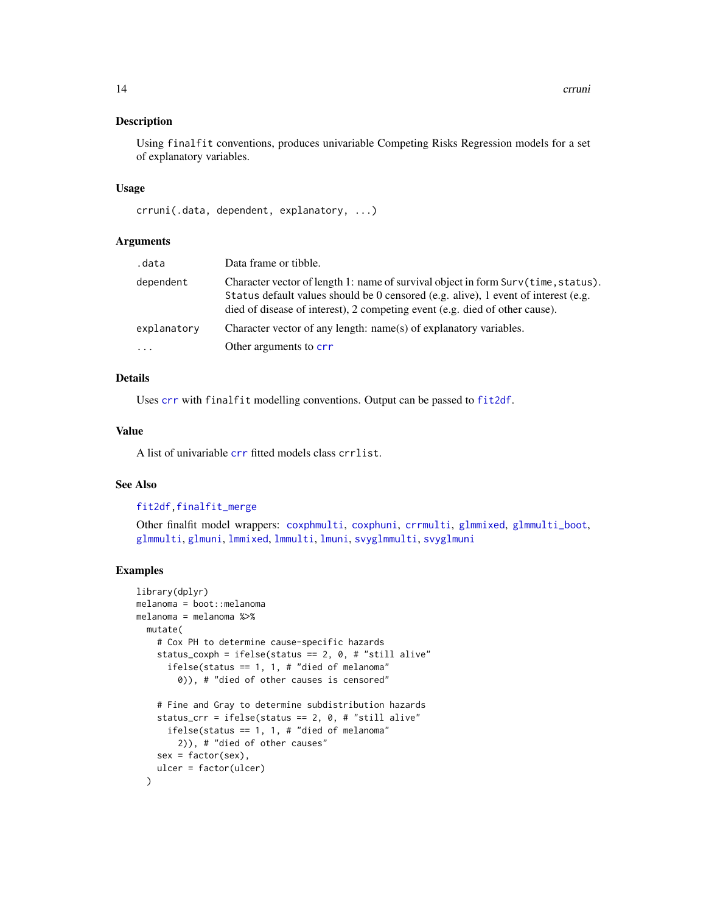## Description

Using `finalfit` conventions, produces univariable Competing Risks Regression models for a set of explanatory variables.

## Usage

```
crruni(.data, dependent, explanatory, ...)
```

## Arguments

| | |
|---|---|
| `.data` | Data frame or tibble. |
| `dependent` | Character vector of length 1: name of survival object in form `Surv(time,status)`. `Status` default values should be 0 censored (e.g. alive), 1 event of interest (e.g. died of disease of interest), 2 competing event (e.g. died of other cause). |
| `explanatory` | Character vector of any length: name(s) of explanatory variables. |
| `...` | Other arguments to `crr` |

## Details

Uses `crr` with `finalfit` modelling conventions. Output can be passed to `fit2df`.

## Value

A list of univariable `crr` fitted models class `crrlist`.

## See Also

`fit2df`, `finalfit_merge`

Other finalfit model wrappers: `coxphmulti`, `coxphuni`, `crrmulti`, `glmmixed`, `glmmulti_boot`, `glmmulti`, `glmuni`, `lmmixed`, `lmmulti`, `lmuni`, `svyglmmulti`, `svyglmuni`

## Examples

```
library(dplyr)
melanoma = boot::melanoma
melanoma = melanoma %>%
  mutate(
    # Cox PH to determine cause-specific hazards
    status_coxph = ifelse(status == 2, 0, # "still alive"
      ifelse(status == 1, 1, # "died of melanoma"
        0)), # "died of other causes is censored"

    # Fine and Gray to determine subdistribution hazards
    status_crr = ifelse(status == 2, 0, # "still alive"
      ifelse(status == 1, 1, # "died of melanoma"
        2)), # "died of other causes"
    sex = factor(sex),
    ulcer = factor(ulcer)
  )
```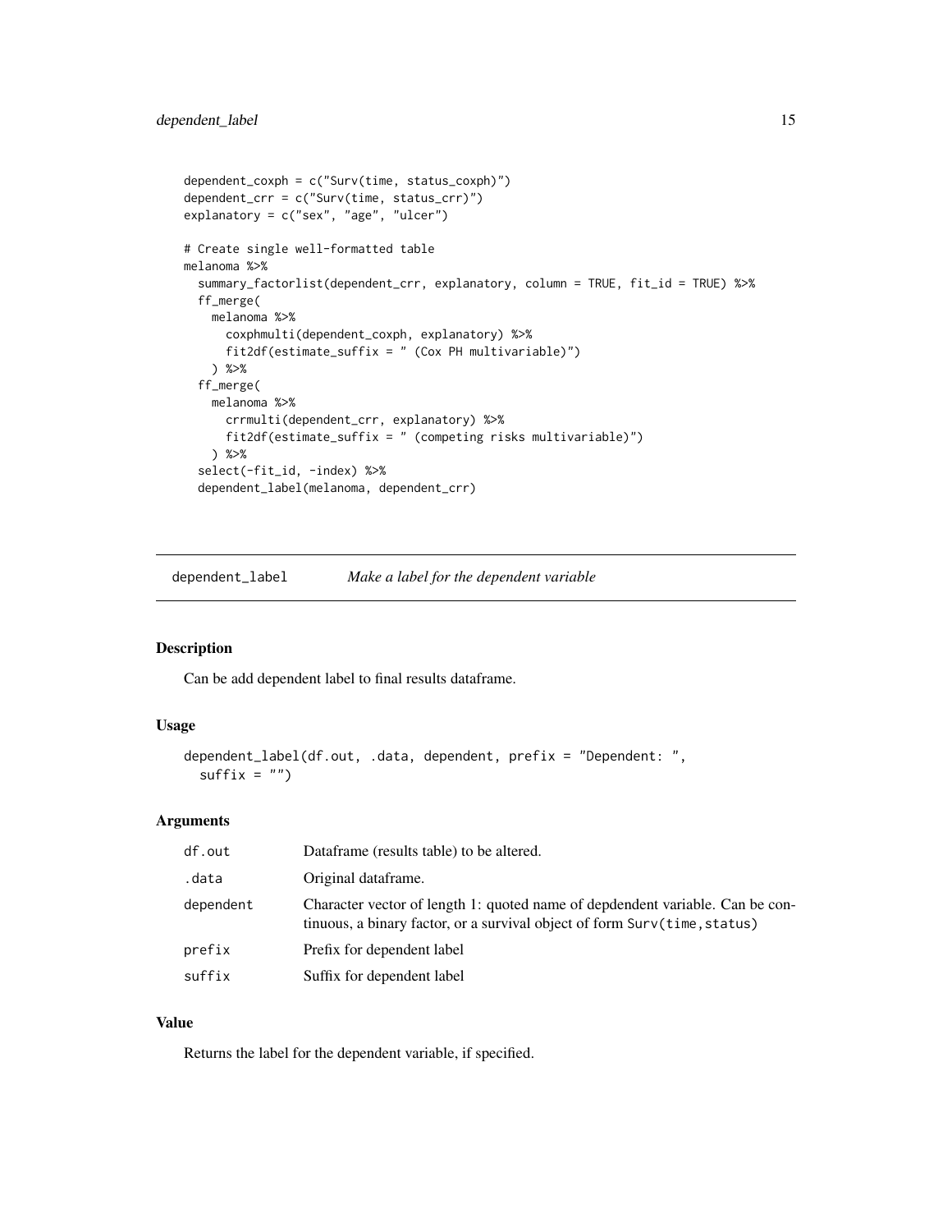```
dependent_coxph = c("Surv(time, status_coxph)")
dependent_crr = c("Surv(time, status_crr)")
explanatory = c("sex", "age", "ulcer")

# Create single well-formatted table
melanoma %>%
  summary_factorlist(dependent_crr, explanatory, column = TRUE, fit_id = TRUE) %>%
  ff_merge(
    melanoma %>%
      coxphmulti(dependent_coxph, explanatory) %>%
      fit2df(estimate_suffix = " (Cox PH multivariable)")
    ) %>%
  ff_merge(
    melanoma %>%
      crrmulti(dependent_crr, explanatory) %>%
      fit2df(estimate_suffix = " (competing risks multivariable)")
    ) %>%
  select(-fit_id, -index) %>%
  dependent_label(melanoma, dependent_crr)
```

## dependent_label — *Make a label for the dependent variable*

### Description

Can be add dependent label to final results dataframe.

### Usage

```
dependent_label(df.out, .data, dependent, prefix = "Dependent: ",
  suffix = "")
```

### Arguments

| | |
|---|---|
| df.out | Dataframe (results table) to be altered. |
| .data | Original dataframe. |
| dependent | Character vector of length 1: quoted name of depdendent variable. Can be continuous, a binary factor, or a survival object of form `Surv(time,status)` |
| prefix | Prefix for dependent label |
| suffix | Suffix for dependent label |

### Value

Returns the label for the dependent variable, if specified.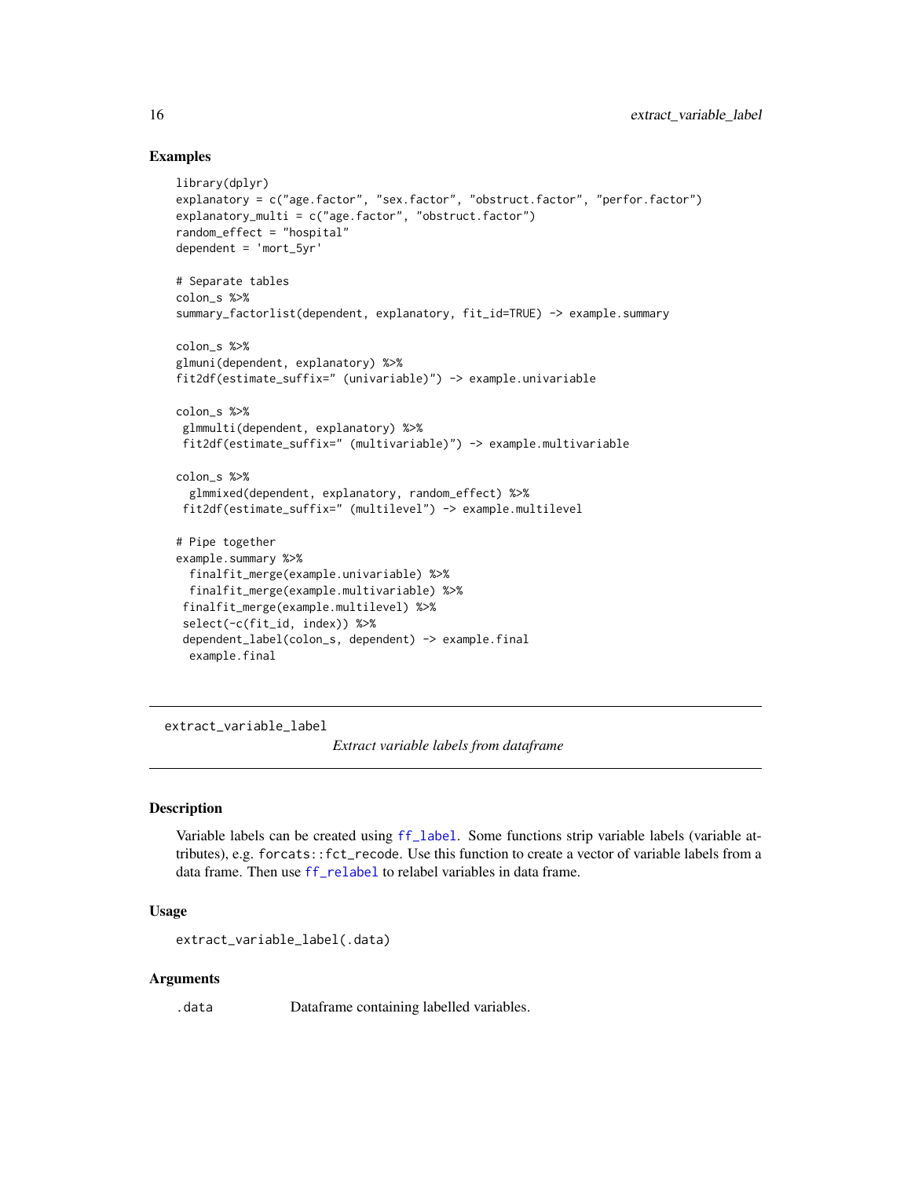## Examples

```
library(dplyr)
explanatory = c("age.factor", "sex.factor", "obstruct.factor", "perfor.factor")
explanatory_multi = c("age.factor", "obstruct.factor")
random_effect = "hospital"
dependent = 'mort_5yr'

# Separate tables
colon_s %>%
summary_factorlist(dependent, explanatory, fit_id=TRUE) -> example.summary

colon_s %>%
glmuni(dependent, explanatory) %>%
fit2df(estimate_suffix=" (univariable)") -> example.univariable

colon_s %>%
 glmmulti(dependent, explanatory) %>%
 fit2df(estimate_suffix=" (multivariable)") -> example.multivariable

colon_s %>%
  glmmixed(dependent, explanatory, random_effect) %>%
 fit2df(estimate_suffix=" (multilevel") -> example.multilevel

# Pipe together
example.summary %>%
  finalfit_merge(example.univariable) %>%
  finalfit_merge(example.multivariable) %>%
 finalfit_merge(example.multilevel) %>%
 select(-c(fit_id, index)) %>%
 dependent_label(colon_s, dependent) -> example.final
  example.final
```

---

extract_variable_label &nbsp;&nbsp;&nbsp;&nbsp;&nbsp;&nbsp;&nbsp;&nbsp; *Extract variable labels from dataframe*

---

## Description

Variable labels can be created using ff_label. Some functions strip variable labels (variable attributes), e.g. forcats::fct_recode. Use this function to create a vector of variable labels from a data frame. Then use ff_relabel to relabel variables in data frame.

## Usage

```
extract_variable_label(.data)
```

## Arguments

| | |
|---|---|
| .data | Dataframe containing labelled variables. |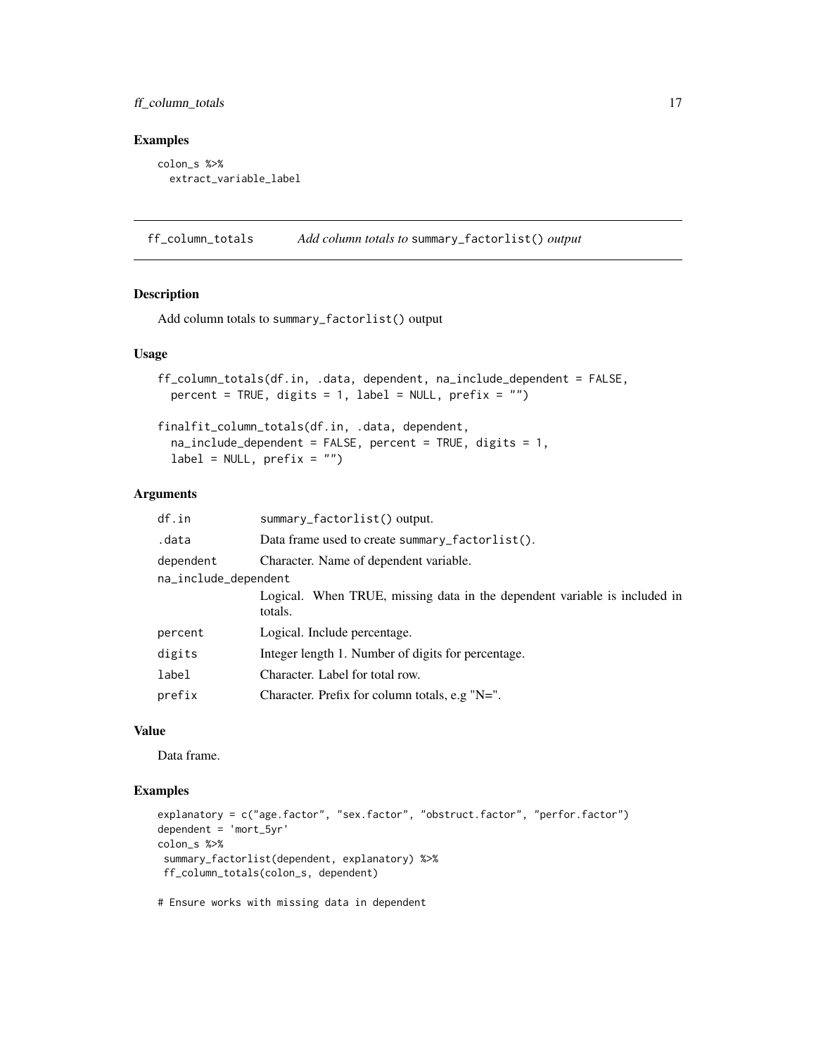## Examples

```
colon_s %>%
  extract_variable_label
```

---

## ff_column_totals *Add column totals to* `summary_factorlist()` *output*

### Description

Add column totals to `summary_factorlist()` output

### Usage

```
ff_column_totals(df.in, .data, dependent, na_include_dependent = FALSE,
  percent = TRUE, digits = 1, label = NULL, prefix = "")

finalfit_column_totals(df.in, .data, dependent,
  na_include_dependent = FALSE, percent = TRUE, digits = 1,
  label = NULL, prefix = "")
```

### Arguments

| Argument | Description |
|---|---|
| `df.in` | summary_factorlist() output. |
| `.data` | Data frame used to create `summary_factorlist()`. |
| `dependent` | Character. Name of dependent variable. |
| `na_include_dependent` | Logical. When TRUE, missing data in the dependent variable is included in totals. |
| `percent` | Logical. Include percentage. |
| `digits` | Integer length 1. Number of digits for percentage. |
| `label` | Character. Label for total row. |
| `prefix` | Character. Prefix for column totals, e.g "N=". |

### Value

Data frame.

### Examples

```
explanatory = c("age.factor", "sex.factor", "obstruct.factor", "perfor.factor")
dependent = 'mort_5yr'
colon_s %>%
 summary_factorlist(dependent, explanatory) %>%
 ff_column_totals(colon_s, dependent)

# Ensure works with missing data in dependent
```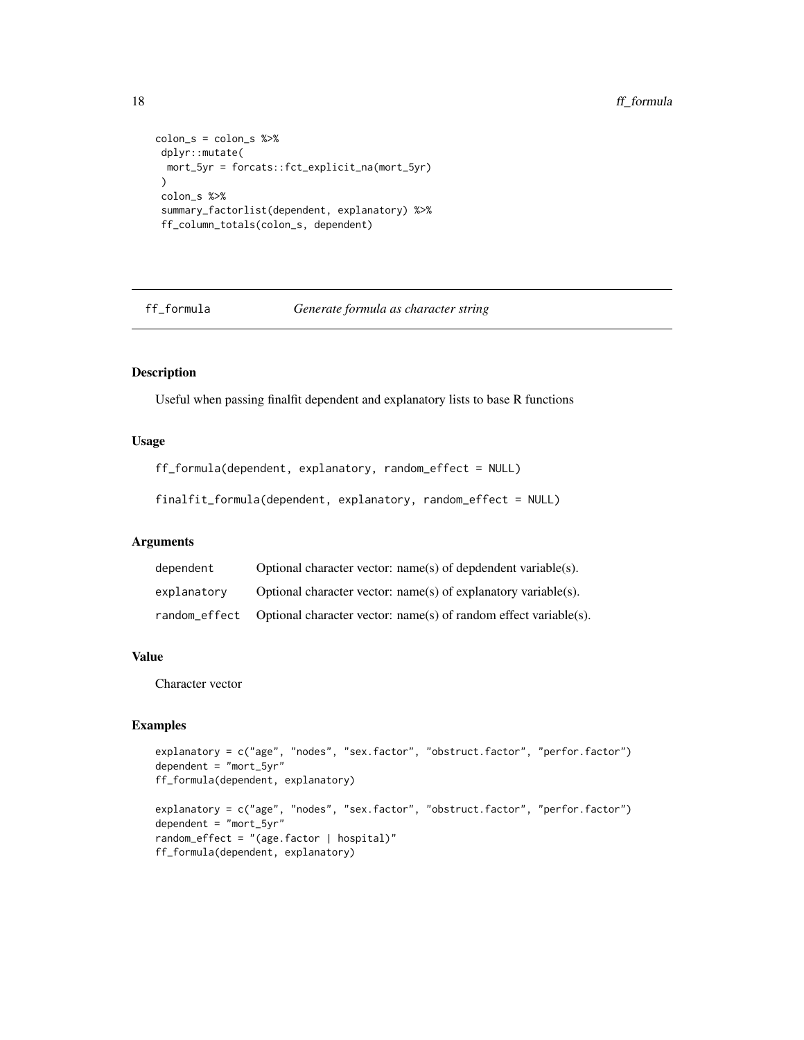```
colon_s = colon_s %>%
 dplyr::mutate(
  mort_5yr = forcats::fct_explicit_na(mort_5yr)
 )
 colon_s %>%
 summary_factorlist(dependent, explanatory) %>%
 ff_column_totals(colon_s, dependent)
```

## ff_formula — *Generate formula as character string*

### Description

Useful when passing finalfit dependent and explanatory lists to base R functions

### Usage

```
ff_formula(dependent, explanatory, random_effect = NULL)

finalfit_formula(dependent, explanatory, random_effect = NULL)
```

### Arguments

| | |
|---|---|
| dependent | Optional character vector: name(s) of depdendent variable(s). |
| explanatory | Optional character vector: name(s) of explanatory variable(s). |
| random_effect | Optional character vector: name(s) of random effect variable(s). |

### Value

Character vector

### Examples

```
explanatory = c("age", "nodes", "sex.factor", "obstruct.factor", "perfor.factor")
dependent = "mort_5yr"
ff_formula(dependent, explanatory)

explanatory = c("age", "nodes", "sex.factor", "obstruct.factor", "perfor.factor")
dependent = "mort_5yr"
random_effect = "(age.factor | hospital)"
ff_formula(dependent, explanatory)
```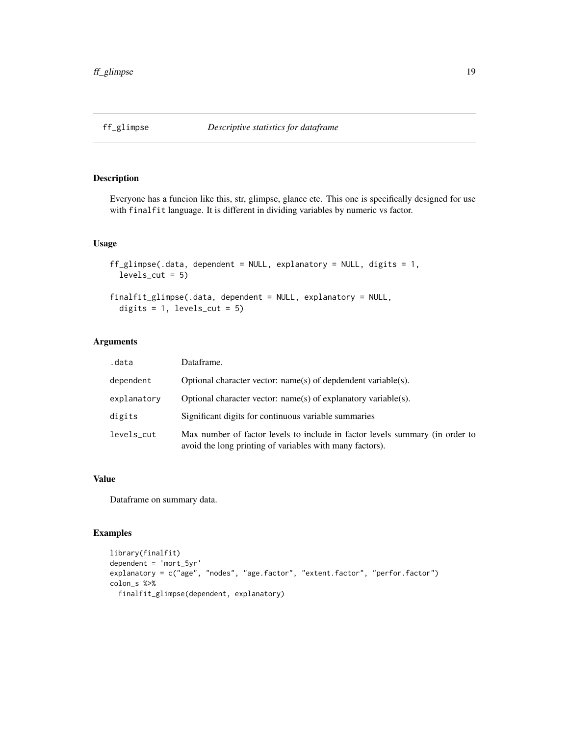## ff_glimpse *Descriptive statistics for dataframe*

### Description

Everyone has a funcion like this, str, glimpse, glance etc. This one is specifically designed for use with `finalfit` language. It is different in dividing variables by numeric vs factor.

### Usage

```
ff_glimpse(.data, dependent = NULL, explanatory = NULL, digits = 1,
  levels_cut = 5)

finalfit_glimpse(.data, dependent = NULL, explanatory = NULL,
  digits = 1, levels_cut = 5)
```

### Arguments

| | |
|---|---|
| `.data` | Dataframe. |
| `dependent` | Optional character vector: name(s) of depdendent variable(s). |
| `explanatory` | Optional character vector: name(s) of explanatory variable(s). |
| `digits` | Significant digits for continuous variable summaries |
| `levels_cut` | Max number of factor levels to include in factor levels summary (in order to avoid the long printing of variables with many factors). |

### Value

Dataframe on summary data.

### Examples

```
library(finalfit)
dependent = 'mort_5yr'
explanatory = c("age", "nodes", "age.factor", "extent.factor", "perfor.factor")
colon_s %>%
  finalfit_glimpse(dependent, explanatory)
```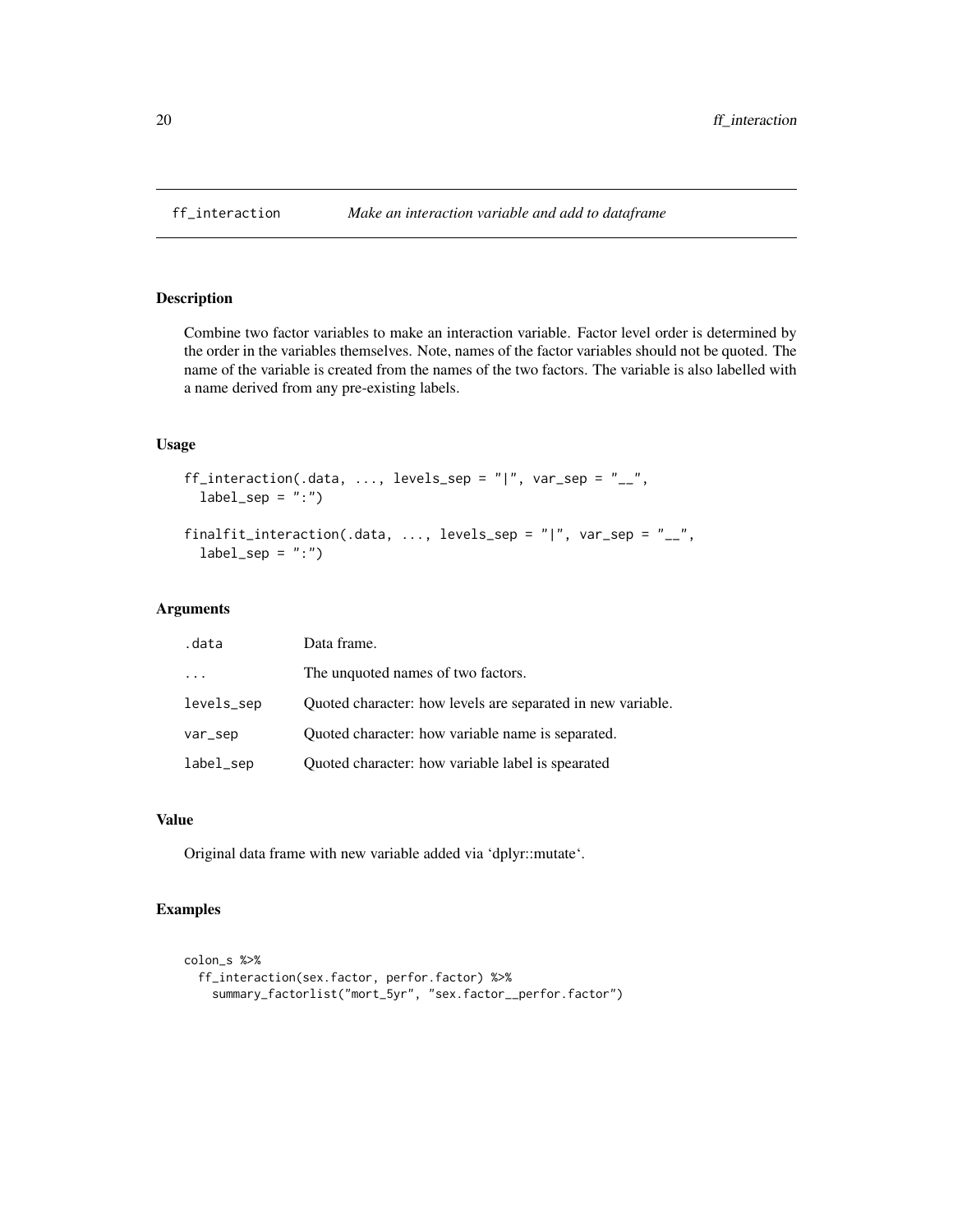# ff_interaction *Make an interaction variable and add to dataframe*

## Description

Combine two factor variables to make an interaction variable. Factor level order is determined by the order in the variables themselves. Note, names of the factor variables should not be quoted. The name of the variable is created from the names of the two factors. The variable is also labelled with a name derived from any pre-existing labels.

## Usage

```
ff_interaction(.data, ..., levels_sep = "|", var_sep = "__",
  label_sep = ":")

finalfit_interaction(.data, ..., levels_sep = "|", var_sep = "__",
  label_sep = ":")
```

## Arguments

| | |
|---|---|
| .data | Data frame. |
| ... | The unquoted names of two factors. |
| levels_sep | Quoted character: how levels are separated in new variable. |
| var_sep | Quoted character: how variable name is separated. |
| label_sep | Quoted character: how variable label is spearated |

## Value

Original data frame with new variable added via 'dplyr::mutate'.

## Examples

```
colon_s %>%
  ff_interaction(sex.factor, perfor.factor) %>%
    summary_factorlist("mort_5yr", "sex.factor__perfor.factor")
```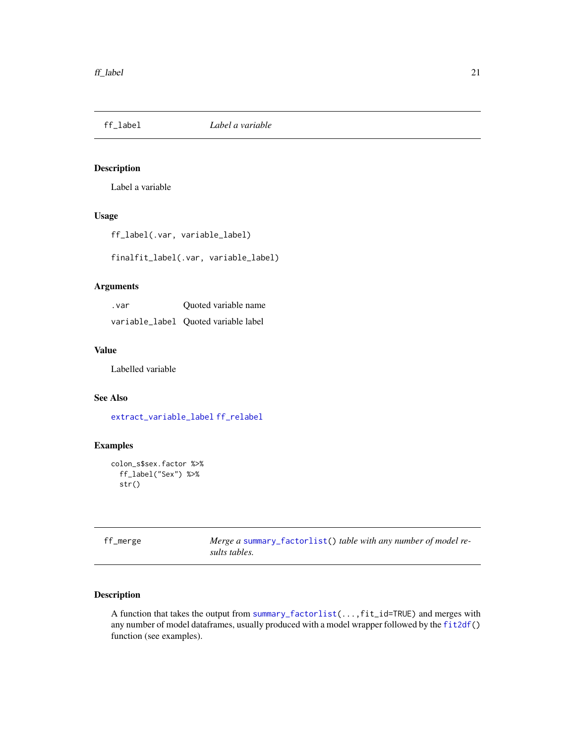## ff_label *Label a variable*

### Description

Label a variable

### Usage

```
ff_label(.var, variable_label)

finalfit_label(.var, variable_label)
```

### Arguments

| | |
|---|---|
| .var | Quoted variable name |
| variable_label | Quoted variable label |

### Value

Labelled variable

### See Also

extract_variable_label ff_relabel

### Examples

```
colon_s$sex.factor %>%
  ff_label("Sex") %>%
  str()
```

## ff_merge *Merge a summary_factorlist() table with any number of model results tables.*

### Description

A function that takes the output from summary_factorlist(...,fit_id=TRUE) and merges with any number of model dataframes, usually produced with a model wrapper followed by the fit2df() function (see examples).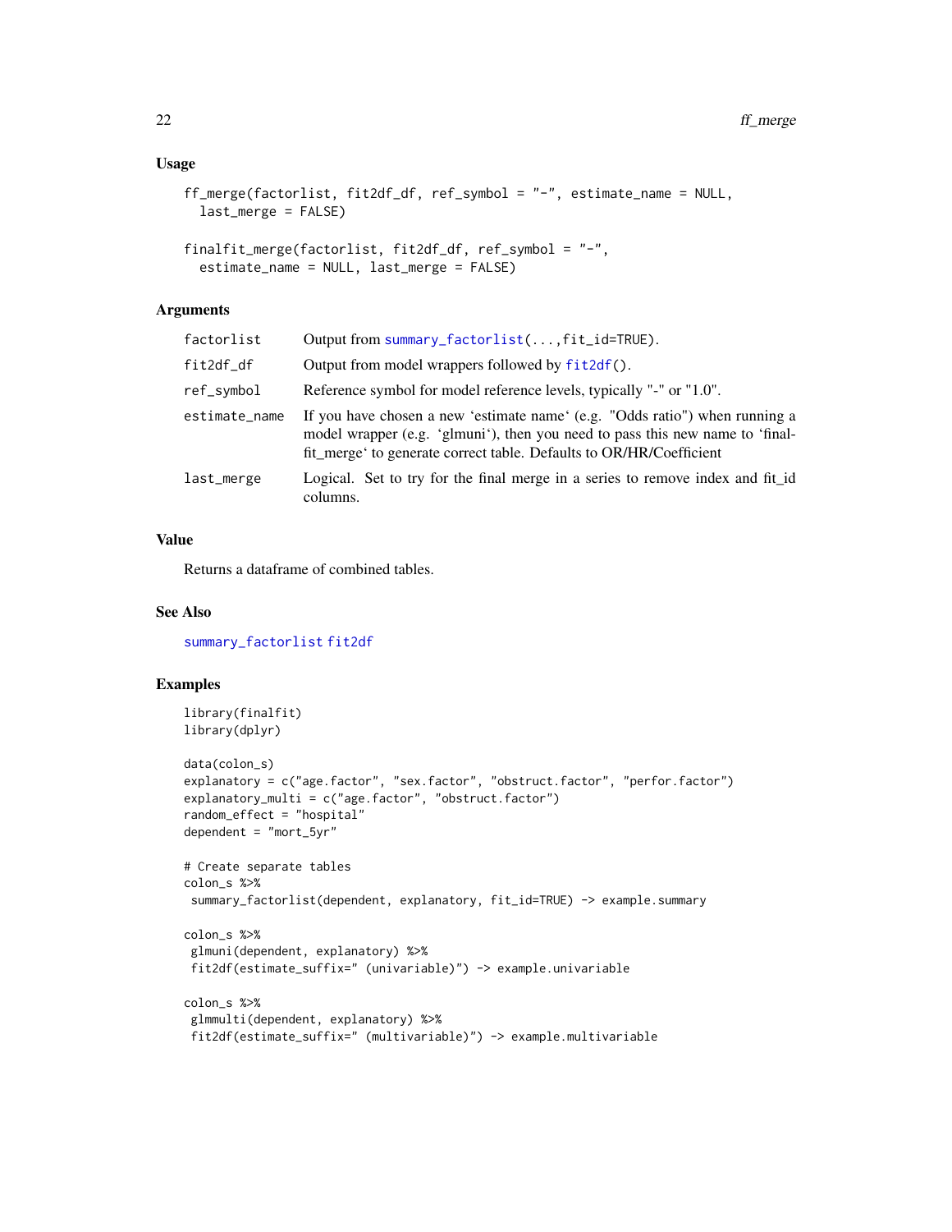### Usage

```
ff_merge(factorlist, fit2df_df, ref_symbol = "-", estimate_name = NULL,
  last_merge = FALSE)

finalfit_merge(factorlist, fit2df_df, ref_symbol = "-",
  estimate_name = NULL, last_merge = FALSE)
```

### Arguments

| | |
|---|---|
| factorlist | Output from summary_factorlist(...,fit_id=TRUE). |
| fit2df_df | Output from model wrappers followed by fit2df(). |
| ref_symbol | Reference symbol for model reference levels, typically "-" or "1.0". |
| estimate_name | If you have chosen a new 'estimate name' (e.g. "Odds ratio") when running a model wrapper (e.g. 'glmuni'), then you need to pass this new name to 'finalfit_merge' to generate correct table. Defaults to OR/HR/Coefficient |
| last_merge | Logical. Set to try for the final merge in a series to remove index and fit_id columns. |

### Value

Returns a dataframe of combined tables.

### See Also

summary_factorlist fit2df

### Examples

```
library(finalfit)
library(dplyr)

data(colon_s)
explanatory = c("age.factor", "sex.factor", "obstruct.factor", "perfor.factor")
explanatory_multi = c("age.factor", "obstruct.factor")
random_effect = "hospital"
dependent = "mort_5yr"

# Create separate tables
colon_s %>%
 summary_factorlist(dependent, explanatory, fit_id=TRUE) -> example.summary

colon_s %>%
 glmuni(dependent, explanatory) %>%
 fit2df(estimate_suffix=" (univariable)") -> example.univariable

colon_s %>%
 glmmulti(dependent, explanatory) %>%
 fit2df(estimate_suffix=" (multivariable)") -> example.multivariable
```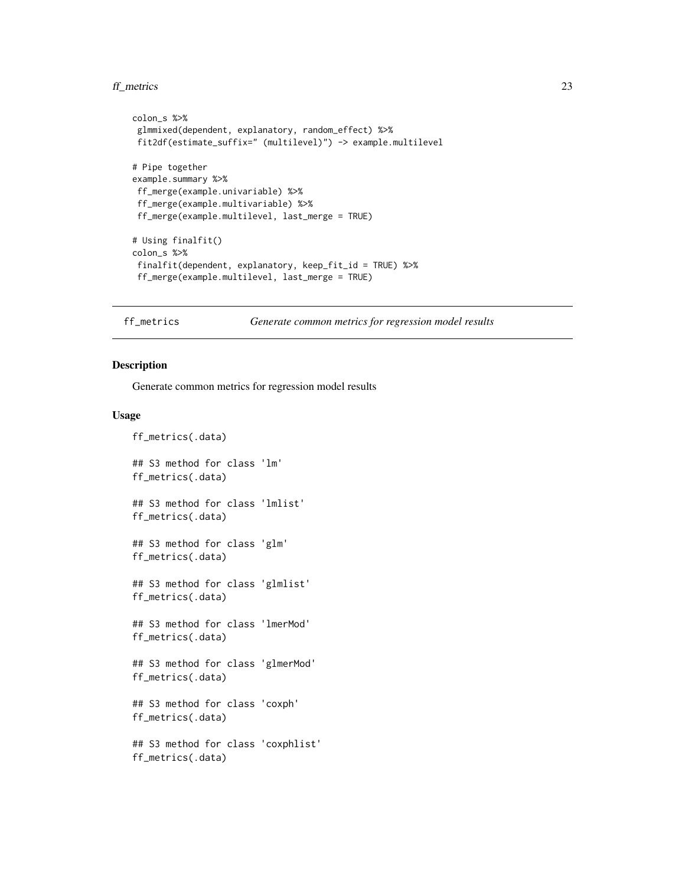```
colon_s %>%
 glmmixed(dependent, explanatory, random_effect) %>%
 fit2df(estimate_suffix=" (multilevel)") -> example.multilevel

# Pipe together
example.summary %>%
 ff_merge(example.univariable) %>%
 ff_merge(example.multivariable) %>%
 ff_merge(example.multilevel, last_merge = TRUE)

# Using finalfit()
colon_s %>%
 finalfit(dependent, explanatory, keep_fit_id = TRUE) %>%
 ff_merge(example.multilevel, last_merge = TRUE)
```

## ff_metrics *Generate common metrics for regression model results*

### Description

Generate common metrics for regression model results

### Usage

```
ff_metrics(.data)

## S3 method for class 'lm'
ff_metrics(.data)

## S3 method for class 'lmlist'
ff_metrics(.data)

## S3 method for class 'glm'
ff_metrics(.data)

## S3 method for class 'glmlist'
ff_metrics(.data)

## S3 method for class 'lmerMod'
ff_metrics(.data)

## S3 method for class 'glmerMod'
ff_metrics(.data)

## S3 method for class 'coxph'
ff_metrics(.data)

## S3 method for class 'coxphlist'
ff_metrics(.data)
```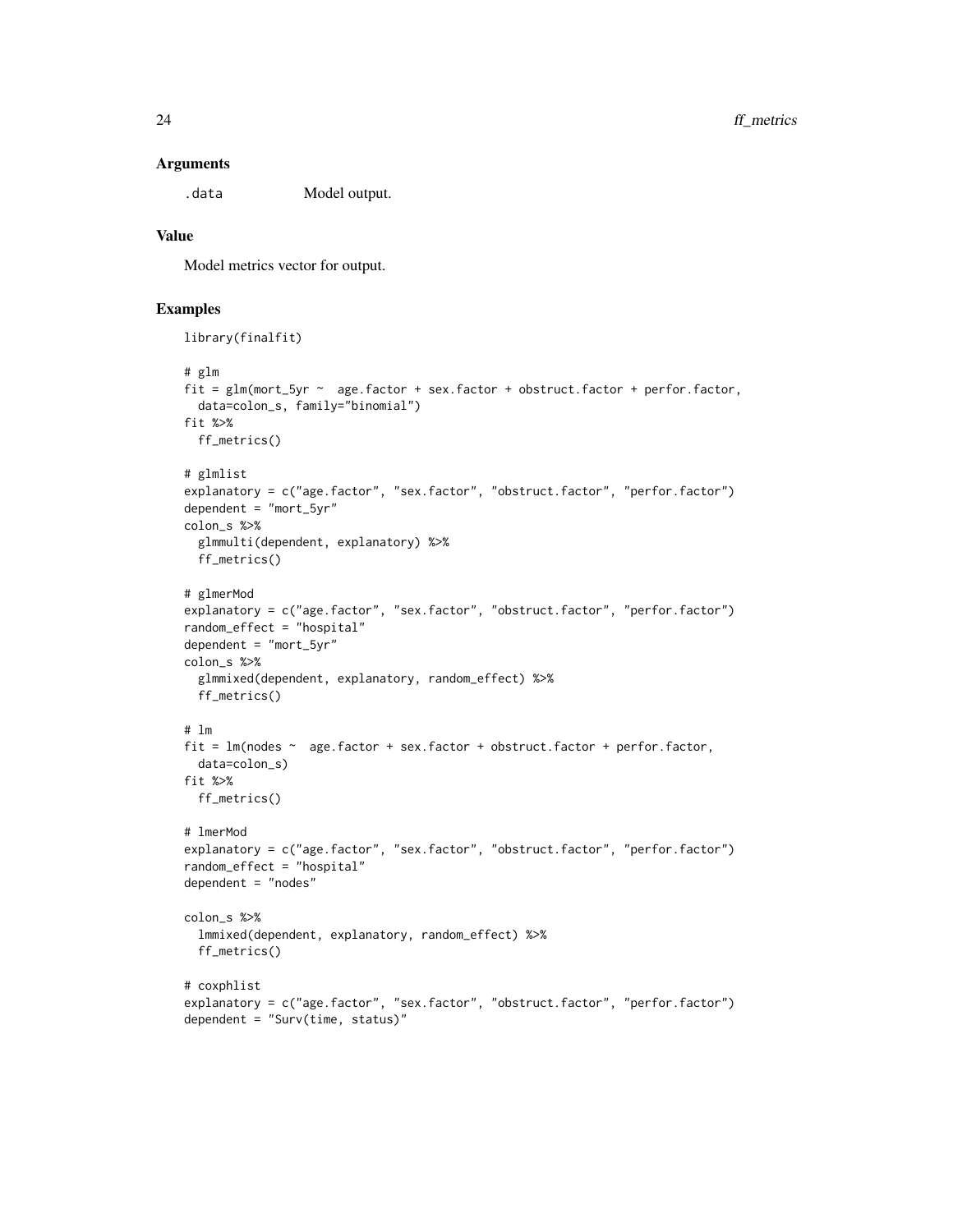### Arguments

| | |
|---|---|
| .data | Model output. |

### Value

Model metrics vector for output.

### Examples

```
library(finalfit)

# glm
fit = glm(mort_5yr ~  age.factor + sex.factor + obstruct.factor + perfor.factor,
  data=colon_s, family="binomial")
fit %>%
  ff_metrics()

# glmlist
explanatory = c("age.factor", "sex.factor", "obstruct.factor", "perfor.factor")
dependent = "mort_5yr"
colon_s %>%
  glmmulti(dependent, explanatory) %>%
  ff_metrics()

# glmerMod
explanatory = c("age.factor", "sex.factor", "obstruct.factor", "perfor.factor")
random_effect = "hospital"
dependent = "mort_5yr"
colon_s %>%
  glmmixed(dependent, explanatory, random_effect) %>%
  ff_metrics()

# lm
fit = lm(nodes ~  age.factor + sex.factor + obstruct.factor + perfor.factor,
  data=colon_s)
fit %>%
  ff_metrics()

# lmerMod
explanatory = c("age.factor", "sex.factor", "obstruct.factor", "perfor.factor")
random_effect = "hospital"
dependent = "nodes"

colon_s %>%
  lmmixed(dependent, explanatory, random_effect) %>%
  ff_metrics()

# coxphlist
explanatory = c("age.factor", "sex.factor", "obstruct.factor", "perfor.factor")
dependent = "Surv(time, status)"
```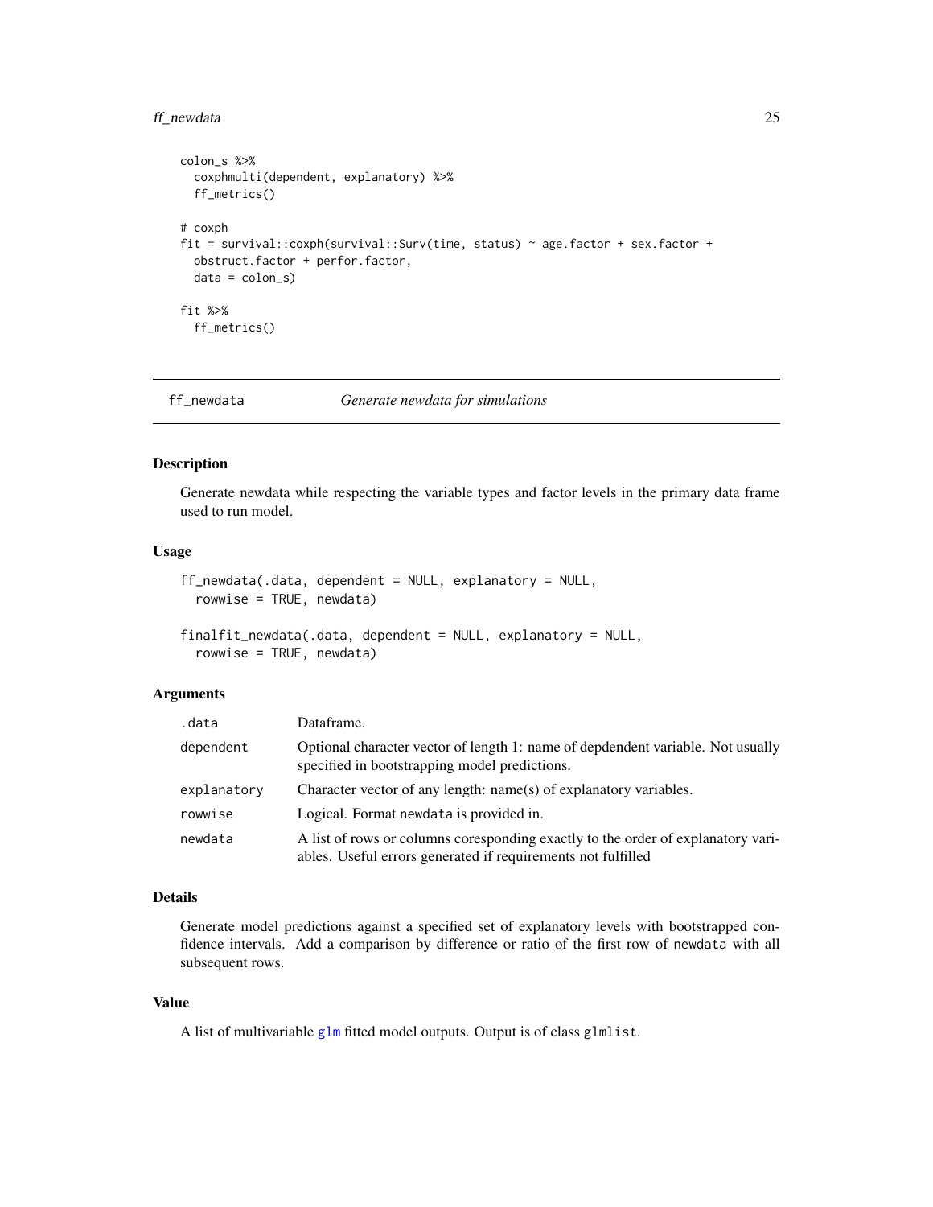```
colon_s %>%
  coxphmulti(dependent, explanatory) %>%
  ff_metrics()

# coxph
fit = survival::coxph(survival::Surv(time, status) ~ age.factor + sex.factor +
  obstruct.factor + perfor.factor,
  data = colon_s)

fit %>%
  ff_metrics()
```

---

## ff_newdata — *Generate newdata for simulations*

### Description

Generate newdata while respecting the variable types and factor levels in the primary data frame used to run model.

### Usage

```
ff_newdata(.data, dependent = NULL, explanatory = NULL,
  rowwise = TRUE, newdata)

finalfit_newdata(.data, dependent = NULL, explanatory = NULL,
  rowwise = TRUE, newdata)
```

### Arguments

| | |
|---|---|
| `.data` | Dataframe. |
| `dependent` | Optional character vector of length 1: name of depdendent variable. Not usually specified in bootstrapping model predictions. |
| `explanatory` | Character vector of any length: name(s) of explanatory variables. |
| `rowwise` | Logical. Format `newdata` is provided in. |
| `newdata` | A list of rows or columns coresponding exactly to the order of explanatory variables. Useful errors generated if requirements not fulfilled |

### Details

Generate model predictions against a specified set of explanatory levels with bootstrapped confidence intervals. Add a comparison by difference or ratio of the first row of `newdata` with all subsequent rows.

### Value

A list of multivariable `glm` fitted model outputs. Output is of class `glmlist`.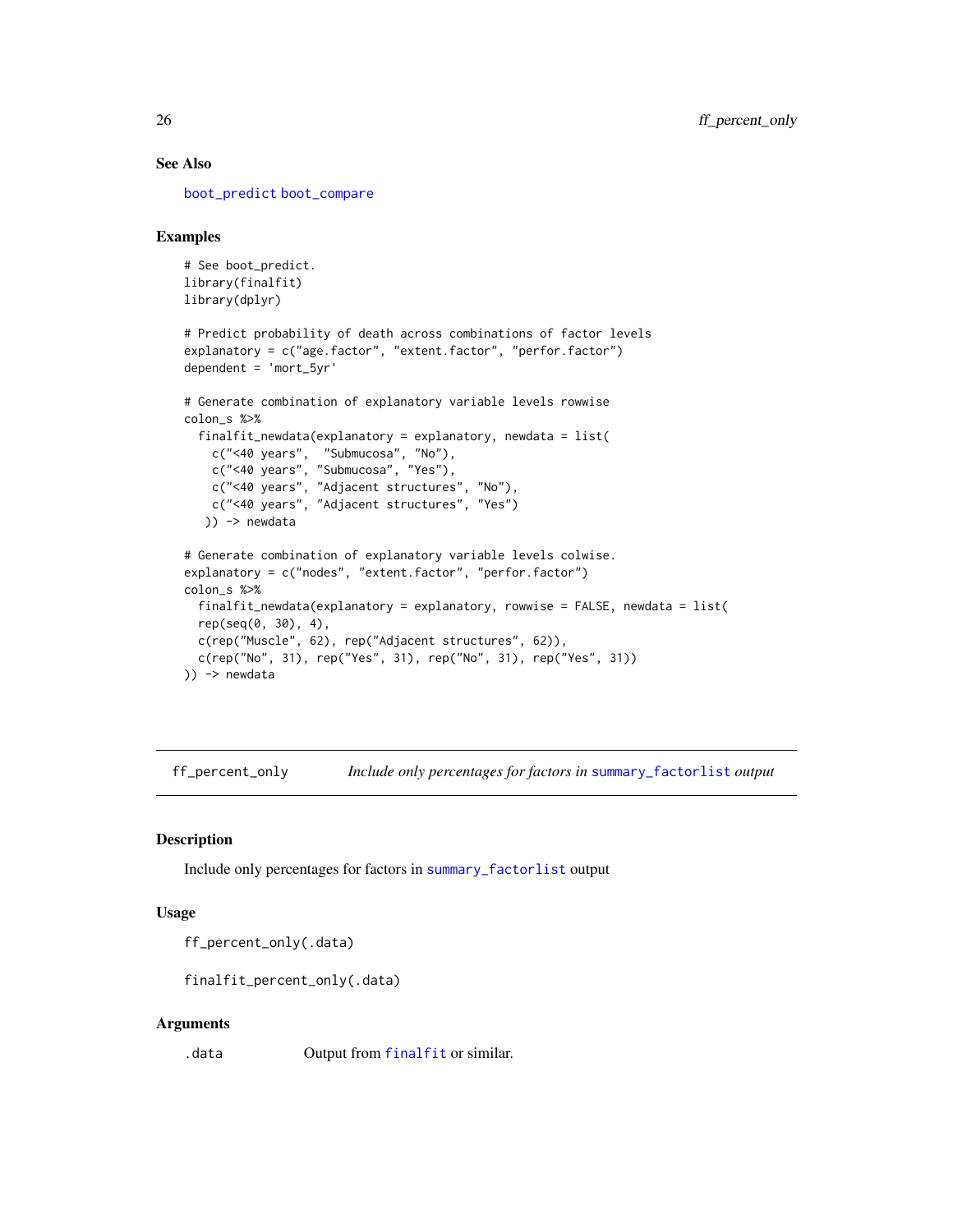## See Also

boot_predict boot_compare

## Examples

```
# See boot_predict.
library(finalfit)
library(dplyr)

# Predict probability of death across combinations of factor levels
explanatory = c("age.factor", "extent.factor", "perfor.factor")
dependent = 'mort_5yr'

# Generate combination of explanatory variable levels rowwise
colon_s %>%
  finalfit_newdata(explanatory = explanatory, newdata = list(
    c("<40 years",  "Submucosa", "No"),
    c("<40 years", "Submucosa", "Yes"),
    c("<40 years", "Adjacent structures", "No"),
    c("<40 years", "Adjacent structures", "Yes")
   )) -> newdata

# Generate combination of explanatory variable levels colwise.
explanatory = c("nodes", "extent.factor", "perfor.factor")
colon_s %>%
  finalfit_newdata(explanatory = explanatory, rowwise = FALSE, newdata = list(
  rep(seq(0, 30), 4),
  c(rep("Muscle", 62), rep("Adjacent structures", 62)),
  c(rep("No", 31), rep("Yes", 31), rep("No", 31), rep("Yes", 31))
)) -> newdata
```

# ff_percent_only — *Include only percentages for factors in summary_factorlist output*

## Description

Include only percentages for factors in summary_factorlist output

## Usage

```
ff_percent_only(.data)

finalfit_percent_only(.data)
```

## Arguments

| | |
|---|---|
| .data | Output from finalfit or similar. |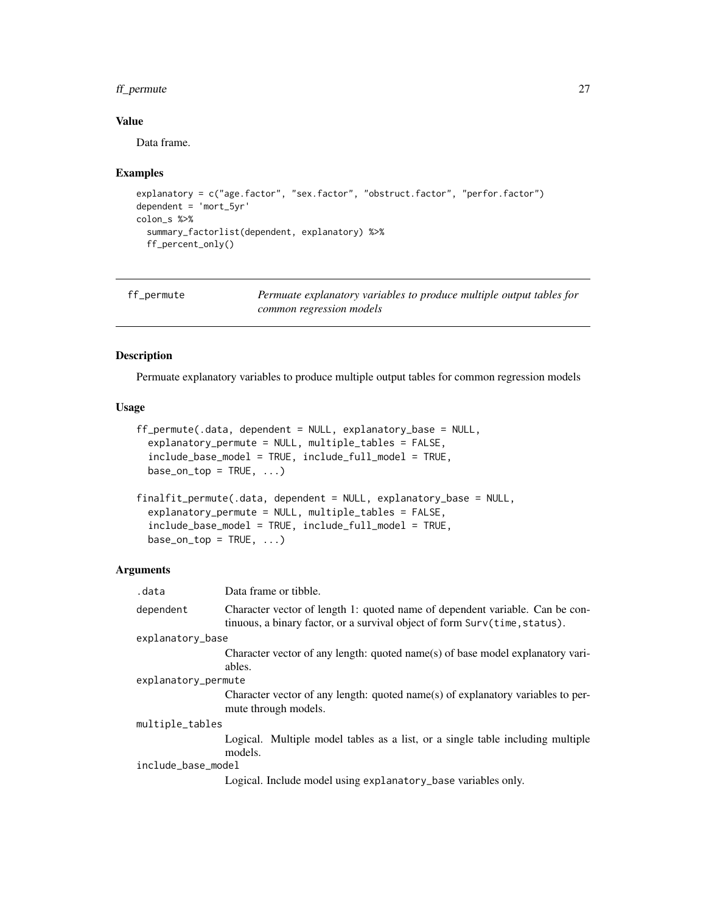### Value

Data frame.

### Examples

```
explanatory = c("age.factor", "sex.factor", "obstruct.factor", "perfor.factor")
dependent = 'mort_5yr'
colon_s %>%
  summary_factorlist(dependent, explanatory) %>%
  ff_percent_only()
```

---

## ff_permute — *Permuate explanatory variables to produce multiple output tables for common regression models*

---

### Description

Permuate explanatory variables to produce multiple output tables for common regression models

### Usage

```
ff_permute(.data, dependent = NULL, explanatory_base = NULL,
  explanatory_permute = NULL, multiple_tables = FALSE,
  include_base_model = TRUE, include_full_model = TRUE,
  base_on_top = TRUE, ...)

finalfit_permute(.data, dependent = NULL, explanatory_base = NULL,
  explanatory_permute = NULL, multiple_tables = FALSE,
  include_base_model = TRUE, include_full_model = TRUE,
  base_on_top = TRUE, ...)
```

### Arguments

| | |
|---|---|
| .data | Data frame or tibble. |
| dependent | Character vector of length 1: quoted name of dependent variable. Can be continuous, a binary factor, or a survival object of form Surv(time,status). |
| explanatory_base | Character vector of any length: quoted name(s) of base model explanatory variables. |
| explanatory_permute | Character vector of any length: quoted name(s) of explanatory variables to permute through models. |
| multiple_tables | Logical. Multiple model tables as a list, or a single table including multiple models. |
| include_base_model | Logical. Include model using explanatory_base variables only. |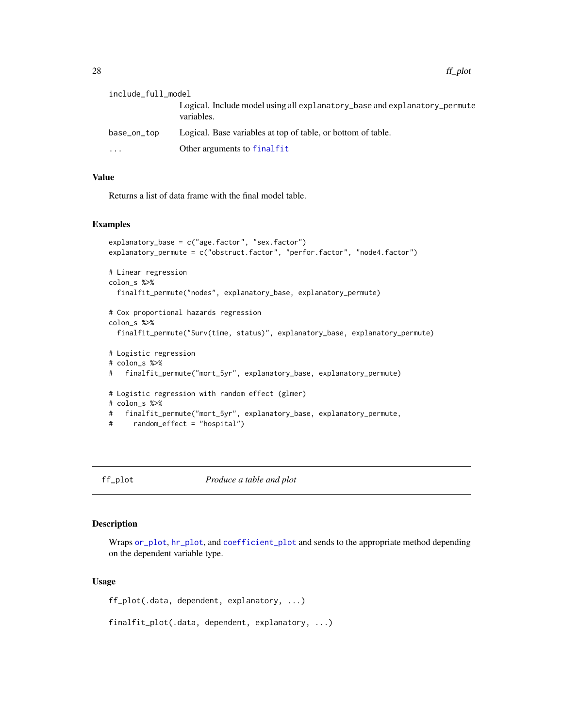include_full_model
: Logical. Include model using all explanatory_base and explanatory_permute variables.

base_on_top
: Logical. Base variables at top of table, or bottom of table.

...
: Other arguments to finalfit

### Value

Returns a list of data frame with the final model table.

### Examples

```
explanatory_base = c("age.factor", "sex.factor")
explanatory_permute = c("obstruct.factor", "perfor.factor", "node4.factor")

# Linear regression
colon_s %>%
  finalfit_permute("nodes", explanatory_base, explanatory_permute)

# Cox proportional hazards regression
colon_s %>%
  finalfit_permute("Surv(time, status)", explanatory_base, explanatory_permute)

# Logistic regression
# colon_s %>%
#   finalfit_permute("mort_5yr", explanatory_base, explanatory_permute)

# Logistic regression with random effect (glmer)
# colon_s %>%
#   finalfit_permute("mort_5yr", explanatory_base, explanatory_permute,
#     random_effect = "hospital")
```

---

## ff_plot — *Produce a table and plot*

### Description

Wraps or_plot, hr_plot, and coefficient_plot and sends to the appropriate method depending on the dependent variable type.

### Usage

```
ff_plot(.data, dependent, explanatory, ...)

finalfit_plot(.data, dependent, explanatory, ...)
```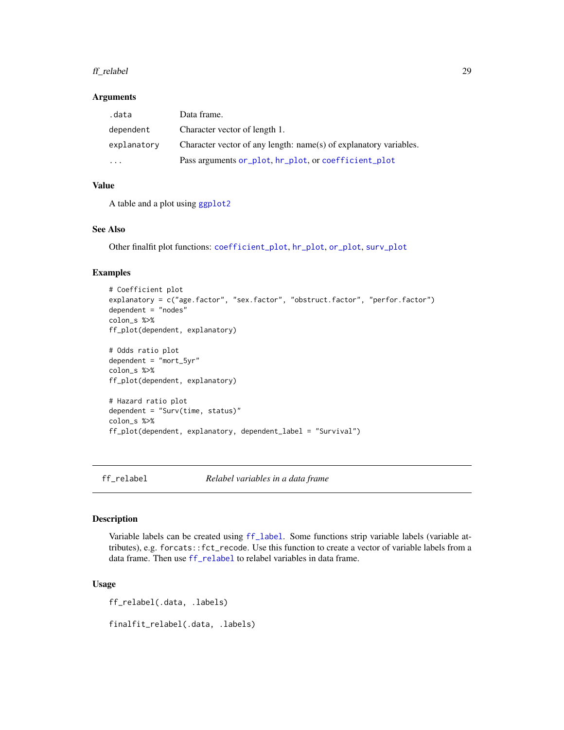### Arguments

| | |
|---|---|
| .data | Data frame. |
| dependent | Character vector of length 1. |
| explanatory | Character vector of any length: name(s) of explanatory variables. |
| ... | Pass arguments or_plot, hr_plot, or coefficient_plot |

### Value

A table and a plot using ggplot2

### See Also

Other finalfit plot functions: coefficient_plot, hr_plot, or_plot, surv_plot

### Examples

```
# Coefficient plot
explanatory = c("age.factor", "sex.factor", "obstruct.factor", "perfor.factor")
dependent = "nodes"
colon_s %>%
ff_plot(dependent, explanatory)

# Odds ratio plot
dependent = "mort_5yr"
colon_s %>%
ff_plot(dependent, explanatory)

# Hazard ratio plot
dependent = "Surv(time, status)"
colon_s %>%
ff_plot(dependent, explanatory, dependent_label = "Survival")
```

---

## ff_relabel *Relabel variables in a data frame*

---

### Description

Variable labels can be created using ff_label. Some functions strip variable labels (variable attributes), e.g. forcats::fct_recode. Use this function to create a vector of variable labels from a data frame. Then use ff_relabel to relabel variables in data frame.

### Usage

```
ff_relabel(.data, .labels)

finalfit_relabel(.data, .labels)
```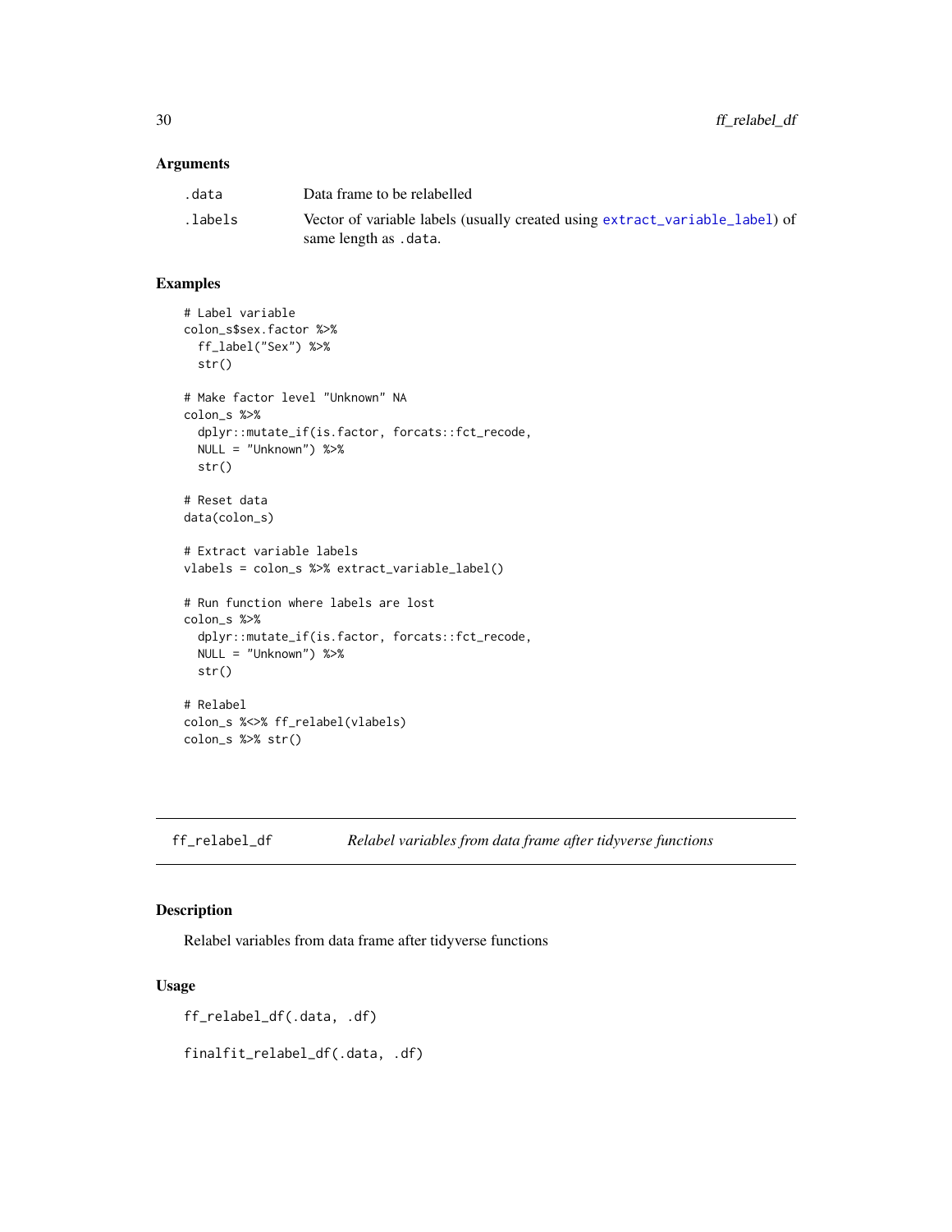### Arguments

| | |
|---|---|
| .data | Data frame to be relabelled |
| .labels | Vector of variable labels (usually created using extract_variable_label) of same length as .data. |

### Examples

```
# Label variable
colon_s$sex.factor %>%
  ff_label("Sex") %>%
  str()

# Make factor level "Unknown" NA
colon_s %>%
  dplyr::mutate_if(is.factor, forcats::fct_recode,
  NULL = "Unknown") %>%
  str()

# Reset data
data(colon_s)

# Extract variable labels
vlabels = colon_s %>% extract_variable_label()

# Run function where labels are lost
colon_s %>%
  dplyr::mutate_if(is.factor, forcats::fct_recode,
  NULL = "Unknown") %>%
  str()

# Relabel
colon_s %<>% ff_relabel(vlabels)
colon_s %>% str()
```

---

## ff_relabel_df *Relabel variables from data frame after tidyverse functions*

### Description

Relabel variables from data frame after tidyverse functions

### Usage

```
ff_relabel_df(.data, .df)

finalfit_relabel_df(.data, .df)
```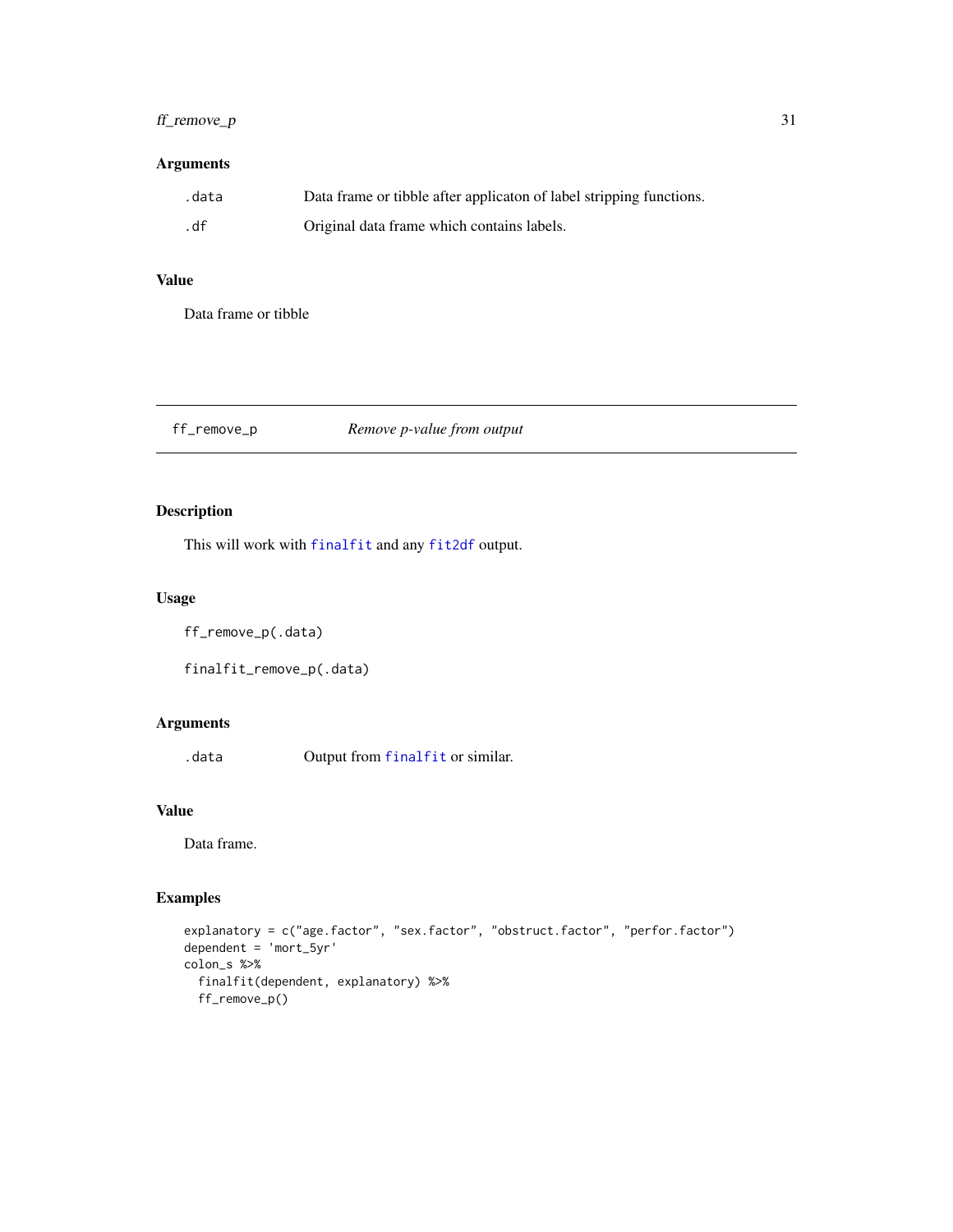## Arguments

| | |
|---|---|
| .data | Data frame or tibble after applicaton of label stripping functions. |
| .df | Original data frame which contains labels. |

## Value

Data frame or tibble

---

# ff_remove_p — *Remove p-value from output*

## Description

This will work with finalfit and any fit2df output.

## Usage

```
ff_remove_p(.data)

finalfit_remove_p(.data)
```

## Arguments

| | |
|---|---|
| .data | Output from finalfit or similar. |

## Value

Data frame.

## Examples

```
explanatory = c("age.factor", "sex.factor", "obstruct.factor", "perfor.factor")
dependent = 'mort_5yr'
colon_s %>%
  finalfit(dependent, explanatory) %>%
  ff_remove_p()
```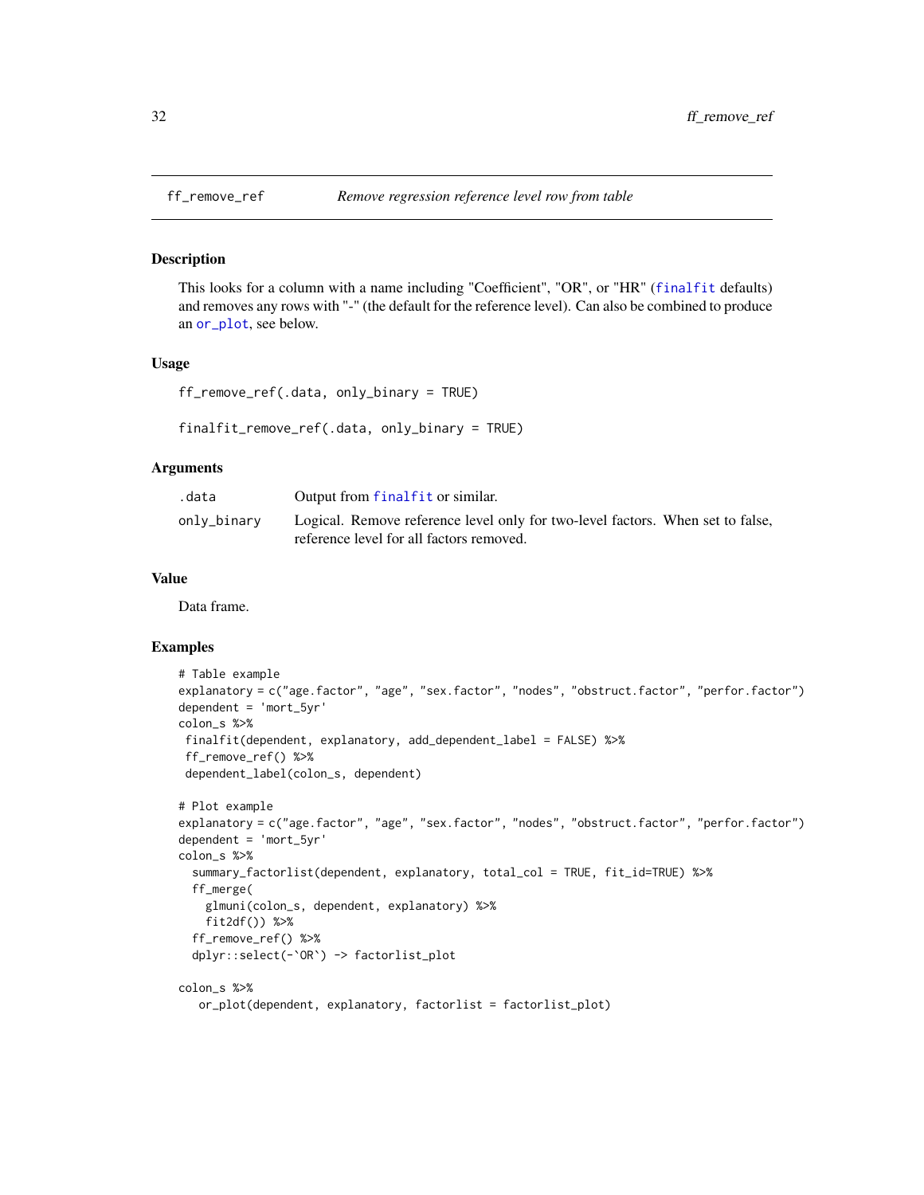## ff_remove_ref — *Remove regression reference level row from table*

### Description

This looks for a column with a name including "Coefficient", "OR", or "HR" (finalfit defaults) and removes any rows with "-" (the default for the reference level). Can also be combined to produce an or_plot, see below.

### Usage

```
ff_remove_ref(.data, only_binary = TRUE)

finalfit_remove_ref(.data, only_binary = TRUE)
```

### Arguments

| | |
|---|---|
| .data | Output from finalfit or similar. |
| only_binary | Logical. Remove reference level only for two-level factors. When set to false, reference level for all factors removed. |

### Value

Data frame.

### Examples

```
# Table example
explanatory = c("age.factor", "age", "sex.factor", "nodes", "obstruct.factor", "perfor.factor")
dependent = 'mort_5yr'
colon_s %>%
 finalfit(dependent, explanatory, add_dependent_label = FALSE) %>%
 ff_remove_ref() %>%
 dependent_label(colon_s, dependent)

# Plot example
explanatory = c("age.factor", "age", "sex.factor", "nodes", "obstruct.factor", "perfor.factor")
dependent = 'mort_5yr'
colon_s %>%
  summary_factorlist(dependent, explanatory, total_col = TRUE, fit_id=TRUE) %>%
  ff_merge(
    glmuni(colon_s, dependent, explanatory) %>%
    fit2df()) %>%
  ff_remove_ref() %>%
  dplyr::select(-`OR`) -> factorlist_plot

colon_s %>%
   or_plot(dependent, explanatory, factorlist = factorlist_plot)
```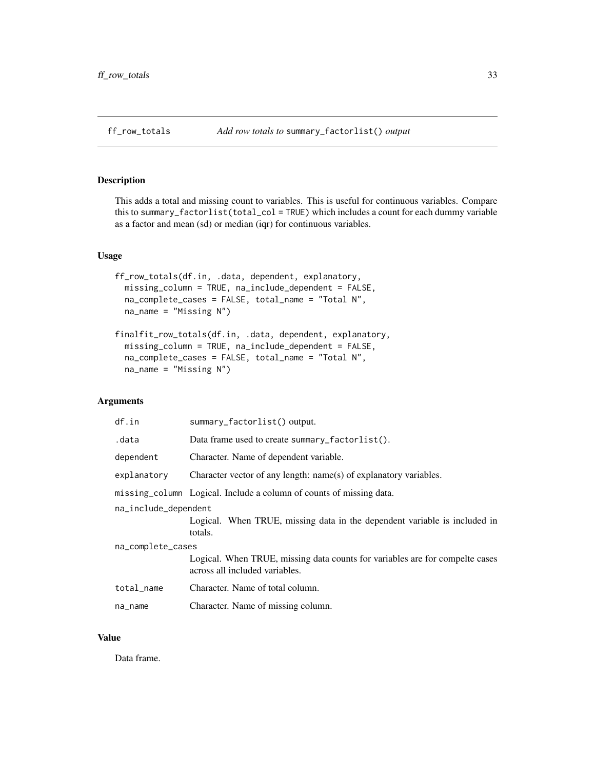## ff_row_totals *Add row totals to* summary_factorlist() *output*

### Description

This adds a total and missing count to variables. This is useful for continuous variables. Compare this to summary_factorlist(total_col = TRUE) which includes a count for each dummy variable as a factor and mean (sd) or median (iqr) for continuous variables.

### Usage

```
ff_row_totals(df.in, .data, dependent, explanatory,
  missing_column = TRUE, na_include_dependent = FALSE,
  na_complete_cases = FALSE, total_name = "Total N",
  na_name = "Missing N")

finalfit_row_totals(df.in, .data, dependent, explanatory,
  missing_column = TRUE, na_include_dependent = FALSE,
  na_complete_cases = FALSE, total_name = "Total N",
  na_name = "Missing N")
```

### Arguments

| | |
|---|---|
| df.in | summary_factorlist() output. |
| .data | Data frame used to create summary_factorlist(). |
| dependent | Character. Name of dependent variable. |
| explanatory | Character vector of any length: name(s) of explanatory variables. |
| missing_column | Logical. Include a column of counts of missing data. |
| na_include_dependent | Logical. When TRUE, missing data in the dependent variable is included in totals. |
| na_complete_cases | Logical. When TRUE, missing data counts for variables are for compelte cases across all included variables. |
| total_name | Character. Name of total column. |
| na_name | Character. Name of missing column. |

### Value

Data frame.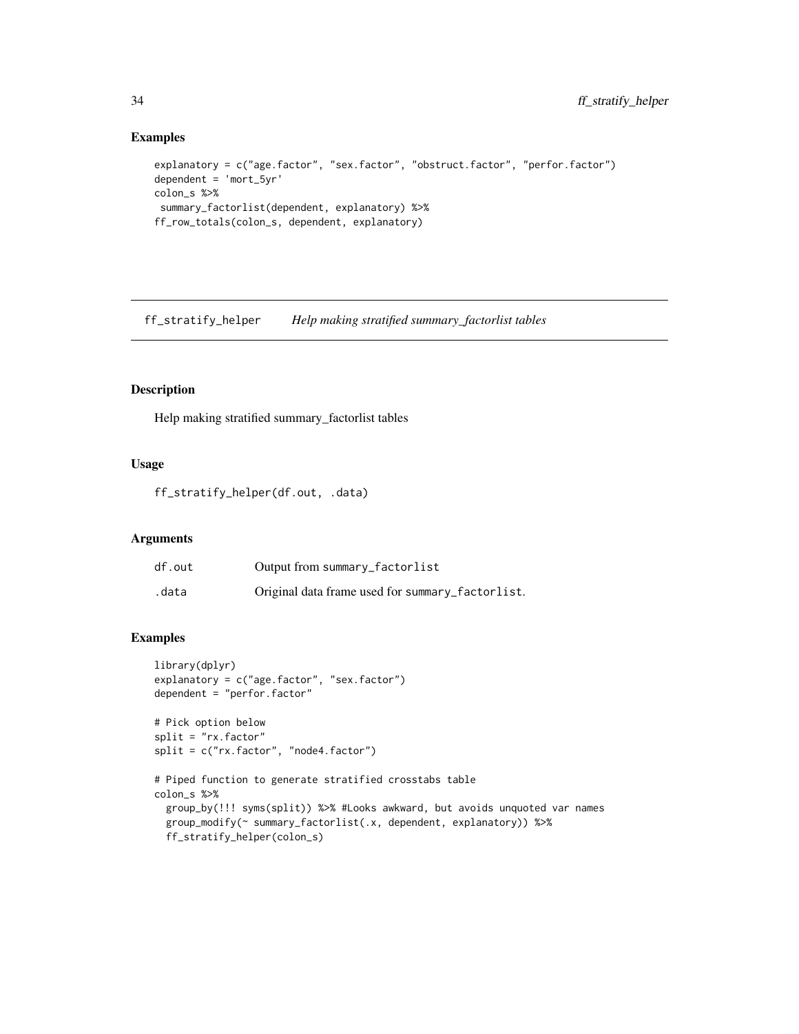## Examples

```
explanatory = c("age.factor", "sex.factor", "obstruct.factor", "perfor.factor")
dependent = 'mort_5yr'
colon_s %>%
 summary_factorlist(dependent, explanatory) %>%
ff_row_totals(colon_s, dependent, explanatory)
```

---

# ff_stratify_helper *Help making stratified summary_factorlist tables*

---

## Description

Help making stratified summary_factorlist tables

## Usage

```
ff_stratify_helper(df.out, .data)
```

## Arguments

| | |
|---|---|
| df.out | Output from `summary_factorlist` |
| .data | Original data frame used for `summary_factorlist`. |

## Examples

```
library(dplyr)
explanatory = c("age.factor", "sex.factor")
dependent = "perfor.factor"

# Pick option below
split = "rx.factor"
split = c("rx.factor", "node4.factor")

# Piped function to generate stratified crosstabs table
colon_s %>%
  group_by(!!! syms(split)) %>% #Looks awkward, but avoids unquoted var names
  group_modify(~ summary_factorlist(.x, dependent, explanatory)) %>%
  ff_stratify_helper(colon_s)
```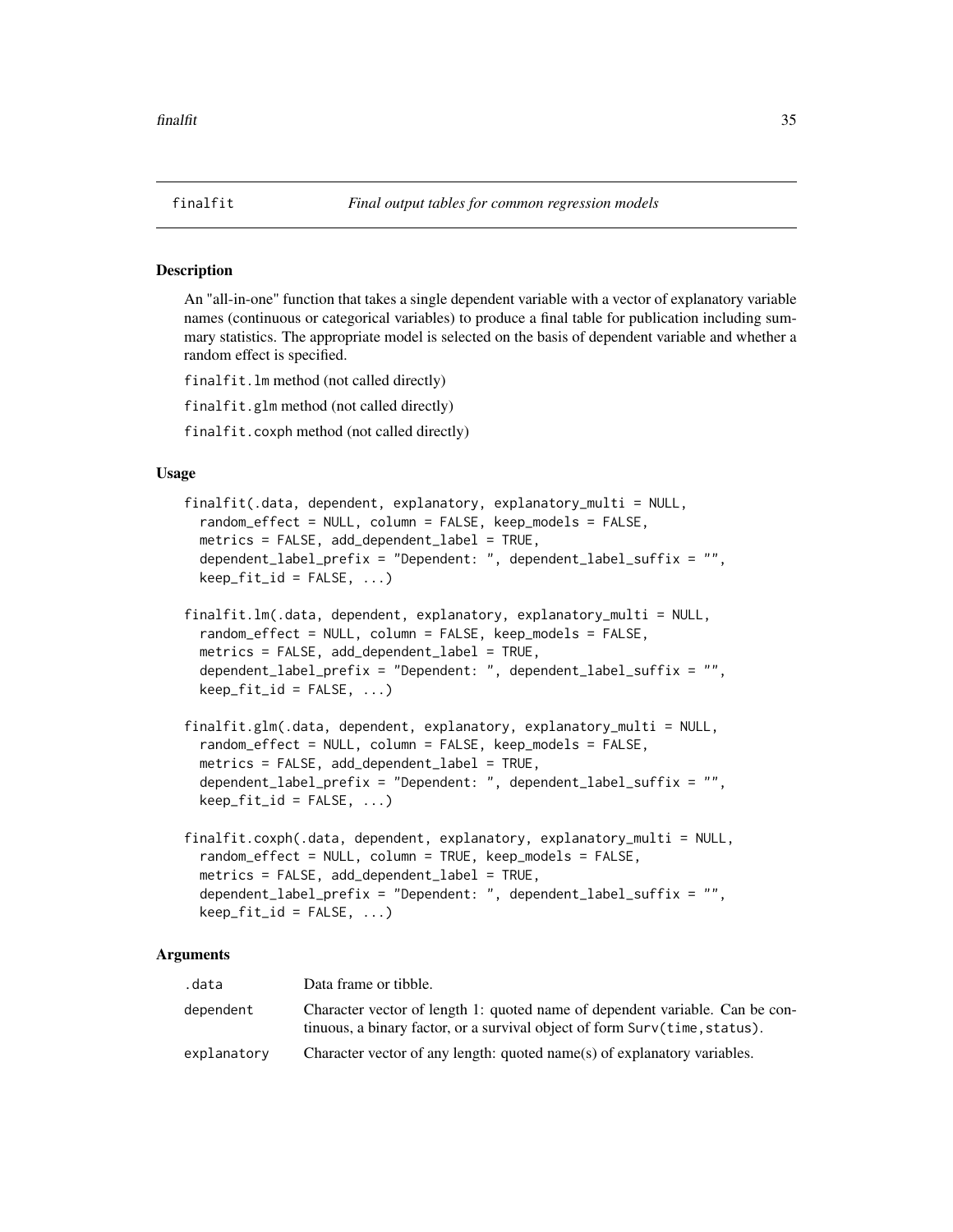# finalfit — *Final output tables for common regression models*

## Description

An "all-in-one" function that takes a single dependent variable with a vector of explanatory variable names (continuous or categorical variables) to produce a final table for publication including summary statistics. The appropriate model is selected on the basis of dependent variable and whether a random effect is specified.

`finalfit.lm` method (not called directly)

`finalfit.glm` method (not called directly)

`finalfit.coxph` method (not called directly)

## Usage

```
finalfit(.data, dependent, explanatory, explanatory_multi = NULL,
  random_effect = NULL, column = FALSE, keep_models = FALSE,
  metrics = FALSE, add_dependent_label = TRUE,
  dependent_label_prefix = "Dependent: ", dependent_label_suffix = "",
  keep_fit_id = FALSE, ...)

finalfit.lm(.data, dependent, explanatory, explanatory_multi = NULL,
  random_effect = NULL, column = FALSE, keep_models = FALSE,
  metrics = FALSE, add_dependent_label = TRUE,
  dependent_label_prefix = "Dependent: ", dependent_label_suffix = "",
  keep_fit_id = FALSE, ...)

finalfit.glm(.data, dependent, explanatory, explanatory_multi = NULL,
  random_effect = NULL, column = FALSE, keep_models = FALSE,
  metrics = FALSE, add_dependent_label = TRUE,
  dependent_label_prefix = "Dependent: ", dependent_label_suffix = "",
  keep_fit_id = FALSE, ...)

finalfit.coxph(.data, dependent, explanatory, explanatory_multi = NULL,
  random_effect = NULL, column = TRUE, keep_models = FALSE,
  metrics = FALSE, add_dependent_label = TRUE,
  dependent_label_prefix = "Dependent: ", dependent_label_suffix = "",
  keep_fit_id = FALSE, ...)
```

## Arguments

| Argument | Description |
| --- | --- |
| `.data` | Data frame or tibble. |
| `dependent` | Character vector of length 1: quoted name of dependent variable. Can be continuous, a binary factor, or a survival object of form `Surv(time,status)`. |
| `explanatory` | Character vector of any length: quoted name(s) of explanatory variables. |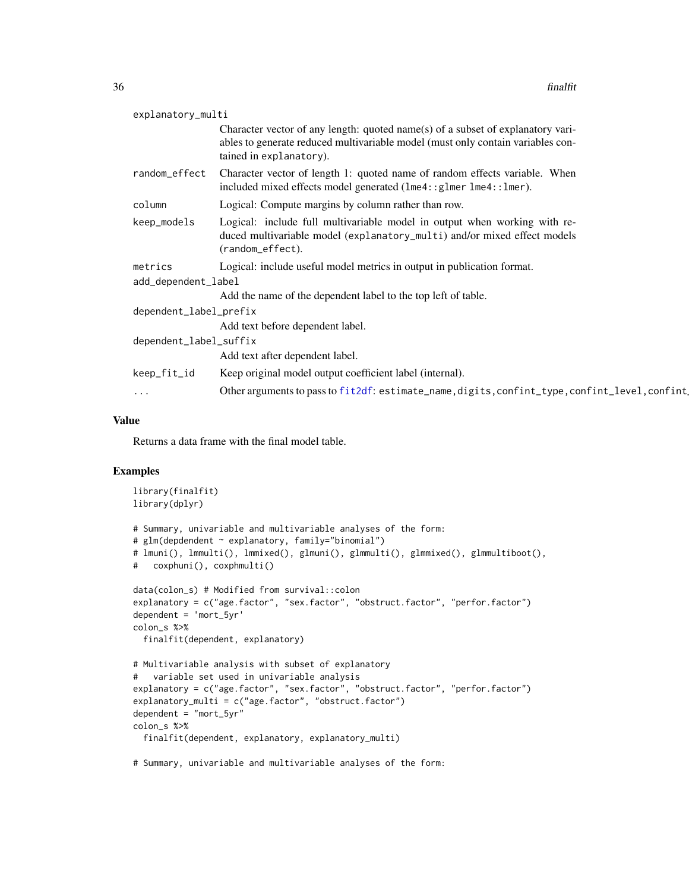| | |
|---|---|
| `explanatory_multi` | Character vector of any length: quoted name(s) of a subset of explanatory variables to generate reduced multivariable model (must only contain variables contained in `explanatory`). |
| `random_effect` | Character vector of length 1: quoted name of random effects variable. When included mixed effects model generated (`lme4::glmer lme4::lmer`). |
| `column` | Logical: Compute margins by column rather than row. |
| `keep_models` | Logical: include full multivariable model in output when working with reduced multivariable model (`explanatory_multi`) and/or mixed effect models (`random_effect`). |
| `metrics` | Logical: include useful model metrics in output in publication format. |
| `add_dependent_label` | Add the name of the dependent label to the top left of table. |
| `dependent_label_prefix` | Add text before dependent label. |
| `dependent_label_suffix` | Add text after dependent label. |
| `keep_fit_id` | Keep original model output coefficient label (internal). |
| `...` | Other arguments to pass to fit2df: `estimate_name,digits,confint_type,confint_level,confint_` |

## Value

Returns a data frame with the final model table.

## Examples

```
library(finalfit)
library(dplyr)

# Summary, univariable and multivariable analyses of the form:
# glm(depdendent ~ explanatory, family="binomial")
# lmuni(), lmmulti(), lmmixed(), glmuni(), glmmulti(), glmmixed(), glmmultiboot(),
#   coxphuni(), coxphmulti()

data(colon_s) # Modified from survival::colon
explanatory = c("age.factor", "sex.factor", "obstruct.factor", "perfor.factor")
dependent = 'mort_5yr'
colon_s %>%
  finalfit(dependent, explanatory)

# Multivariable analysis with subset of explanatory
#   variable set used in univariable analysis
explanatory = c("age.factor", "sex.factor", "obstruct.factor", "perfor.factor")
explanatory_multi = c("age.factor", "obstruct.factor")
dependent = "mort_5yr"
colon_s %>%
  finalfit(dependent, explanatory, explanatory_multi)

# Summary, univariable and multivariable analyses of the form:
```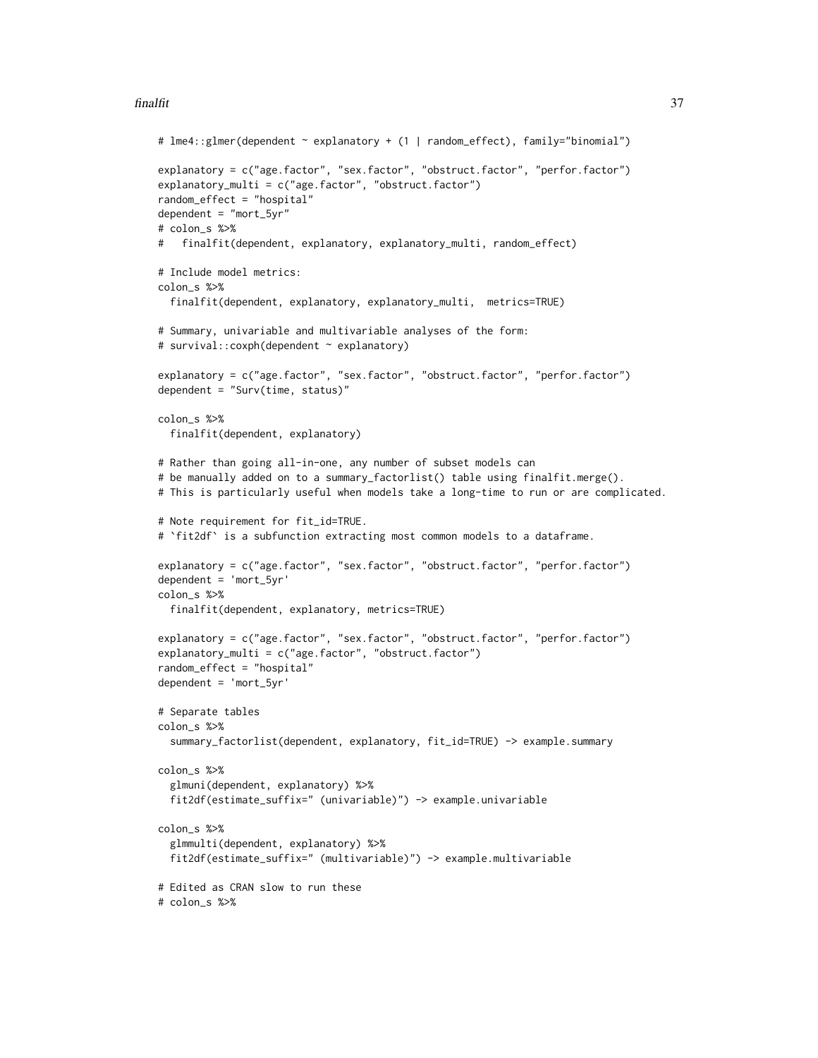```
# lme4::glmer(dependent ~ explanatory + (1 | random_effect), family="binomial")

explanatory = c("age.factor", "sex.factor", "obstruct.factor", "perfor.factor")
explanatory_multi = c("age.factor", "obstruct.factor")
random_effect = "hospital"
dependent = "mort_5yr"
# colon_s %>%
#   finalfit(dependent, explanatory, explanatory_multi, random_effect)

# Include model metrics:
colon_s %>%
  finalfit(dependent, explanatory, explanatory_multi,  metrics=TRUE)

# Summary, univariable and multivariable analyses of the form:
# survival::coxph(dependent ~ explanatory)

explanatory = c("age.factor", "sex.factor", "obstruct.factor", "perfor.factor")
dependent = "Surv(time, status)"

colon_s %>%
  finalfit(dependent, explanatory)

# Rather than going all-in-one, any number of subset models can
# be manually added on to a summary_factorlist() table using finalfit.merge().
# This is particularly useful when models take a long-time to run or are complicated.

# Note requirement for fit_id=TRUE.
# `fit2df` is a subfunction extracting most common models to a dataframe.

explanatory = c("age.factor", "sex.factor", "obstruct.factor", "perfor.factor")
dependent = 'mort_5yr'
colon_s %>%
  finalfit(dependent, explanatory, metrics=TRUE)

explanatory = c("age.factor", "sex.factor", "obstruct.factor", "perfor.factor")
explanatory_multi = c("age.factor", "obstruct.factor")
random_effect = "hospital"
dependent = 'mort_5yr'

# Separate tables
colon_s %>%
  summary_factorlist(dependent, explanatory, fit_id=TRUE) -> example.summary

colon_s %>%
  glmuni(dependent, explanatory) %>%
  fit2df(estimate_suffix=" (univariable)") -> example.univariable

colon_s %>%
  glmmulti(dependent, explanatory) %>%
  fit2df(estimate_suffix=" (multivariable)") -> example.multivariable

# Edited as CRAN slow to run these
# colon_s %>%
```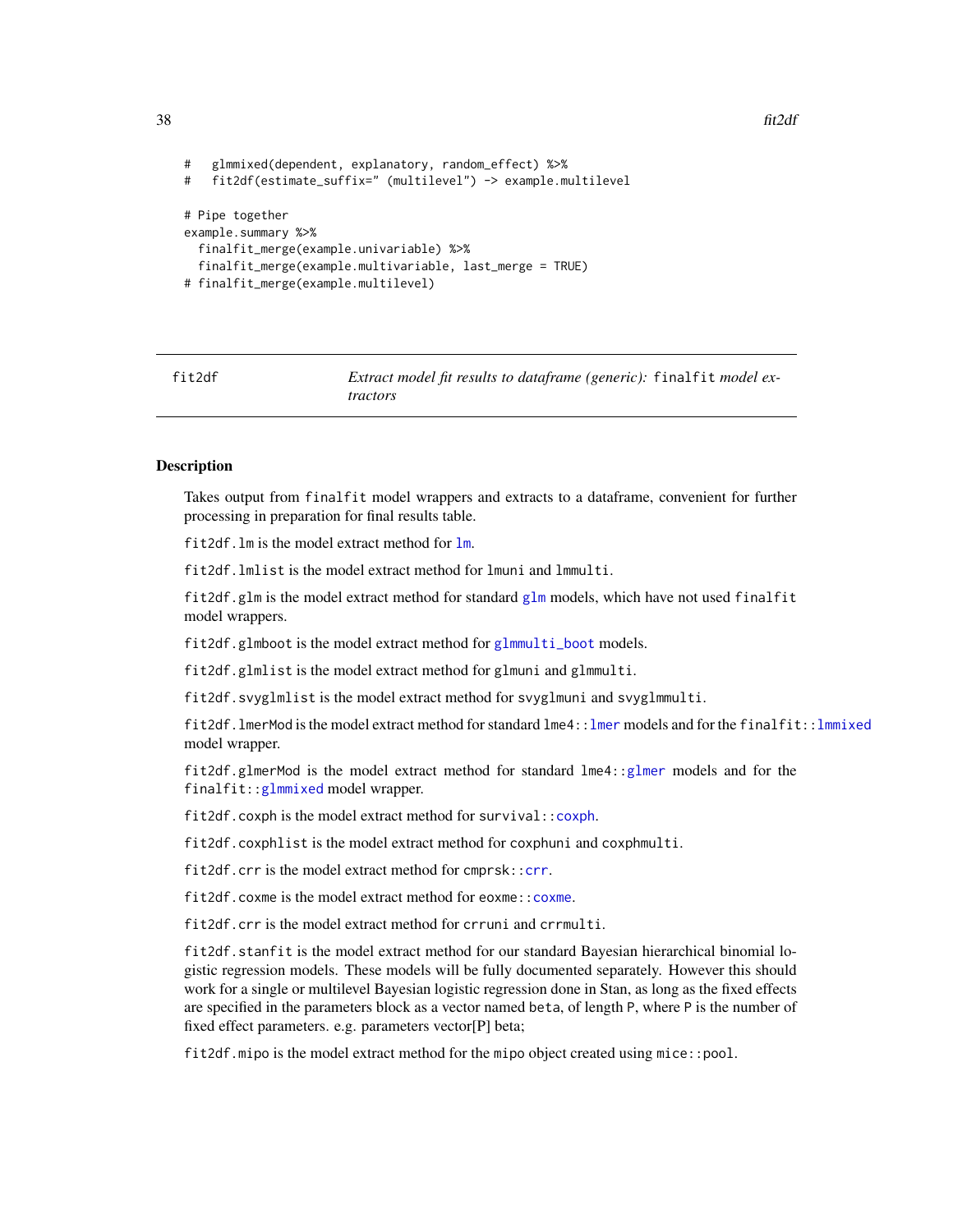```
#   glmmixed(dependent, explanatory, random_effect) %>%
#   fit2df(estimate_suffix=" (multilevel") -> example.multilevel

# Pipe together
example.summary %>%
  finalfit_merge(example.univariable) %>%
  finalfit_merge(example.multivariable, last_merge = TRUE)
# finalfit_merge(example.multilevel)
```

## fit2df — *Extract model fit results to dataframe (generic):* `finalfit` *model extractors*

### Description

Takes output from `finalfit` model wrappers and extracts to a dataframe, convenient for further processing in preparation for final results table.

`fit2df.lm` is the model extract method for `lm`.

`fit2df.lmlist` is the model extract method for `lmuni` and `lmmulti`.

`fit2df.glm` is the model extract method for standard `glm` models, which have not used `finalfit` model wrappers.

`fit2df.glmboot` is the model extract method for `glmmulti_boot` models.

`fit2df.glmlist` is the model extract method for `glmuni` and `glmmulti`.

`fit2df.svyglmlist` is the model extract method for `svyglmuni` and `svyglmmulti`.

`fit2df.lmerMod` is the model extract method for standard `lme4::lmer` models and for the `finalfit::lmmixed` model wrapper.

`fit2df.glmerMod` is the model extract method for standard `lme4::glmer` models and for the `finalfit::glmmixed` model wrapper.

`fit2df.coxph` is the model extract method for `survival::coxph`.

`fit2df.coxphlist` is the model extract method for `coxphuni` and `coxphmulti`.

`fit2df.crr` is the model extract method for `cmprsk::crr`.

`fit2df.coxme` is the model extract method for `eoxme::coxme`.

`fit2df.crr` is the model extract method for `crruni` and `crrmulti`.

`fit2df.stanfit` is the model extract method for our standard Bayesian hierarchical binomial logistic regression models. These models will be fully documented separately. However this should work for a single or multilevel Bayesian logistic regression done in Stan, as long as the fixed effects are specified in the parameters block as a vector named `beta`, of length `P`, where `P` is the number of fixed effect parameters. e.g. parameters vector[P] beta;

`fit2df.mipo` is the model extract method for the `mipo` object created using `mice::pool`.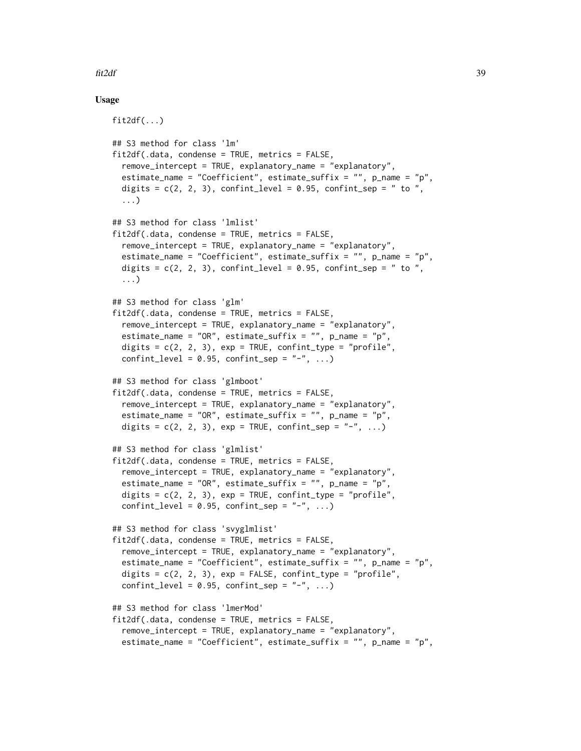### Usage

```
fit2df(...)

## S3 method for class 'lm'
fit2df(.data, condense = TRUE, metrics = FALSE,
  remove_intercept = TRUE, explanatory_name = "explanatory",
  estimate_name = "Coefficient", estimate_suffix = "", p_name = "p",
  digits = c(2, 2, 3), confint_level = 0.95, confint_sep = " to ",
  ...)

## S3 method for class 'lmlist'
fit2df(.data, condense = TRUE, metrics = FALSE,
  remove_intercept = TRUE, explanatory_name = "explanatory",
  estimate_name = "Coefficient", estimate_suffix = "", p_name = "p",
  digits = c(2, 2, 3), confint_level = 0.95, confint_sep = " to ",
  ...)

## S3 method for class 'glm'
fit2df(.data, condense = TRUE, metrics = FALSE,
  remove_intercept = TRUE, explanatory_name = "explanatory",
  estimate_name = "OR", estimate_suffix = "", p_name = "p",
  digits = c(2, 2, 3), exp = TRUE, confint_type = "profile",
  confint_level = 0.95, confint_sep = "-", ...)

## S3 method for class 'glmboot'
fit2df(.data, condense = TRUE, metrics = FALSE,
  remove_intercept = TRUE, explanatory_name = "explanatory",
  estimate_name = "OR", estimate_suffix = "", p_name = "p",
  digits = c(2, 2, 3), exp = TRUE, confint_sep = "-", ...)

## S3 method for class 'glmlist'
fit2df(.data, condense = TRUE, metrics = FALSE,
  remove_intercept = TRUE, explanatory_name = "explanatory",
  estimate_name = "OR", estimate_suffix = "", p_name = "p",
  digits = c(2, 2, 3), exp = TRUE, confint_type = "profile",
  confint_level = 0.95, confint_sep = "-", ...)

## S3 method for class 'svyglmlist'
fit2df(.data, condense = TRUE, metrics = FALSE,
  remove_intercept = TRUE, explanatory_name = "explanatory",
  estimate_name = "Coefficient", estimate_suffix = "", p_name = "p",
  digits = c(2, 2, 3), exp = FALSE, confint_type = "profile",
  confint_level = 0.95, confint_sep = "-", ...)

## S3 method for class 'lmerMod'
fit2df(.data, condense = TRUE, metrics = FALSE,
  remove_intercept = TRUE, explanatory_name = "explanatory",
  estimate_name = "Coefficient", estimate_suffix = "", p_name = "p",
```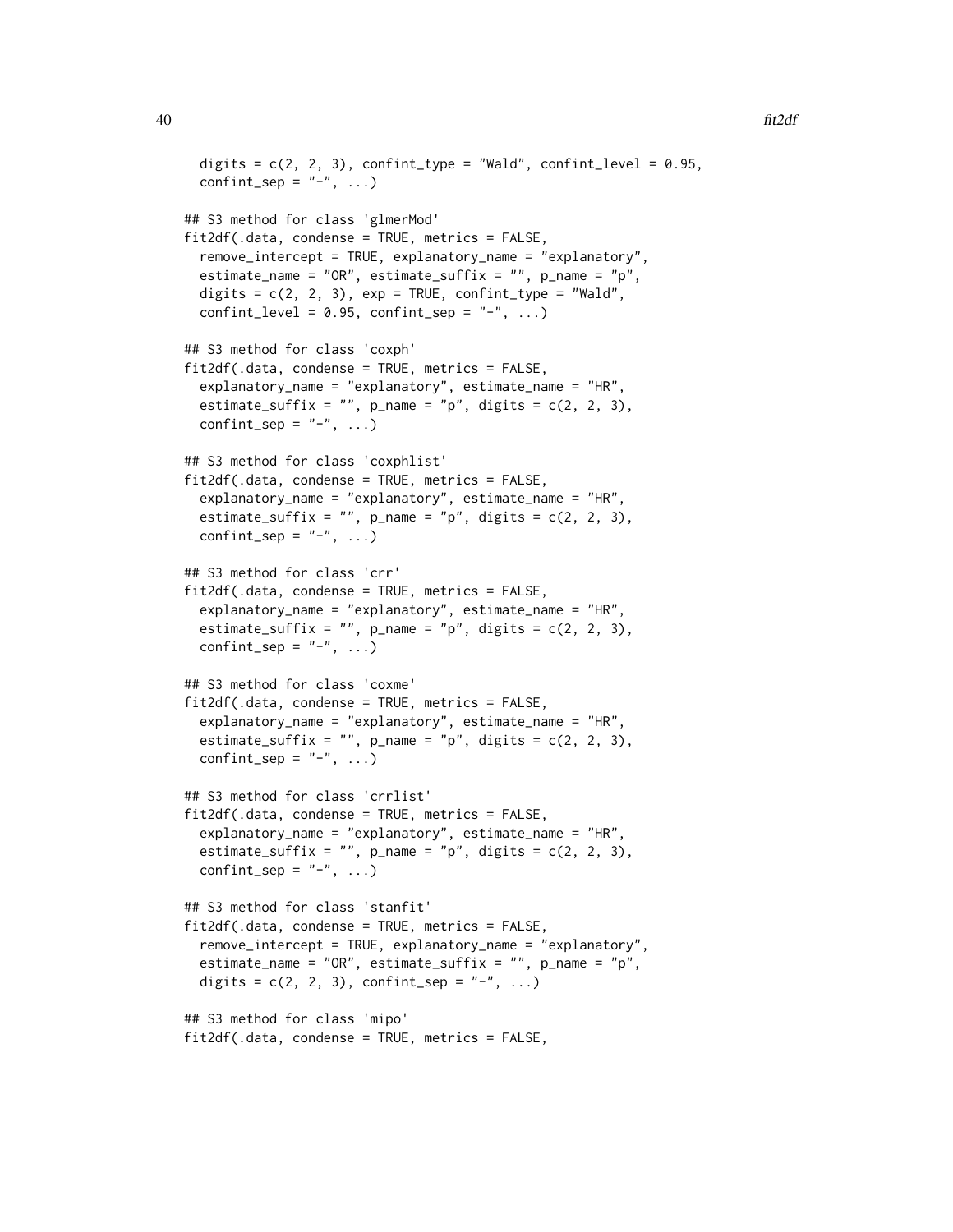```
  digits = c(2, 2, 3), confint_type = "Wald", confint_level = 0.95,
  confint_sep = "-", ...)

## S3 method for class 'glmerMod'
fit2df(.data, condense = TRUE, metrics = FALSE,
  remove_intercept = TRUE, explanatory_name = "explanatory",
  estimate_name = "OR", estimate_suffix = "", p_name = "p",
  digits = c(2, 2, 3), exp = TRUE, confint_type = "Wald",
  confint_level = 0.95, confint_sep = "-", ...)

## S3 method for class 'coxph'
fit2df(.data, condense = TRUE, metrics = FALSE,
  explanatory_name = "explanatory", estimate_name = "HR",
  estimate_suffix = "", p_name = "p", digits = c(2, 2, 3),
  confint_sep = "-", ...)

## S3 method for class 'coxphlist'
fit2df(.data, condense = TRUE, metrics = FALSE,
  explanatory_name = "explanatory", estimate_name = "HR",
  estimate_suffix = "", p_name = "p", digits = c(2, 2, 3),
  confint_sep = "-", ...)

## S3 method for class 'crr'
fit2df(.data, condense = TRUE, metrics = FALSE,
  explanatory_name = "explanatory", estimate_name = "HR",
  estimate_suffix = "", p_name = "p", digits = c(2, 2, 3),
  confint_sep = "-", ...)

## S3 method for class 'coxme'
fit2df(.data, condense = TRUE, metrics = FALSE,
  explanatory_name = "explanatory", estimate_name = "HR",
  estimate_suffix = "", p_name = "p", digits = c(2, 2, 3),
  confint_sep = "-", ...)

## S3 method for class 'crrlist'
fit2df(.data, condense = TRUE, metrics = FALSE,
  explanatory_name = "explanatory", estimate_name = "HR",
  estimate_suffix = "", p_name = "p", digits = c(2, 2, 3),
  confint_sep = "-", ...)

## S3 method for class 'stanfit'
fit2df(.data, condense = TRUE, metrics = FALSE,
  remove_intercept = TRUE, explanatory_name = "explanatory",
  estimate_name = "OR", estimate_suffix = "", p_name = "p",
  digits = c(2, 2, 3), confint_sep = "-", ...)

## S3 method for class 'mipo'
fit2df(.data, condense = TRUE, metrics = FALSE,
```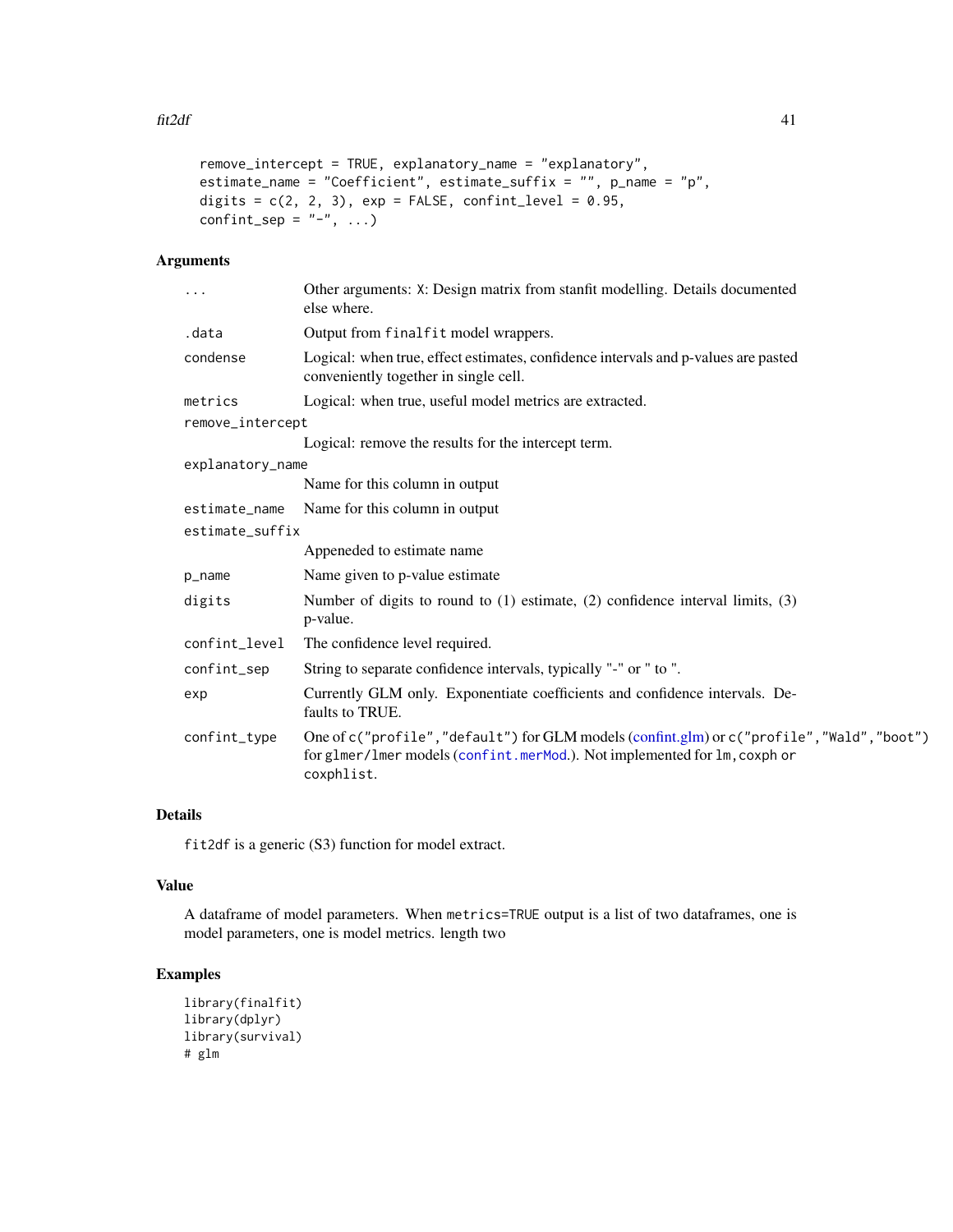```
  remove_intercept = TRUE, explanatory_name = "explanatory",
  estimate_name = "Coefficient", estimate_suffix = "", p_name = "p",
  digits = c(2, 2, 3), exp = FALSE, confint_level = 0.95,
  confint_sep = "-", ...)
```

## Arguments

| | |
|---|---|
| `...` | Other arguments: X: Design matrix from stanfit modelling. Details documented else where. |
| `.data` | Output from `finalfit` model wrappers. |
| `condense` | Logical: when true, effect estimates, confidence intervals and p-values are pasted conveniently together in single cell. |
| `metrics` | Logical: when true, useful model metrics are extracted. |
| `remove_intercept` | Logical: remove the results for the intercept term. |
| `explanatory_name` | Name for this column in output |
| `estimate_name` | Name for this column in output |
| `estimate_suffix` | Appeneded to estimate name |
| `p_name` | Name given to p-value estimate |
| `digits` | Number of digits to round to (1) estimate, (2) confidence interval limits, (3) p-value. |
| `confint_level` | The confidence level required. |
| `confint_sep` | String to separate confidence intervals, typically "-" or " to ". |
| `exp` | Currently GLM only. Exponentiate coefficients and confidence intervals. Defaults to TRUE. |
| `confint_type` | One of `c("profile","default")` for GLM models (confint.glm) or `c("profile","Wald","boot")` for `glmer/lmer` models (`confint.merMod`.). Not implemented for `lm`, `coxph` or `coxphlist`. |

## Details

`fit2df` is a generic (S3) function for model extract.

## Value

A dataframe of model parameters. When `metrics=TRUE` output is a list of two dataframes, one is model parameters, one is model metrics. length two

## Examples

```
library(finalfit)
library(dplyr)
library(survival)
# glm
```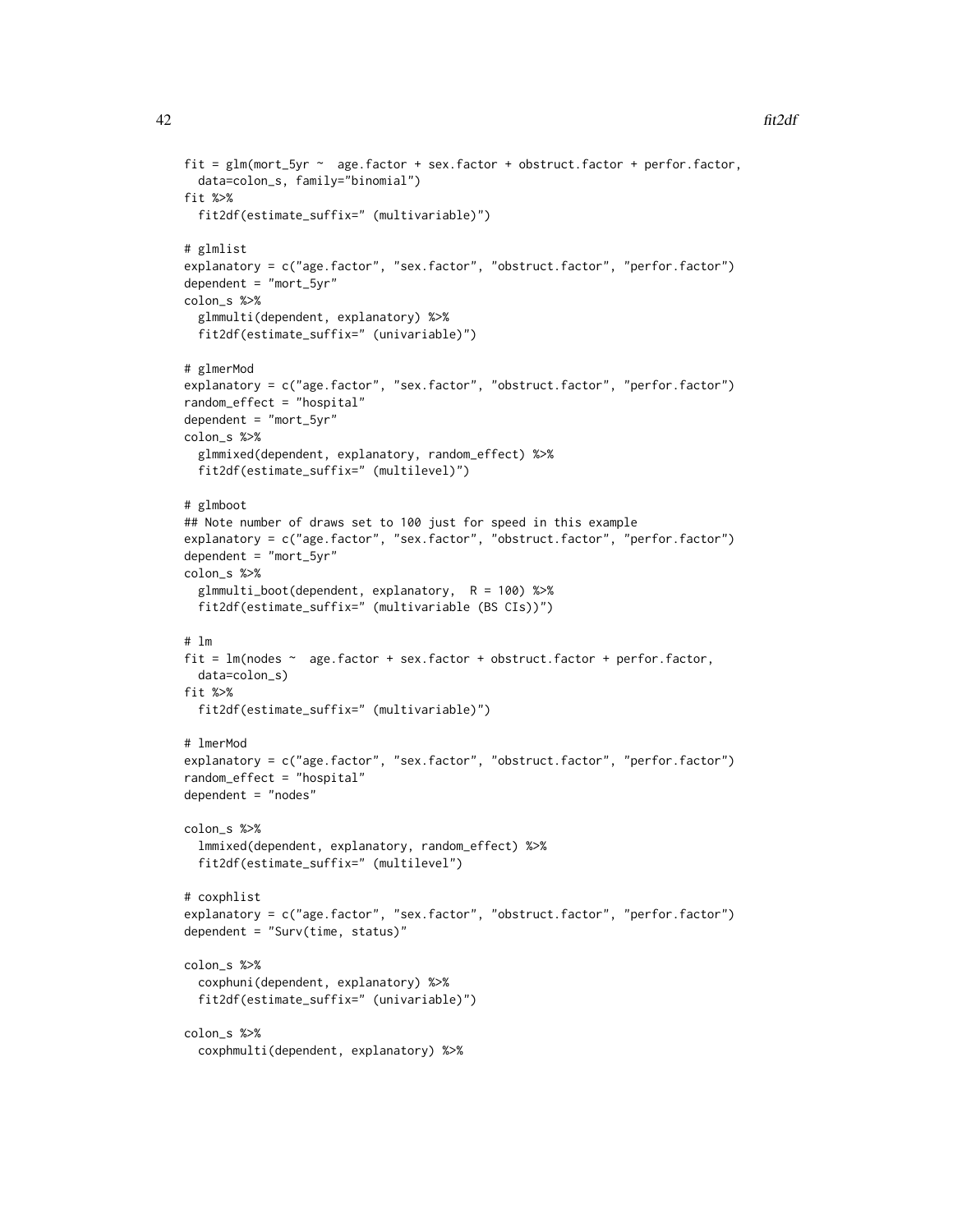```
fit = glm(mort_5yr ~  age.factor + sex.factor + obstruct.factor + perfor.factor,
  data=colon_s, family="binomial")
fit %>%
  fit2df(estimate_suffix=" (multivariable)")

# glmlist
explanatory = c("age.factor", "sex.factor", "obstruct.factor", "perfor.factor")
dependent = "mort_5yr"
colon_s %>%
  glmmulti(dependent, explanatory) %>%
  fit2df(estimate_suffix=" (univariable)")

# glmerMod
explanatory = c("age.factor", "sex.factor", "obstruct.factor", "perfor.factor")
random_effect = "hospital"
dependent = "mort_5yr"
colon_s %>%
  glmmixed(dependent, explanatory, random_effect) %>%
  fit2df(estimate_suffix=" (multilevel)")

# glmboot
## Note number of draws set to 100 just for speed in this example
explanatory = c("age.factor", "sex.factor", "obstruct.factor", "perfor.factor")
dependent = "mort_5yr"
colon_s %>%
  glmmulti_boot(dependent, explanatory,  R = 100) %>%
  fit2df(estimate_suffix=" (multivariable (BS CIs))")

# lm
fit = lm(nodes ~  age.factor + sex.factor + obstruct.factor + perfor.factor,
  data=colon_s)
fit %>%
  fit2df(estimate_suffix=" (multivariable)")

# lmerMod
explanatory = c("age.factor", "sex.factor", "obstruct.factor", "perfor.factor")
random_effect = "hospital"
dependent = "nodes"

colon_s %>%
  lmmixed(dependent, explanatory, random_effect) %>%
  fit2df(estimate_suffix=" (multilevel")

# coxphlist
explanatory = c("age.factor", "sex.factor", "obstruct.factor", "perfor.factor")
dependent = "Surv(time, status)"

colon_s %>%
  coxphuni(dependent, explanatory) %>%
  fit2df(estimate_suffix=" (univariable)")

colon_s %>%
  coxphmulti(dependent, explanatory) %>%
```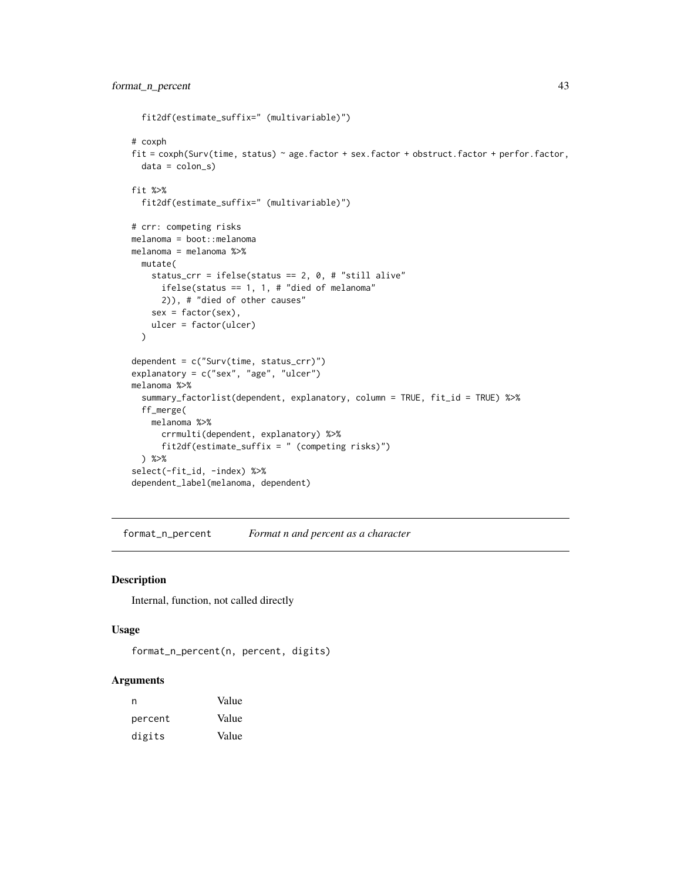```
  fit2df(estimate_suffix=" (multivariable)")

# coxph
fit = coxph(Surv(time, status) ~ age.factor + sex.factor + obstruct.factor + perfor.factor,
  data = colon_s)

fit %>%
  fit2df(estimate_suffix=" (multivariable)")

# crr: competing risks
melanoma = boot::melanoma
melanoma = melanoma %>%
  mutate(
    status_crr = ifelse(status == 2, 0, # "still alive"
      ifelse(status == 1, 1, # "died of melanoma"
      2)), # "died of other causes"
    sex = factor(sex),
    ulcer = factor(ulcer)
  )

dependent = c("Surv(time, status_crr)")
explanatory = c("sex", "age", "ulcer")
melanoma %>%
  summary_factorlist(dependent, explanatory, column = TRUE, fit_id = TRUE) %>%
  ff_merge(
    melanoma %>%
      crrmulti(dependent, explanatory) %>%
      fit2df(estimate_suffix = " (competing risks)")
  ) %>%
select(-fit_id, -index) %>%
dependent_label(melanoma, dependent)
```

## format_n_percent — *Format n and percent as a character*

### Description

Internal, function, not called directly

### Usage

```
format_n_percent(n, percent, digits)
```

### Arguments

| | |
|---|---|
| n | Value |
| percent | Value |
| digits | Value |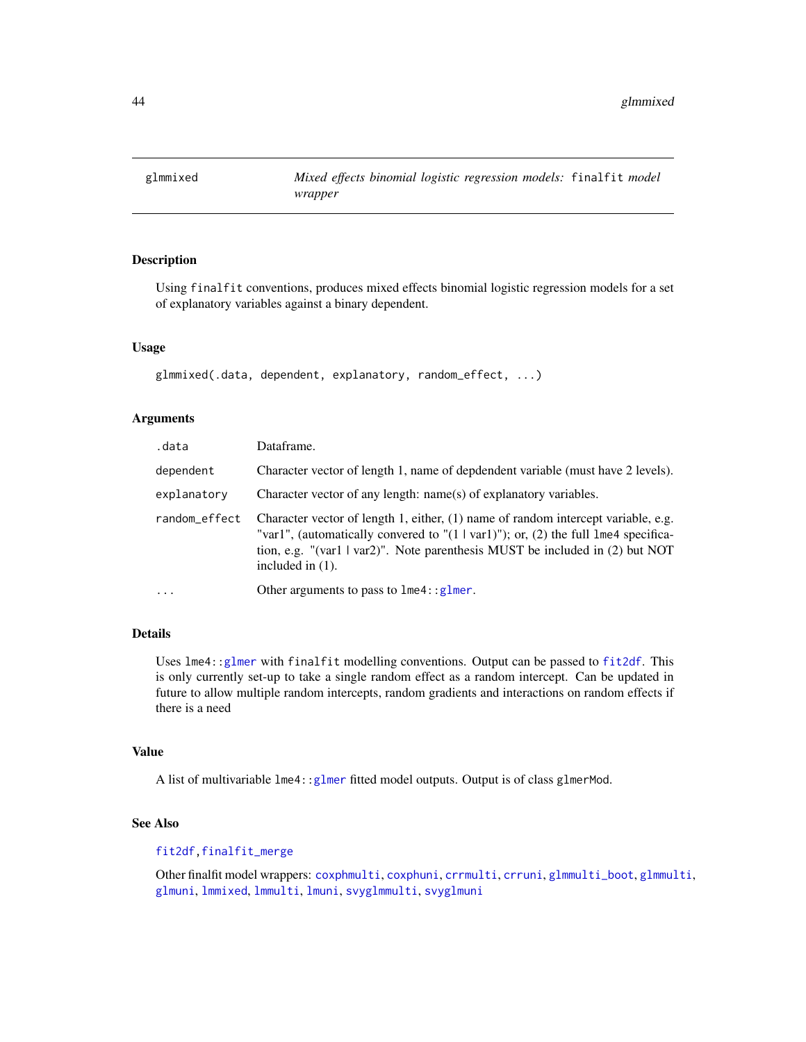glmmixed — *Mixed effects binomial logistic regression models:* `finalfit` *model wrapper*

## Description

Using `finalfit` conventions, produces mixed effects binomial logistic regression models for a set of explanatory variables against a binary dependent.

## Usage

```
glmmixed(.data, dependent, explanatory, random_effect, ...)
```

## Arguments

| | |
|---|---|
| `.data` | Dataframe. |
| `dependent` | Character vector of length 1, name of depdendent variable (must have 2 levels). |
| `explanatory` | Character vector of any length: name(s) of explanatory variables. |
| `random_effect` | Character vector of length 1, either, (1) name of random intercept variable, e.g. "var1", (automatically convered to "(1 \| var1)"); or, (2) the full `lme4` specification, e.g. "(var1 \| var2)". Note parenthesis MUST be included in (2) but NOT included in (1). |
| `...` | Other arguments to pass to `lme4::glmer`. |

## Details

Uses `lme4::glmer` with `finalfit` modelling conventions. Output can be passed to `fit2df`. This is only currently set-up to take a single random effect as a random intercept. Can be updated in future to allow multiple random intercepts, random gradients and interactions on random effects if there is a need

## Value

A list of multivariable `lme4::glmer` fitted model outputs. Output is of class `glmerMod`.

## See Also

`fit2df`, `finalfit_merge`

Other finalfit model wrappers: `coxphmulti`, `coxphuni`, `crrmulti`, `crruni`, `glmmulti_boot`, `glmmulti`, `glmuni`, `lmmixed`, `lmmulti`, `lmuni`, `svyglmmulti`, `svyglmuni`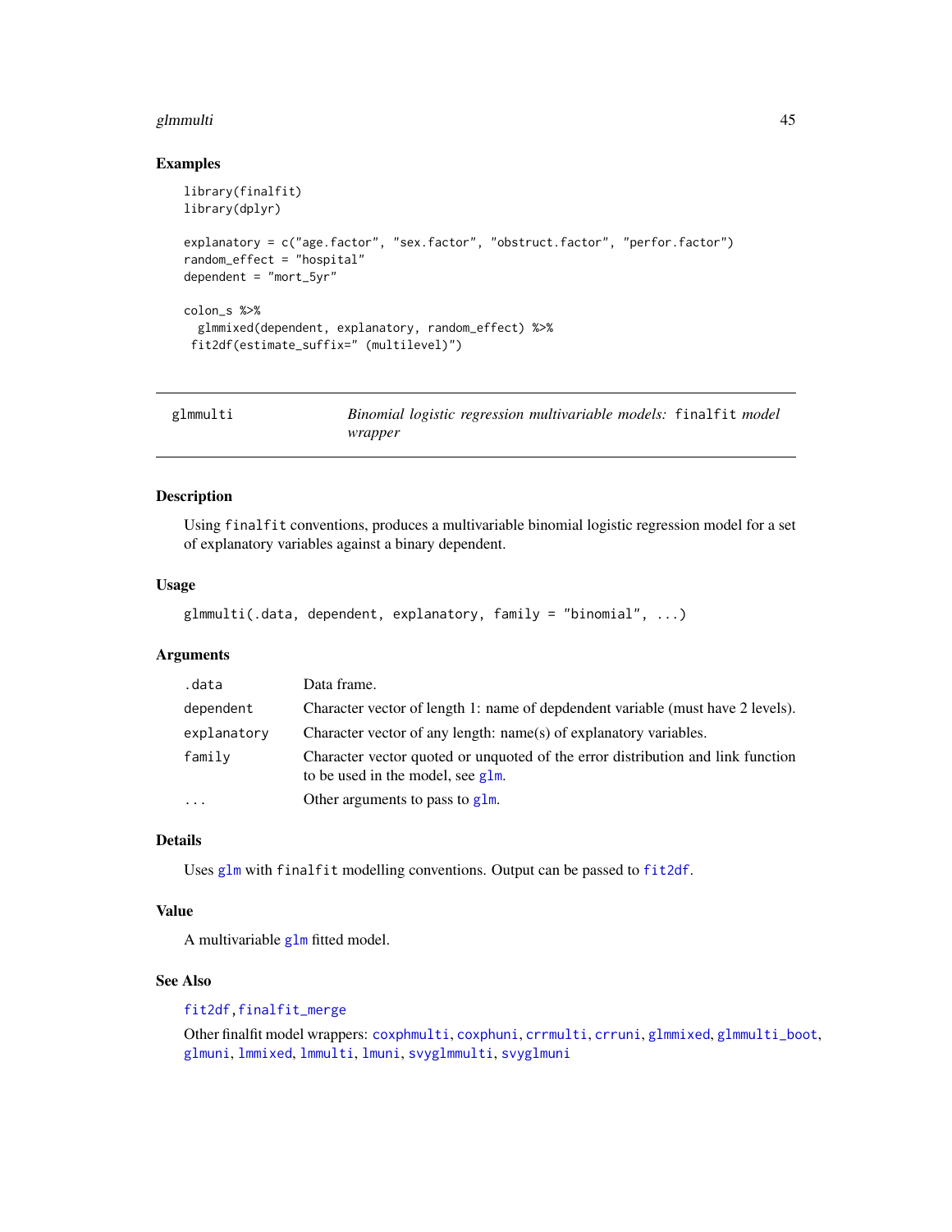## Examples

```
library(finalfit)
library(dplyr)

explanatory = c("age.factor", "sex.factor", "obstruct.factor", "perfor.factor")
random_effect = "hospital"
dependent = "mort_5yr"

colon_s %>%
  glmmixed(dependent, explanatory, random_effect) %>%
 fit2df(estimate_suffix=" (multilevel)")
```

---

# glmmulti — *Binomial logistic regression multivariable models:* `finalfit` *model wrapper*

---

## Description

Using `finalfit` conventions, produces a multivariable binomial logistic regression model for a set of explanatory variables against a binary dependent.

## Usage

```
glmmulti(.data, dependent, explanatory, family = "binomial", ...)
```

## Arguments

| | |
|---|---|
| `.data` | Data frame. |
| `dependent` | Character vector of length 1: name of depdendent variable (must have 2 levels). |
| `explanatory` | Character vector of any length: name(s) of explanatory variables. |
| `family` | Character vector quoted or unquoted of the error distribution and link function to be used in the model, see `glm`. |
| `...` | Other arguments to pass to `glm`. |

## Details

Uses `glm` with `finalfit` modelling conventions. Output can be passed to `fit2df`.

## Value

A multivariable `glm` fitted model.

## See Also

`fit2df`, `finalfit_merge`

Other finalfit model wrappers: `coxphmulti`, `coxphuni`, `crrmulti`, `crruni`, `glmmixed`, `glmmulti_boot`, `glmuni`, `lmmixed`, `lmmulti`, `lmuni`, `svyglmmulti`, `svyglmuni`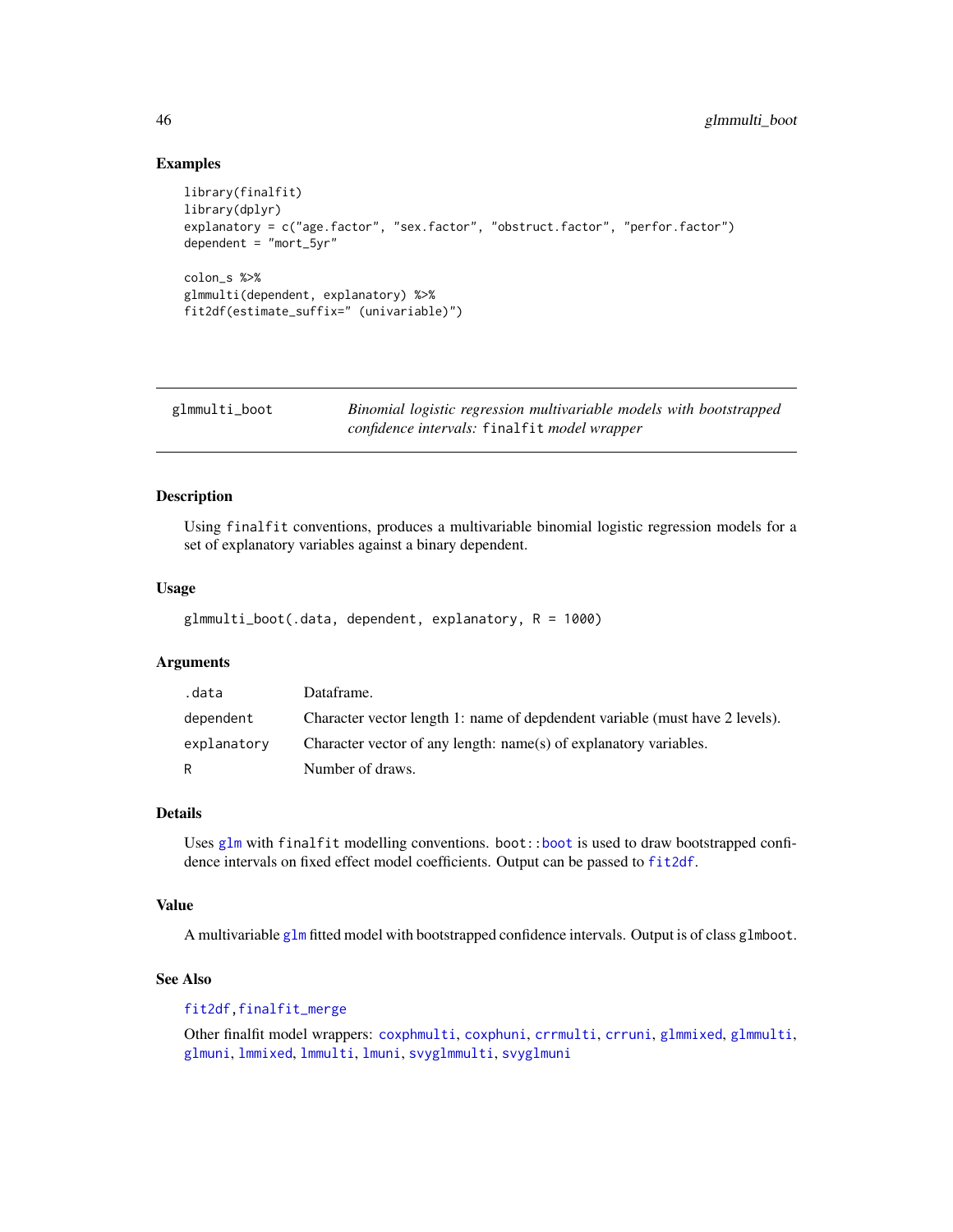## Examples

```
library(finalfit)
library(dplyr)
explanatory = c("age.factor", "sex.factor", "obstruct.factor", "perfor.factor")
dependent = "mort_5yr"

colon_s %>%
glmmulti(dependent, explanatory) %>%
fit2df(estimate_suffix=" (univariable)")
```

---

# glmmulti_boot

*Binomial logistic regression multivariable models with bootstrapped confidence intervals: `finalfit` model wrapper*

## Description

Using `finalfit` conventions, produces a multivariable binomial logistic regression models for a set of explanatory variables against a binary dependent.

## Usage

```
glmmulti_boot(.data, dependent, explanatory, R = 1000)
```

## Arguments

| Argument | Description |
|---|---|
| .data | Dataframe. |
| dependent | Character vector length 1: name of depdendent variable (must have 2 levels). |
| explanatory | Character vector of any length: name(s) of explanatory variables. |
| R | Number of draws. |

## Details

Uses `glm` with `finalfit` modelling conventions. `boot::boot` is used to draw bootstrapped confidence intervals on fixed effect model coefficients. Output can be passed to `fit2df`.

## Value

A multivariable `glm` fitted model with bootstrapped confidence intervals. Output is of class `glmboot`.

## See Also

`fit2df`, `finalfit_merge`

Other finalfit model wrappers: `coxphmulti`, `coxphuni`, `crrmulti`, `crruni`, `glmmixed`, `glmmulti`, `glmuni`, `lmmixed`, `lmmulti`, `lmuni`, `svyglmmulti`, `svyglmuni`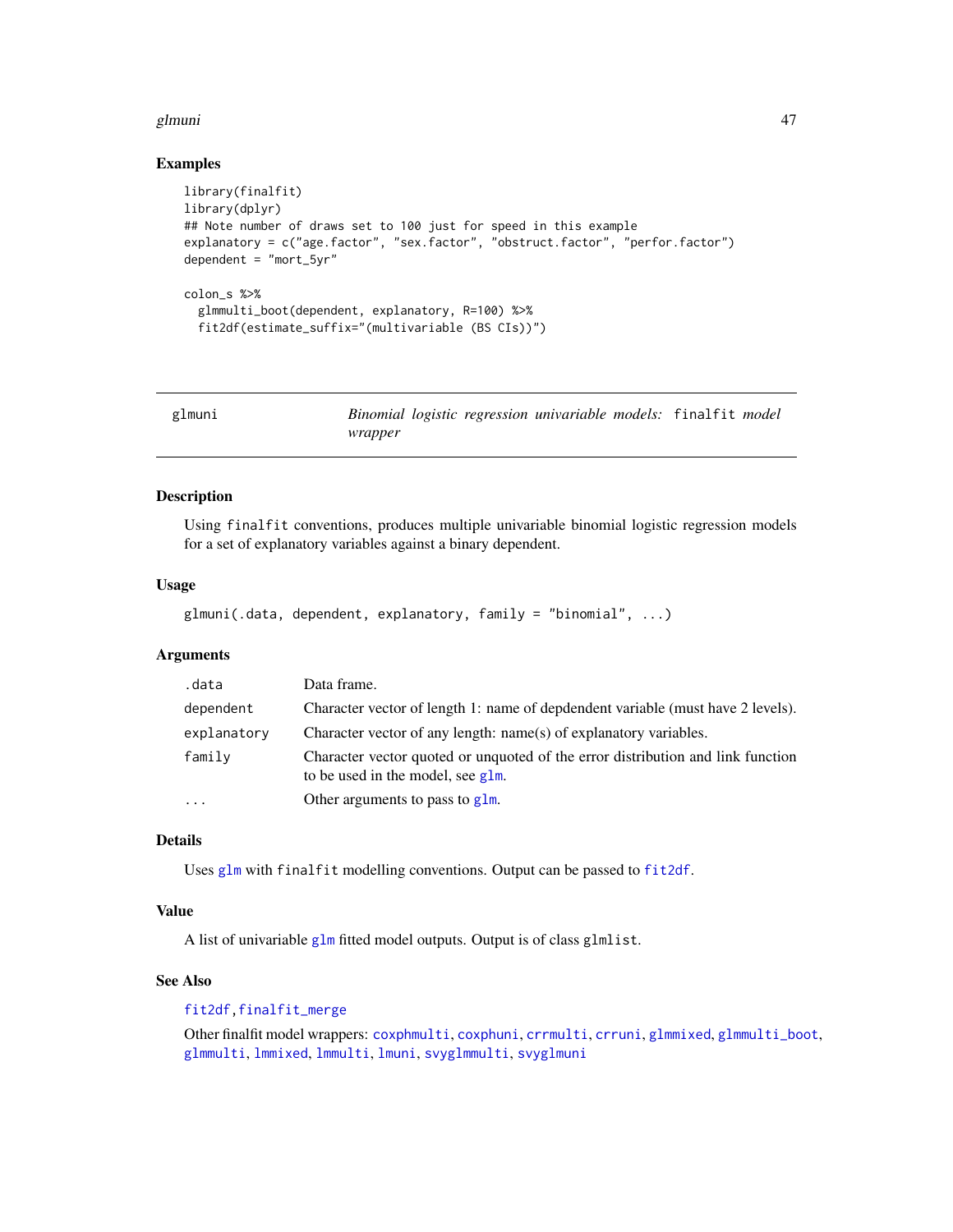## Examples

```
library(finalfit)
library(dplyr)
## Note number of draws set to 100 just for speed in this example
explanatory = c("age.factor", "sex.factor", "obstruct.factor", "perfor.factor")
dependent = "mort_5yr"

colon_s %>%
  glmmulti_boot(dependent, explanatory, R=100) %>%
  fit2df(estimate_suffix="(multivariable (BS CIs))")
```

---

# glmuni — *Binomial logistic regression univariable models:* `finalfit` *model wrapper*

## Description

Using `finalfit` conventions, produces multiple univariable binomial logistic regression models for a set of explanatory variables against a binary dependent.

## Usage

```
glmuni(.data, dependent, explanatory, family = "binomial", ...)
```

## Arguments

| | |
|---|---|
| `.data` | Data frame. |
| `dependent` | Character vector of length 1: name of depdendent variable (must have 2 levels). |
| `explanatory` | Character vector of any length: name(s) of explanatory variables. |
| `family` | Character vector quoted or unquoted of the error distribution and link function to be used in the model, see `glm`. |
| `...` | Other arguments to pass to `glm`. |

## Details

Uses `glm` with `finalfit` modelling conventions. Output can be passed to `fit2df`.

## Value

A list of univariable `glm` fitted model outputs. Output is of class `glmlist`.

## See Also

`fit2df`, `finalfit_merge`

Other finalfit model wrappers: `coxphmulti`, `coxphuni`, `crrmulti`, `crruni`, `glmmixed`, `glmmulti_boot`, `glmmulti`, `lmmixed`, `lmmulti`, `lmuni`, `svyglmmulti`, `svyglmuni`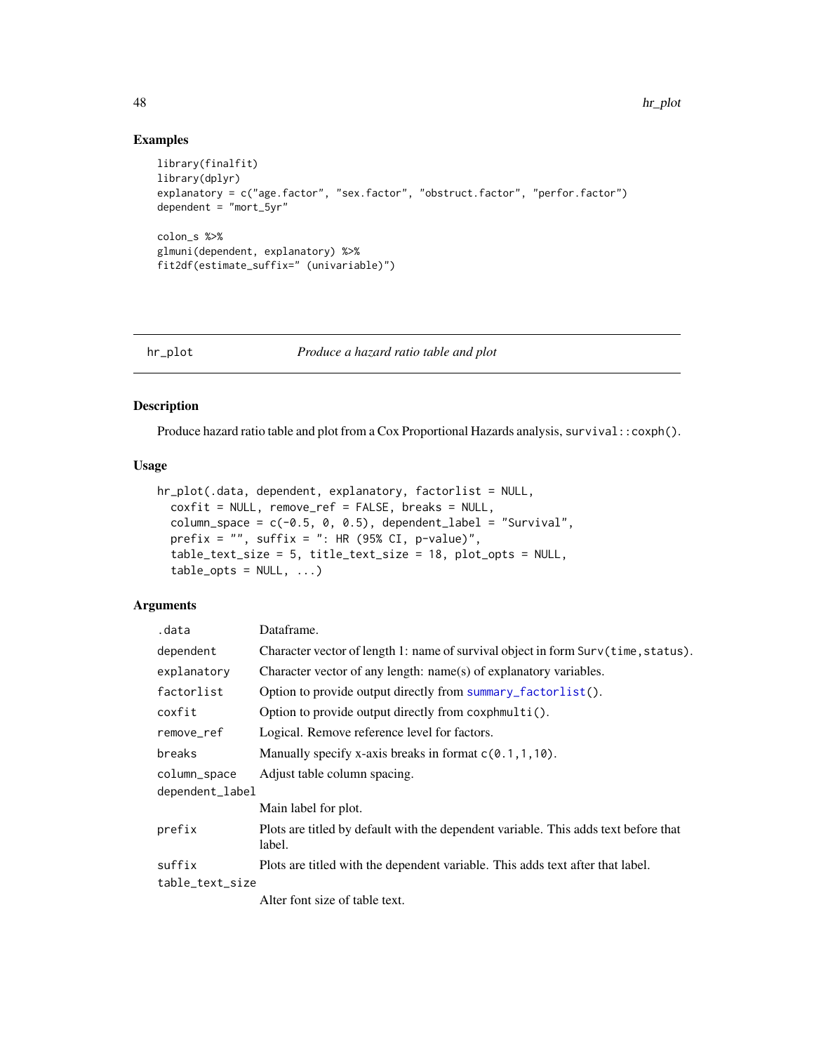## Examples

```
library(finalfit)
library(dplyr)
explanatory = c("age.factor", "sex.factor", "obstruct.factor", "perfor.factor")
dependent = "mort_5yr"

colon_s %>%
glmuni(dependent, explanatory) %>%
fit2df(estimate_suffix=" (univariable)")
```

---

## hr_plot — *Produce a hazard ratio table and plot*

---

### Description

Produce hazard ratio table and plot from a Cox Proportional Hazards analysis, `survival::coxph()`.

### Usage

```
hr_plot(.data, dependent, explanatory, factorlist = NULL,
  coxfit = NULL, remove_ref = FALSE, breaks = NULL,
  column_space = c(-0.5, 0, 0.5), dependent_label = "Survival",
  prefix = "", suffix = ": HR (95% CI, p-value)",
  table_text_size = 5, title_text_size = 18, plot_opts = NULL,
  table_opts = NULL, ...)
```

### Arguments

| | |
|---|---|
| `.data` | Dataframe. |
| `dependent` | Character vector of length 1: name of survival object in form `Surv(time,status)`. |
| `explanatory` | Character vector of any length: name(s) of explanatory variables. |
| `factorlist` | Option to provide output directly from `summary_factorlist()`. |
| `coxfit` | Option to provide output directly from `coxphmulti()`. |
| `remove_ref` | Logical. Remove reference level for factors. |
| `breaks` | Manually specify x-axis breaks in format `c(0.1,1,10)`. |
| `column_space` | Adjust table column spacing. |
| `dependent_label` | Main label for plot. |
| `prefix` | Plots are titled by default with the dependent variable. This adds text before that label. |
| `suffix` | Plots are titled with the dependent variable. This adds text after that label. |
| `table_text_size` | Alter font size of table text. |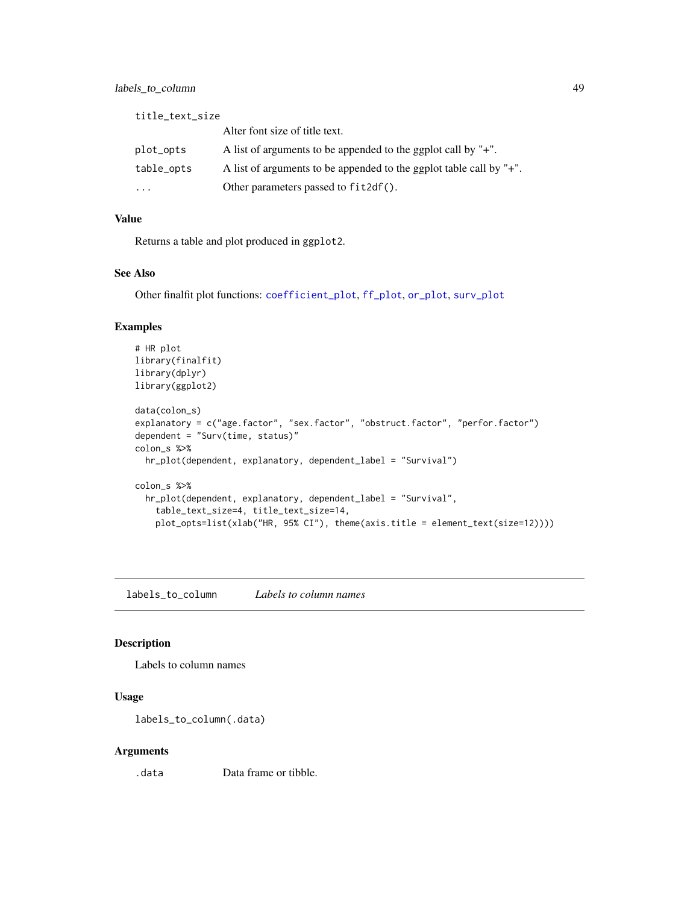| | |
|---|---|
| title_text_size | Alter font size of title text. |
| plot_opts | A list of arguments to be appended to the ggplot call by "+". |
| table_opts | A list of arguments to be appended to the ggplot table call by "+". |
| ... | Other parameters passed to fit2df(). |

### Value

Returns a table and plot produced in ggplot2.

### See Also

Other finalfit plot functions: coefficient_plot, ff_plot, or_plot, surv_plot

### Examples

```
# HR plot
library(finalfit)
library(dplyr)
library(ggplot2)

data(colon_s)
explanatory = c("age.factor", "sex.factor", "obstruct.factor", "perfor.factor")
dependent = "Surv(time, status)"
colon_s %>%
  hr_plot(dependent, explanatory, dependent_label = "Survival")

colon_s %>%
  hr_plot(dependent, explanatory, dependent_label = "Survival",
    table_text_size=4, title_text_size=14,
    plot_opts=list(xlab("HR, 95% CI"), theme(axis.title = element_text(size=12))))
```

---

## labels_to_column — *Labels to column names*

### Description

Labels to column names

### Usage

```
labels_to_column(.data)
```

### Arguments

| | |
|---|---|
| .data | Data frame or tibble. |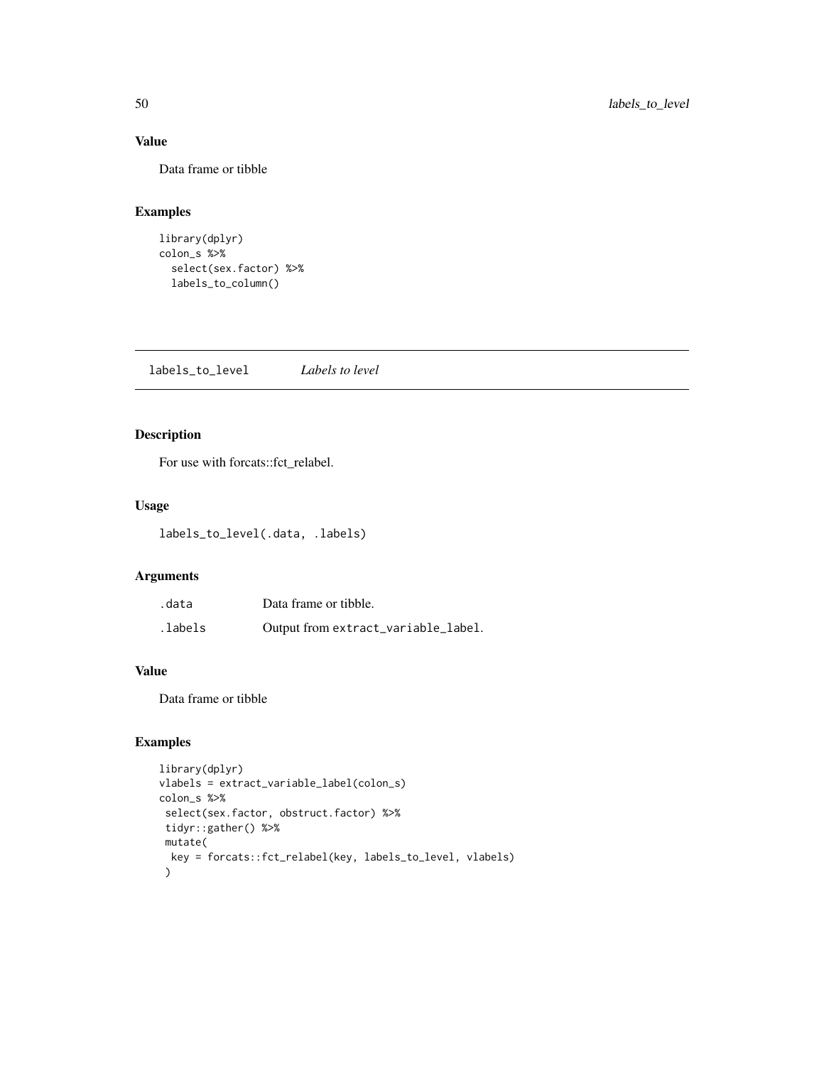## Value

Data frame or tibble

## Examples

```
library(dplyr)
colon_s %>%
  select(sex.factor) %>%
  labels_to_column()
```

---

# labels_to_level *Labels to level*

---

## Description

For use with forcats::fct_relabel.

## Usage

```
labels_to_level(.data, .labels)
```

## Arguments

| | |
|---|---|
| .data | Data frame or tibble. |
| .labels | Output from `extract_variable_label`. |

## Value

Data frame or tibble

## Examples

```
library(dplyr)
vlabels = extract_variable_label(colon_s)
colon_s %>%
 select(sex.factor, obstruct.factor) %>%
 tidyr::gather() %>%
 mutate(
  key = forcats::fct_relabel(key, labels_to_level, vlabels)
 )
```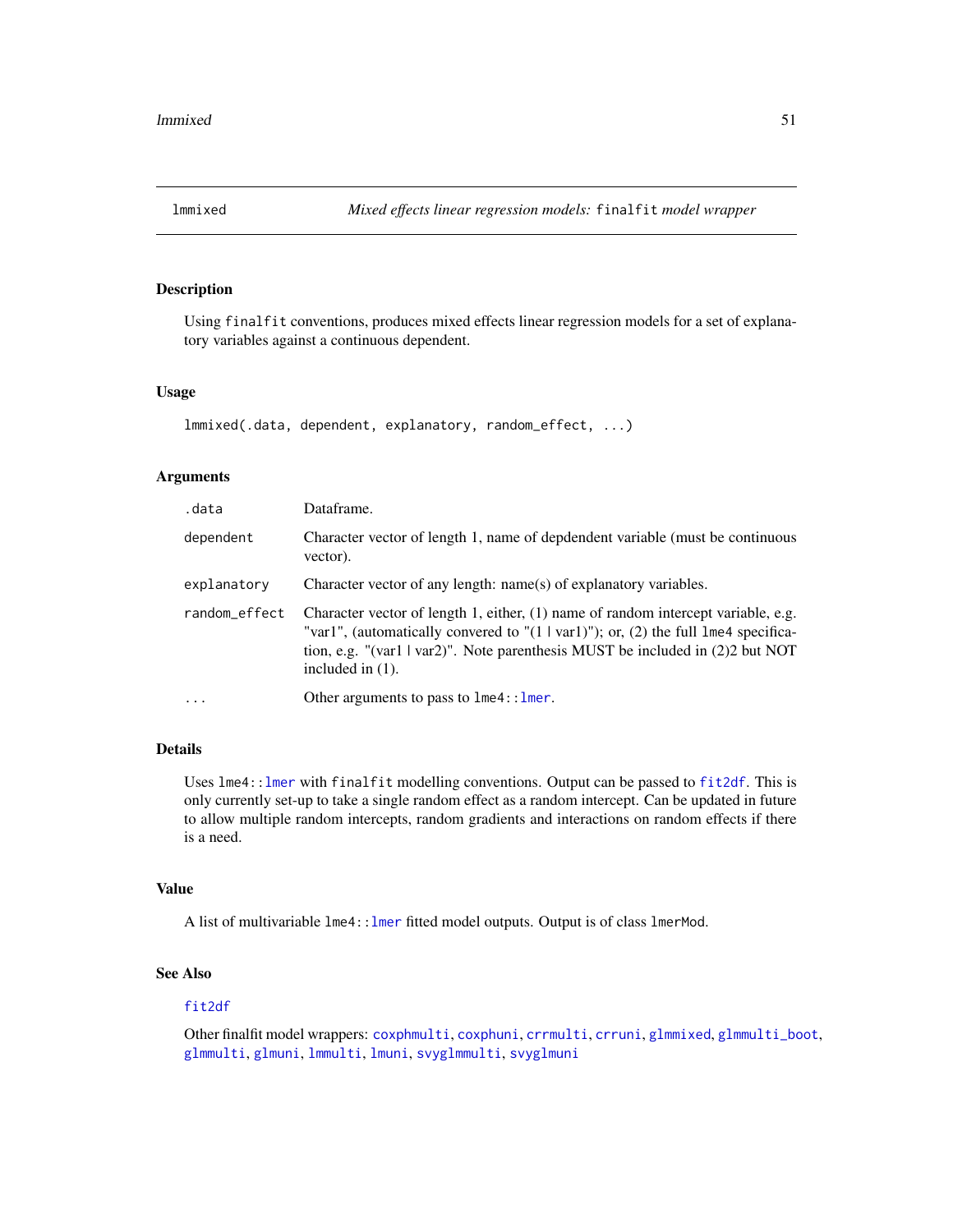## lmmixed — *Mixed effects linear regression models: `finalfit` model wrapper*

### Description

Using `finalfit` conventions, produces mixed effects linear regression models for a set of explanatory variables against a continuous dependent.

### Usage

```
lmmixed(.data, dependent, explanatory, random_effect, ...)
```

### Arguments

| | |
|---|---|
| `.data` | Dataframe. |
| `dependent` | Character vector of length 1, name of depdendent variable (must be continuous vector). |
| `explanatory` | Character vector of any length: name(s) of explanatory variables. |
| `random_effect` | Character vector of length 1, either, (1) name of random intercept variable, e.g. "var1", (automatically convered to "(1 \| var1)"); or, (2) the full `lme4` specification, e.g. "(var1 \| var2)". Note parenthesis MUST be included in (2)2 but NOT included in (1). |
| `...` | Other arguments to pass to `lme4::lmer`. |

### Details

Uses `lme4::lmer` with `finalfit` modelling conventions. Output can be passed to `fit2df`. This is only currently set-up to take a single random effect as a random intercept. Can be updated in future to allow multiple random intercepts, random gradients and interactions on random effects if there is a need.

### Value

A list of multivariable `lme4::lmer` fitted model outputs. Output is of class `lmerMod`.

### See Also

`fit2df`

Other finalfit model wrappers: `coxphmulti`, `coxphuni`, `crrmulti`, `crruni`, `glmmixed`, `glmmulti_boot`, `glmmulti`, `glmuni`, `lmmulti`, `lmuni`, `svyglmmulti`, `svyglmuni`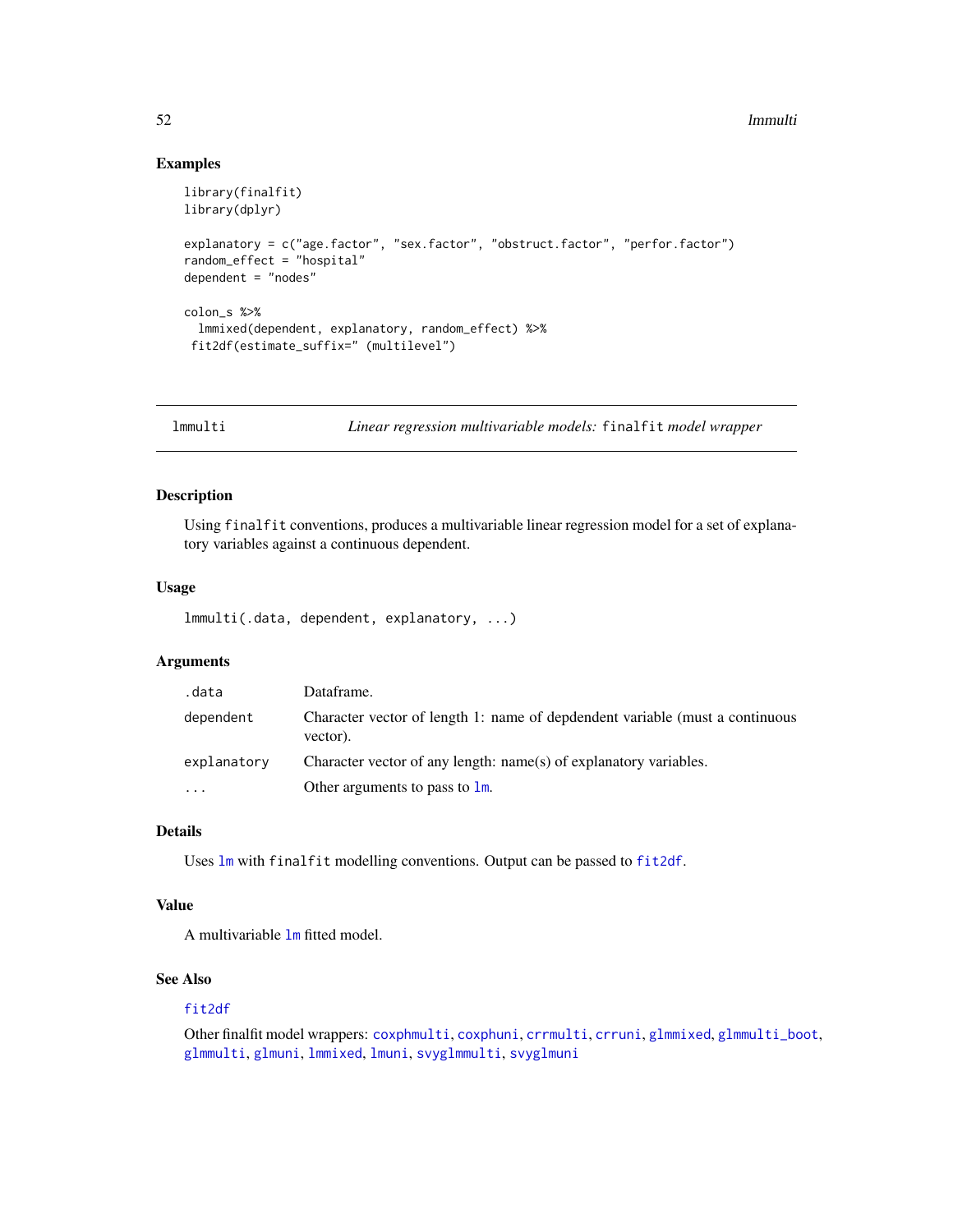## Examples

```
library(finalfit)
library(dplyr)

explanatory = c("age.factor", "sex.factor", "obstruct.factor", "perfor.factor")
random_effect = "hospital"
dependent = "nodes"

colon_s %>%
  lmmixed(dependent, explanatory, random_effect) %>%
 fit2df(estimate_suffix=" (multilevel")
```

---

# lmmulti — *Linear regression multivariable models:* finalfit *model wrapper*

---

## Description

Using finalfit conventions, produces a multivariable linear regression model for a set of explanatory variables against a continuous dependent.

## Usage

```
lmmulti(.data, dependent, explanatory, ...)
```

## Arguments

| | |
|---|---|
| .data | Dataframe. |
| dependent | Character vector of length 1: name of depdendent variable (must a continuous vector). |
| explanatory | Character vector of any length: name(s) of explanatory variables. |
| ... | Other arguments to pass to lm. |

## Details

Uses lm with finalfit modelling conventions. Output can be passed to fit2df.

## Value

A multivariable lm fitted model.

## See Also

fit2df

Other finalfit model wrappers: coxphmulti, coxphuni, crrmulti, crruni, glmmixed, glmmulti_boot, glmmulti, glmuni, lmmixed, lmuni, svyglmmulti, svyglmuni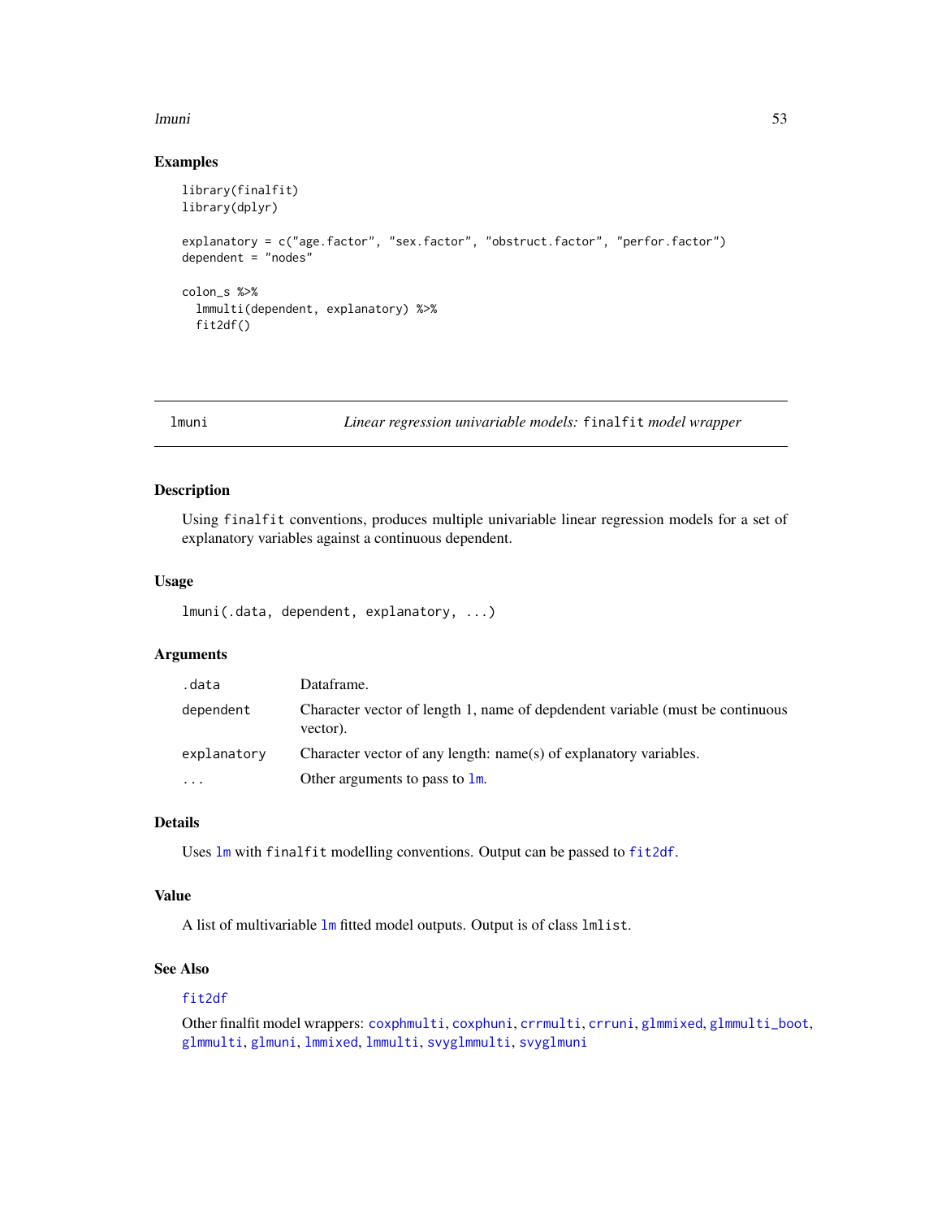## Examples

```
library(finalfit)
library(dplyr)

explanatory = c("age.factor", "sex.factor", "obstruct.factor", "perfor.factor")
dependent = "nodes"

colon_s %>%
  lmmulti(dependent, explanatory) %>%
  fit2df()
```

---

# lmuni — *Linear regression univariable models:* `finalfit` *model wrapper*

---

## Description

Using `finalfit` conventions, produces multiple univariable linear regression models for a set of explanatory variables against a continuous dependent.

## Usage

```
lmuni(.data, dependent, explanatory, ...)
```

## Arguments

| Argument | Description |
|---|---|
| `.data` | Dataframe. |
| `dependent` | Character vector of length 1, name of depdendent variable (must be continuous vector). |
| `explanatory` | Character vector of any length: name(s) of explanatory variables. |
| `...` | Other arguments to pass to `lm`. |

## Details

Uses `lm` with `finalfit` modelling conventions. Output can be passed to `fit2df`.

## Value

A list of multivariable `lm` fitted model outputs. Output is of class `lmlist`.

## See Also

`fit2df`

Other finalfit model wrappers: `coxphmulti`, `coxphuni`, `crrmulti`, `crruni`, `glmmixed`, `glmmulti_boot`, `glmmulti`, `glmuni`, `lmmixed`, `lmmulti`, `svyglmmulti`, `svyglmuni`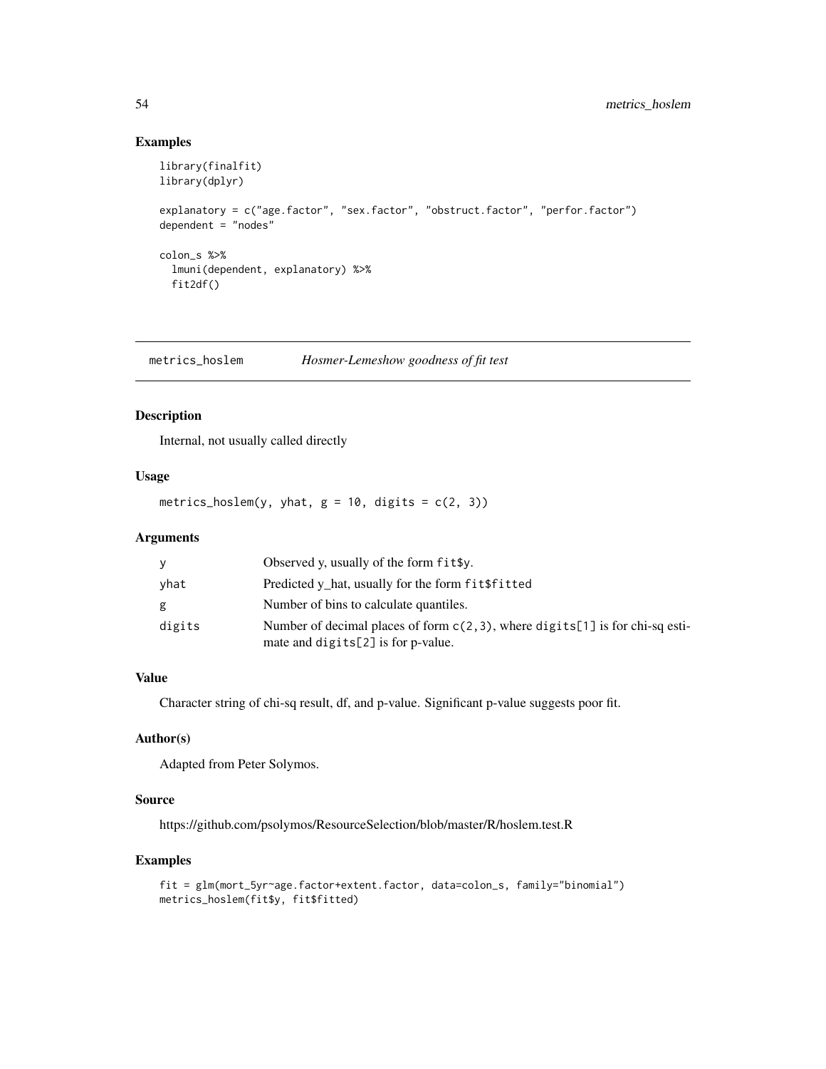## Examples

```
library(finalfit)
library(dplyr)

explanatory = c("age.factor", "sex.factor", "obstruct.factor", "perfor.factor")
dependent = "nodes"

colon_s %>%
  lmuni(dependent, explanatory) %>%
  fit2df()
```

# metrics_hoslem — *Hosmer-Lemeshow goodness of fit test*

## Description

Internal, not usually called directly

## Usage

```
metrics_hoslem(y, yhat, g = 10, digits = c(2, 3))
```

## Arguments

| | |
|---|---|
| y | Observed y, usually of the form `fit$y`. |
| yhat | Predicted y_hat, usually for the form `fit$fitted` |
| g | Number of bins to calculate quantiles. |
| digits | Number of decimal places of form `c(2,3)`, where `digits[1]` is for chi-sq estimate and `digits[2]` is for p-value. |

## Value

Character string of chi-sq result, df, and p-value. Significant p-value suggests poor fit.

## Author(s)

Adapted from Peter Solymos.

## Source

https://github.com/psolymos/ResourceSelection/blob/master/R/hoslem.test.R

## Examples

```
fit = glm(mort_5yr~age.factor+extent.factor, data=colon_s, family="binomial")
metrics_hoslem(fit$y, fit$fitted)
```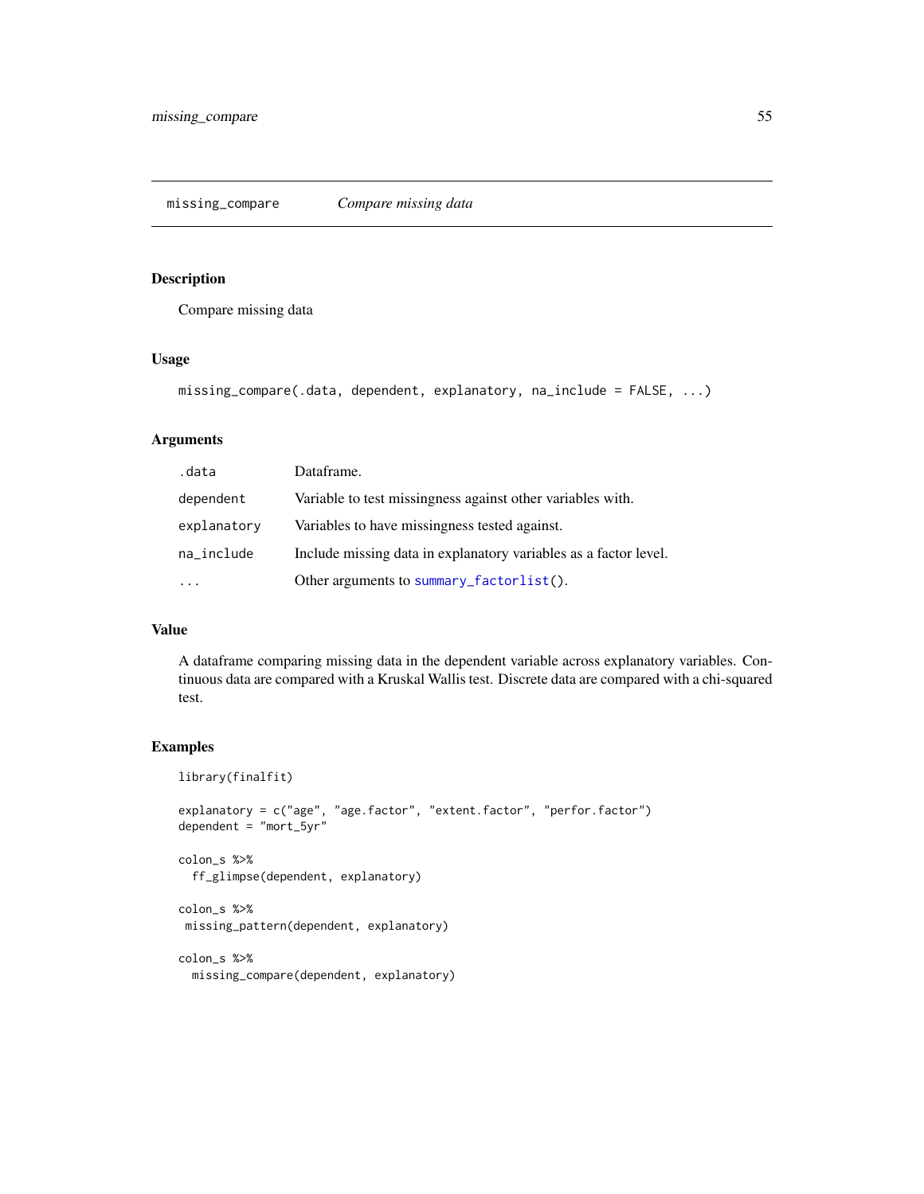## missing_compare — *Compare missing data*

### Description

Compare missing data

### Usage

```
missing_compare(.data, dependent, explanatory, na_include = FALSE, ...)
```

### Arguments

| | |
|---|---|
| `.data` | Dataframe. |
| `dependent` | Variable to test missingness against other variables with. |
| `explanatory` | Variables to have missingness tested against. |
| `na_include` | Include missing data in explanatory variables as a factor level. |
| `...` | Other arguments to `summary_factorlist()`. |

### Value

A dataframe comparing missing data in the dependent variable across explanatory variables. Continuous data are compared with a Kruskal Wallis test. Discrete data are compared with a chi-squared test.

### Examples

```
library(finalfit)

explanatory = c("age", "age.factor", "extent.factor", "perfor.factor")
dependent = "mort_5yr"

colon_s %>%
  ff_glimpse(dependent, explanatory)

colon_s %>%
 missing_pattern(dependent, explanatory)

colon_s %>%
  missing_compare(dependent, explanatory)
```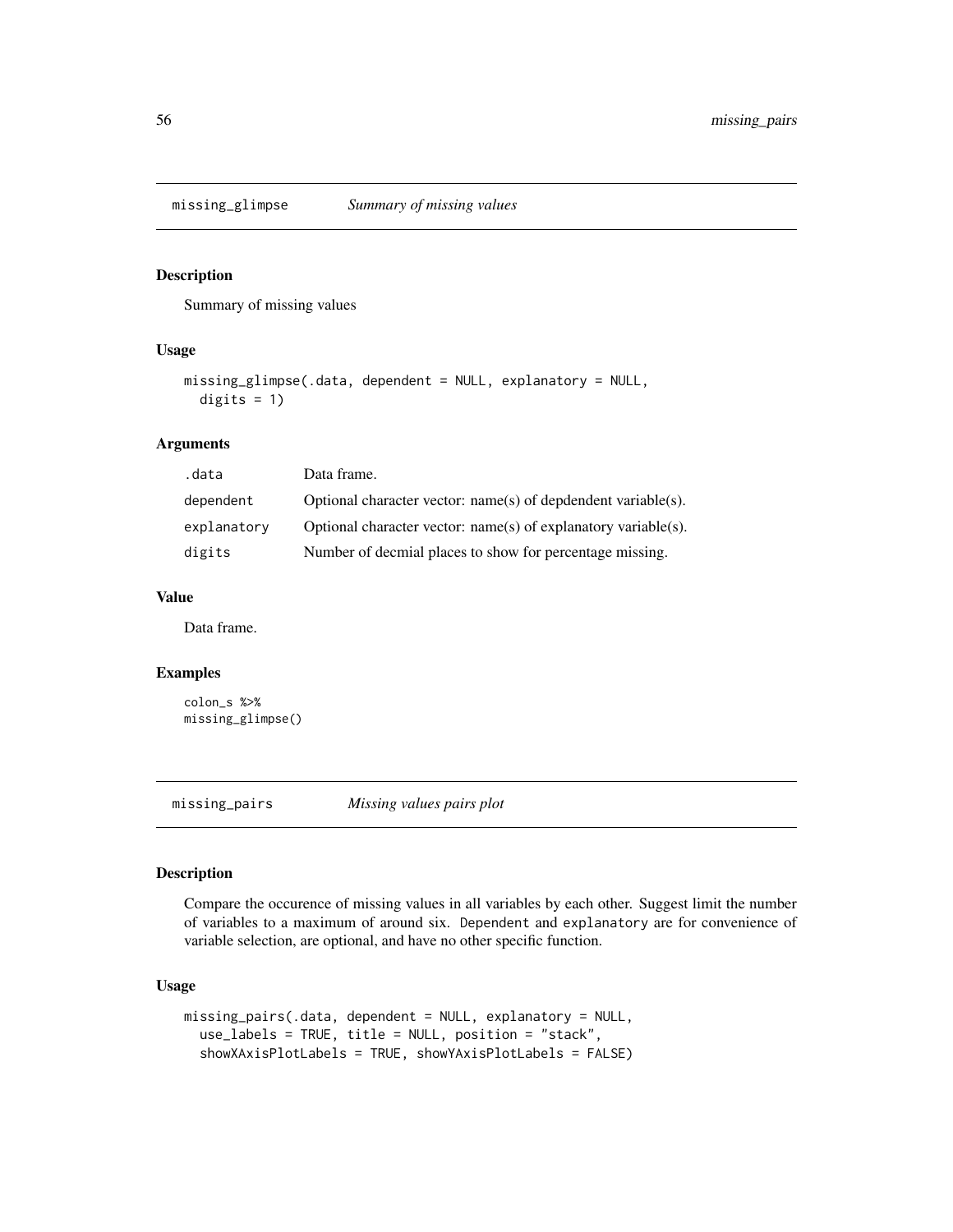## missing_glimpse *Summary of missing values*

### Description

Summary of missing values

### Usage

```
missing_glimpse(.data, dependent = NULL, explanatory = NULL,
  digits = 1)
```

### Arguments

| | |
|---|---|
| .data | Data frame. |
| dependent | Optional character vector: name(s) of depdendent variable(s). |
| explanatory | Optional character vector: name(s) of explanatory variable(s). |
| digits | Number of decmial places to show for percentage missing. |

### Value

Data frame.

### Examples

```
colon_s %>%
missing_glimpse()
```

## missing_pairs *Missing values pairs plot*

### Description

Compare the occurence of missing values in all variables by each other. Suggest limit the number of variables to a maximum of around six. Dependent and explanatory are for convenience of variable selection, are optional, and have no other specific function.

### Usage

```
missing_pairs(.data, dependent = NULL, explanatory = NULL,
  use_labels = TRUE, title = NULL, position = "stack",
  showXAxisPlotLabels = TRUE, showYAxisPlotLabels = FALSE)
```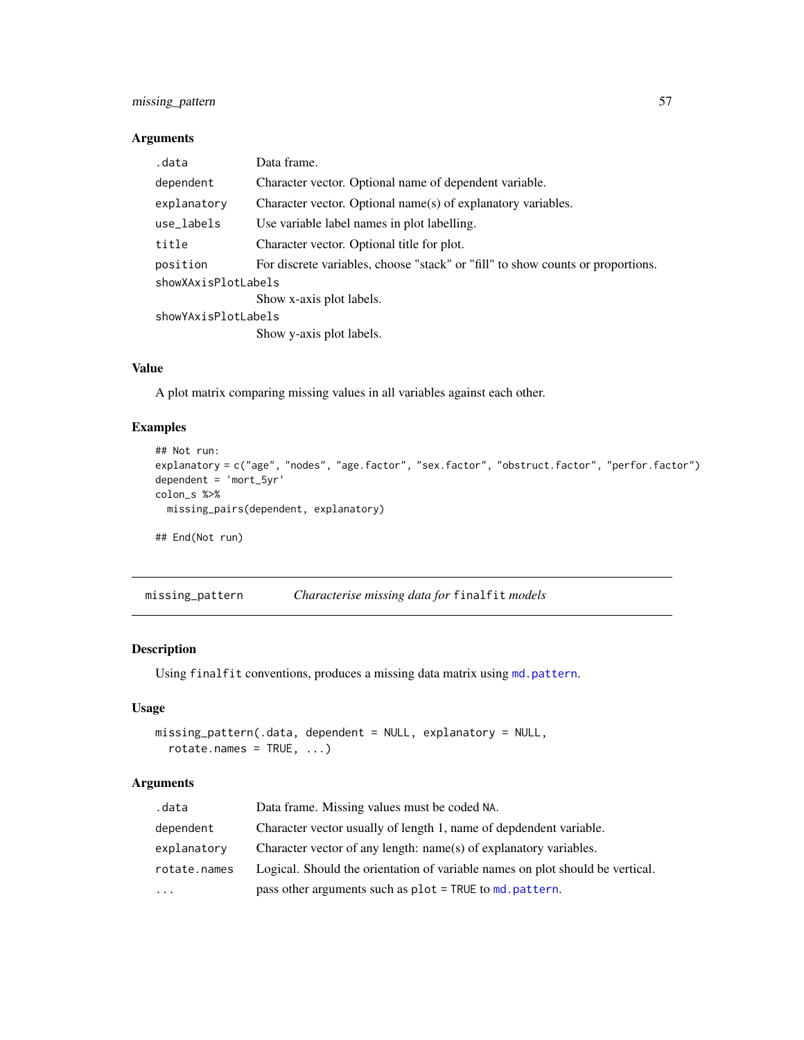### Arguments

| | |
|---|---|
| `.data` | Data frame. |
| `dependent` | Character vector. Optional name of dependent variable. |
| `explanatory` | Character vector. Optional name(s) of explanatory variables. |
| `use_labels` | Use variable label names in plot labelling. |
| `title` | Character vector. Optional title for plot. |
| `position` | For discrete variables, choose "stack" or "fill" to show counts or proportions. |
| `showXAxisPlotLabels` | Show x-axis plot labels. |
| `showYAxisPlotLabels` | Show y-axis plot labels. |

### Value

A plot matrix comparing missing values in all variables against each other.

### Examples

```
## Not run:
explanatory = c("age", "nodes", "age.factor", "sex.factor", "obstruct.factor", "perfor.factor")
dependent = 'mort_5yr'
colon_s %>%
  missing_pairs(dependent, explanatory)

## End(Not run)
```

---

## `missing_pattern` *Characterise missing data for* `finalfit` *models*

### Description

Using `finalfit` conventions, produces a missing data matrix using `md.pattern`.

### Usage

```
missing_pattern(.data, dependent = NULL, explanatory = NULL,
  rotate.names = TRUE, ...)
```

### Arguments

| | |
|---|---|
| `.data` | Data frame. Missing values must be coded `NA`. |
| `dependent` | Character vector usually of length 1, name of depdendent variable. |
| `explanatory` | Character vector of any length: name(s) of explanatory variables. |
| `rotate.names` | Logical. Should the orientation of variable names on plot should be vertical. |
| `...` | pass other arguments such as `plot = TRUE` to `md.pattern`. |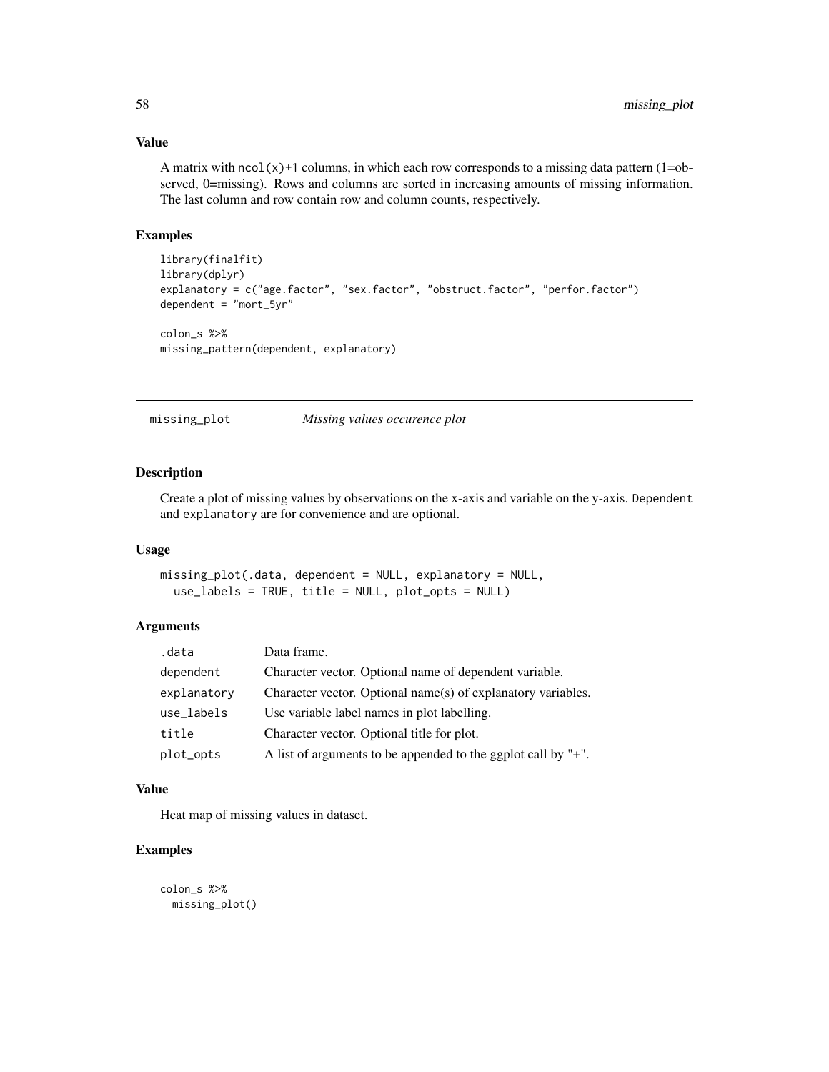### Value

A matrix with `ncol(x)+1` columns, in which each row corresponds to a missing data pattern (1=observed, 0=missing). Rows and columns are sorted in increasing amounts of missing information. The last column and row contain row and column counts, respectively.

### Examples

```
library(finalfit)
library(dplyr)
explanatory = c("age.factor", "sex.factor", "obstruct.factor", "perfor.factor")
dependent = "mort_5yr"

colon_s %>%
missing_pattern(dependent, explanatory)
```

---

## missing_plot *Missing values occurence plot*

---

### Description

Create a plot of missing values by observations on the x-axis and variable on the y-axis. `Dependent` and `explanatory` are for convenience and are optional.

### Usage

```
missing_plot(.data, dependent = NULL, explanatory = NULL,
  use_labels = TRUE, title = NULL, plot_opts = NULL)
```

### Arguments

| | |
|---|---|
| `.data` | Data frame. |
| `dependent` | Character vector. Optional name of dependent variable. |
| `explanatory` | Character vector. Optional name(s) of explanatory variables. |
| `use_labels` | Use variable label names in plot labelling. |
| `title` | Character vector. Optional title for plot. |
| `plot_opts` | A list of arguments to be appended to the ggplot call by "+". |

### Value

Heat map of missing values in dataset.

### Examples

```
colon_s %>%
  missing_plot()
```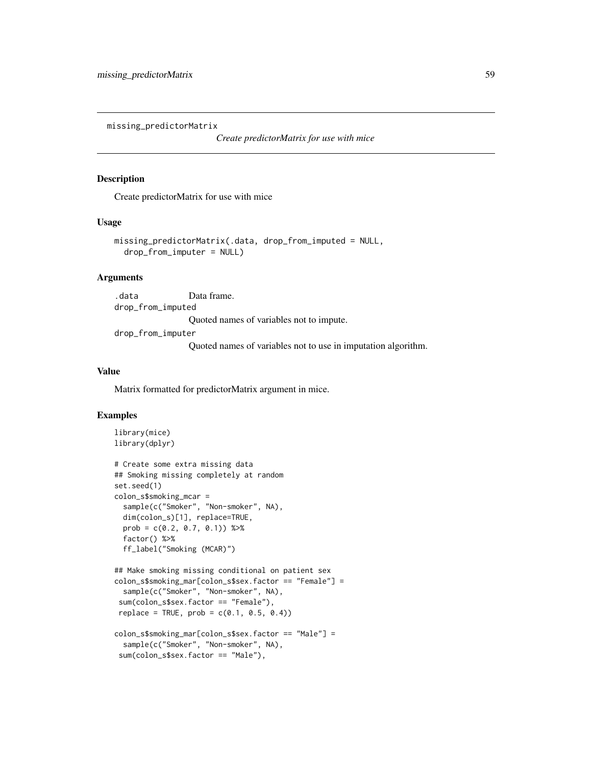`missing_predictorMatrix` *Create predictorMatrix for use with mice*

## Description

Create predictorMatrix for use with mice

## Usage

```
missing_predictorMatrix(.data, drop_from_imputed = NULL,
  drop_from_imputer = NULL)
```

## Arguments

| | |
|---|---|
| `.data` | Data frame. |
| `drop_from_imputed` | Quoted names of variables not to impute. |
| `drop_from_imputer` | Quoted names of variables not to use in imputation algorithm. |

## Value

Matrix formatted for predictorMatrix argument in mice.

## Examples

```
library(mice)
library(dplyr)

# Create some extra missing data
## Smoking missing completely at random
set.seed(1)
colon_s$smoking_mcar =
  sample(c("Smoker", "Non-smoker", NA),
  dim(colon_s)[1], replace=TRUE,
  prob = c(0.2, 0.7, 0.1)) %>%
  factor() %>%
  ff_label("Smoking (MCAR)")

## Make smoking missing conditional on patient sex
colon_s$smoking_mar[colon_s$sex.factor == "Female"] =
  sample(c("Smoker", "Non-smoker", NA),
 sum(colon_s$sex.factor == "Female"),
 replace = TRUE, prob = c(0.1, 0.5, 0.4))

colon_s$smoking_mar[colon_s$sex.factor == "Male"] =
  sample(c("Smoker", "Non-smoker", NA),
 sum(colon_s$sex.factor == "Male"),
```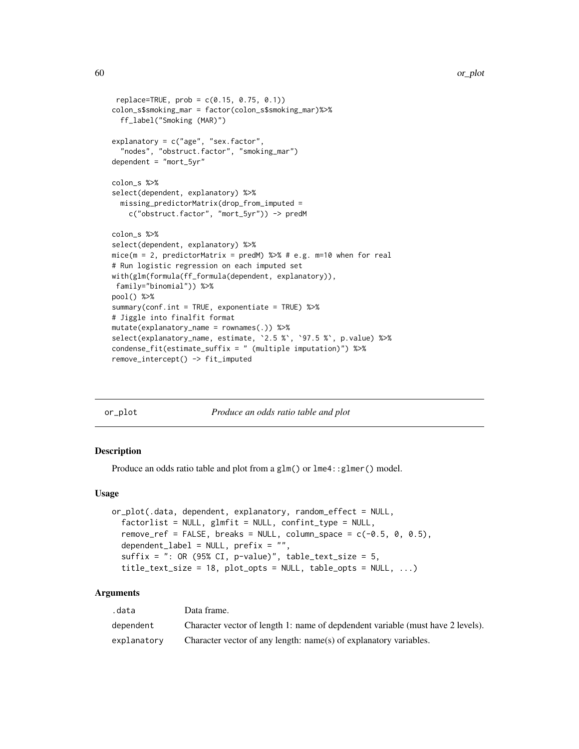```
 replace=TRUE, prob = c(0.15, 0.75, 0.1))
colon_s$smoking_mar = factor(colon_s$smoking_mar)%>%
  ff_label("Smoking (MAR)")

explanatory = c("age", "sex.factor",
  "nodes", "obstruct.factor", "smoking_mar")
dependent = "mort_5yr"

colon_s %>%
select(dependent, explanatory) %>%
  missing_predictorMatrix(drop_from_imputed =
    c("obstruct.factor", "mort_5yr")) -> predM

colon_s %>%
select(dependent, explanatory) %>%
mice(m = 2, predictorMatrix = predM) %>% # e.g. m=10 when for real
# Run logistic regression on each imputed set
with(glm(formula(ff_formula(dependent, explanatory)),
 family="binomial")) %>%
pool() %>%
summary(conf.int = TRUE, exponentiate = TRUE) %>%
# Jiggle into finalfit format
mutate(explanatory_name = rownames(.)) %>%
select(explanatory_name, estimate, `2.5 %`, `97.5 %`, p.value) %>%
condense_fit(estimate_suffix = " (multiple imputation)") %>%
remove_intercept() -> fit_imputed
```

## or_plot *Produce an odds ratio table and plot*

### Description

Produce an odds ratio table and plot from a glm() or lme4::glmer() model.

### Usage

```
or_plot(.data, dependent, explanatory, random_effect = NULL,
  factorlist = NULL, glmfit = NULL, confint_type = NULL,
  remove_ref = FALSE, breaks = NULL, column_space = c(-0.5, 0, 0.5),
  dependent_label = NULL, prefix = "",
  suffix = ": OR (95% CI, p-value)", table_text_size = 5,
  title_text_size = 18, plot_opts = NULL, table_opts = NULL, ...)
```

### Arguments

| | |
|---|---|
| .data | Data frame. |
| dependent | Character vector of length 1: name of depdendent variable (must have 2 levels). |
| explanatory | Character vector of any length: name(s) of explanatory variables. |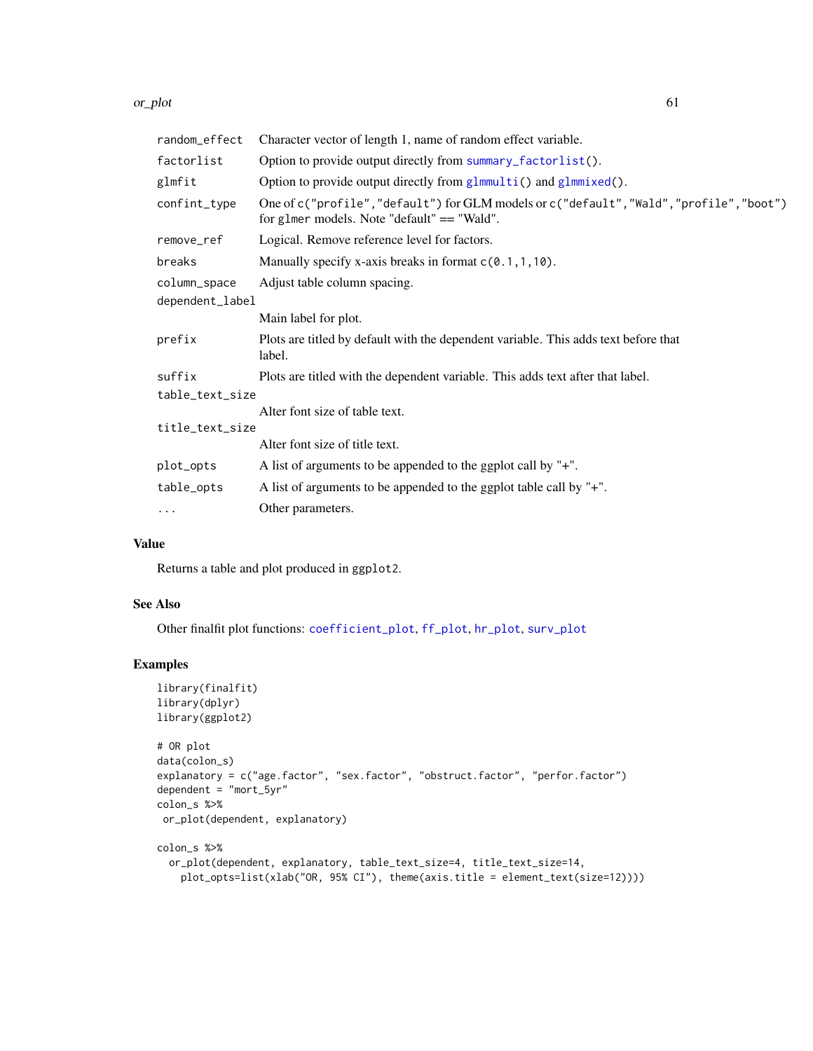| | |
|---|---|
| random_effect | Character vector of length 1, name of random effect variable. |
| factorlist | Option to provide output directly from summary_factorlist(). |
| glmfit | Option to provide output directly from glmmulti() and glmmixed(). |
| confint_type | One of c("profile","default") for GLM models or c("default","Wald","profile","boot") for glmer models. Note "default" == "Wald". |
| remove_ref | Logical. Remove reference level for factors. |
| breaks | Manually specify x-axis breaks in format c(0.1,1,10). |
| column_space | Adjust table column spacing. |
| dependent_label | Main label for plot. |
| prefix | Plots are titled by default with the dependent variable. This adds text before that label. |
| suffix | Plots are titled with the dependent variable. This adds text after that label. |
| table_text_size | Alter font size of table text. |
| title_text_size | Alter font size of title text. |
| plot_opts | A list of arguments to be appended to the ggplot call by "+". |
| table_opts | A list of arguments to be appended to the ggplot table call by "+". |
| ... | Other parameters. |

## Value

Returns a table and plot produced in ggplot2.

## See Also

Other finalfit plot functions: coefficient_plot, ff_plot, hr_plot, surv_plot

## Examples

```
library(finalfit)
library(dplyr)
library(ggplot2)

# OR plot
data(colon_s)
explanatory = c("age.factor", "sex.factor", "obstruct.factor", "perfor.factor")
dependent = "mort_5yr"
colon_s %>%
 or_plot(dependent, explanatory)

colon_s %>%
  or_plot(dependent, explanatory, table_text_size=4, title_text_size=14,
    plot_opts=list(xlab("OR, 95% CI"), theme(axis.title = element_text(size=12))))
```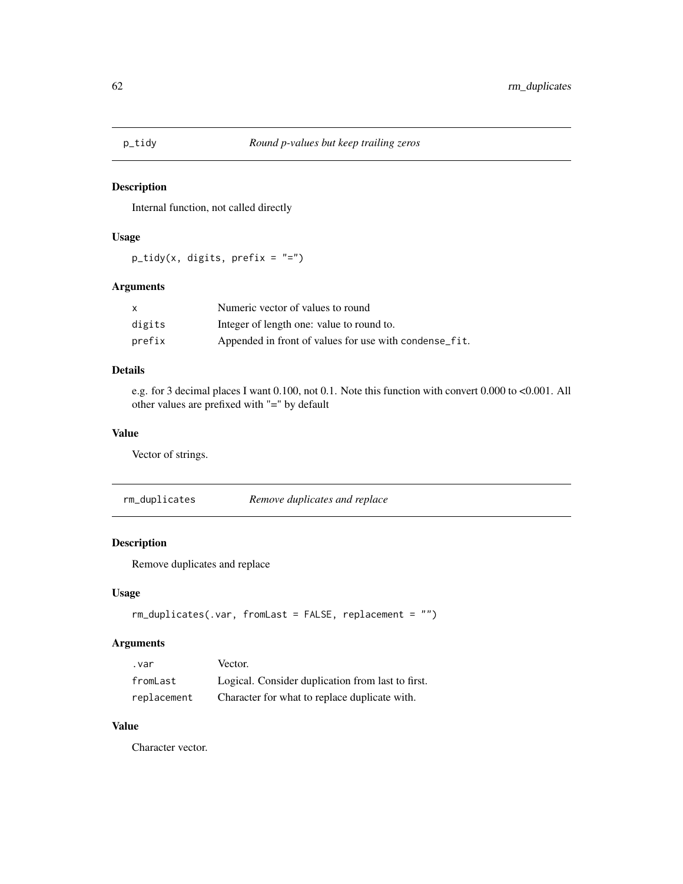## p_tidy *Round p-values but keep trailing zeros*

### Description

Internal function, not called directly

### Usage

```
p_tidy(x, digits, prefix = "=")
```

### Arguments

| | |
|---|---|
| x | Numeric vector of values to round |
| digits | Integer of length one: value to round to. |
| prefix | Appended in front of values for use with condense_fit. |

### Details

e.g. for 3 decimal places I want 0.100, not 0.1. Note this function with convert 0.000 to <0.001. All other values are prefixed with "=" by default

### Value

Vector of strings.

## rm_duplicates *Remove duplicates and replace*

### Description

Remove duplicates and replace

### Usage

```
rm_duplicates(.var, fromLast = FALSE, replacement = "")
```

### Arguments

| | |
|---|---|
| .var | Vector. |
| fromLast | Logical. Consider duplication from last to first. |
| replacement | Character for what to replace duplicate with. |

### Value

Character vector.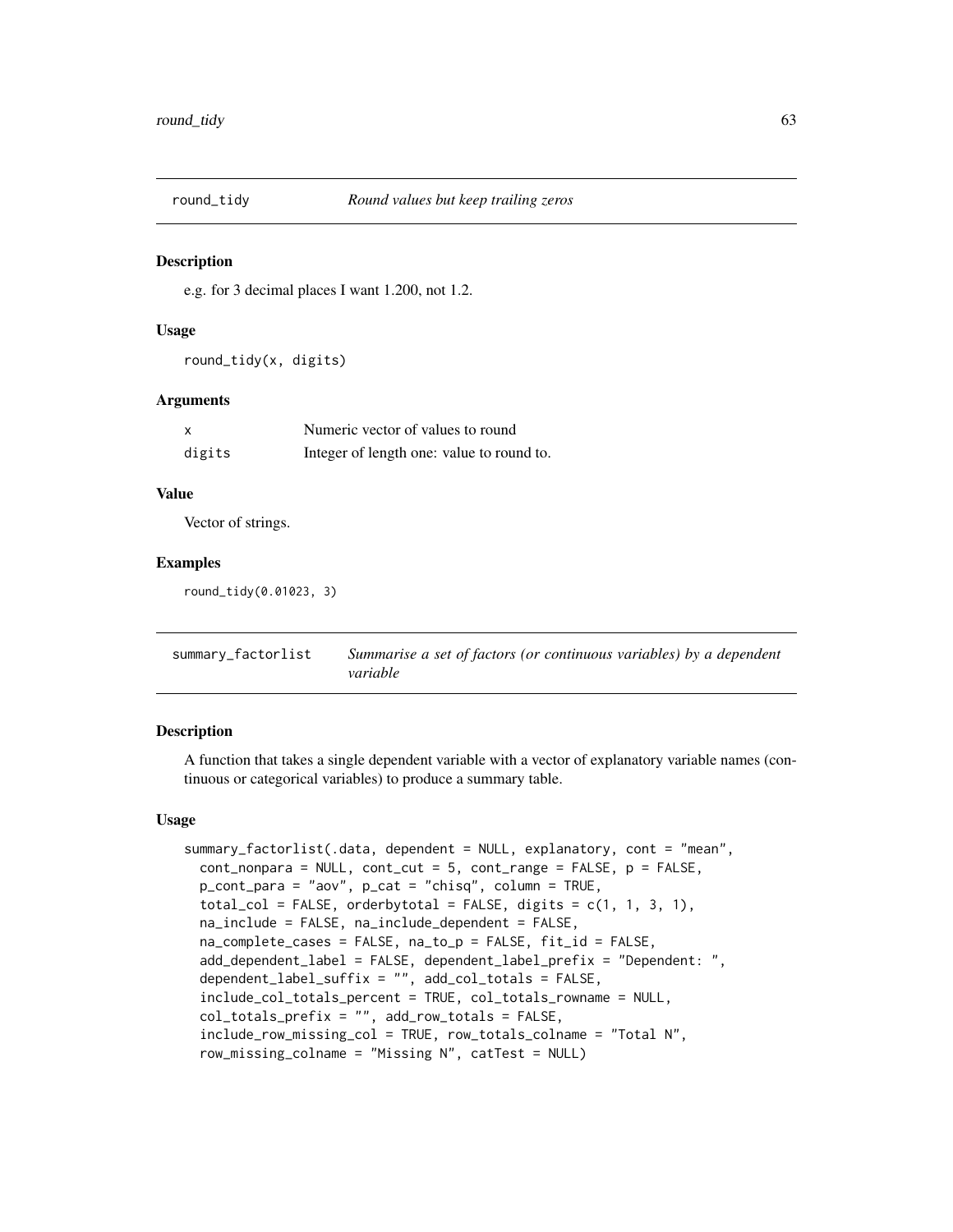## round_tidy — *Round values but keep trailing zeros*

### Description

e.g. for 3 decimal places I want 1.200, not 1.2.

### Usage

```
round_tidy(x, digits)
```

### Arguments

| | |
|---|---|
| x | Numeric vector of values to round |
| digits | Integer of length one: value to round to. |

### Value

Vector of strings.

### Examples

```
round_tidy(0.01023, 3)
```

## summary_factorlist — *Summarise a set of factors (or continuous variables) by a dependent variable*

### Description

A function that takes a single dependent variable with a vector of explanatory variable names (continuous or categorical variables) to produce a summary table.

### Usage

```
summary_factorlist(.data, dependent = NULL, explanatory, cont = "mean",
  cont_nonpara = NULL, cont_cut = 5, cont_range = FALSE, p = FALSE,
  p_cont_para = "aov", p_cat = "chisq", column = TRUE,
  total_col = FALSE, orderbytotal = FALSE, digits = c(1, 1, 3, 1),
  na_include = FALSE, na_include_dependent = FALSE,
  na_complete_cases = FALSE, na_to_p = FALSE, fit_id = FALSE,
  add_dependent_label = FALSE, dependent_label_prefix = "Dependent: ",
  dependent_label_suffix = "", add_col_totals = FALSE,
  include_col_totals_percent = TRUE, col_totals_rowname = NULL,
  col_totals_prefix = "", add_row_totals = FALSE,
  include_row_missing_col = TRUE, row_totals_colname = "Total N",
  row_missing_colname = "Missing N", catTest = NULL)
```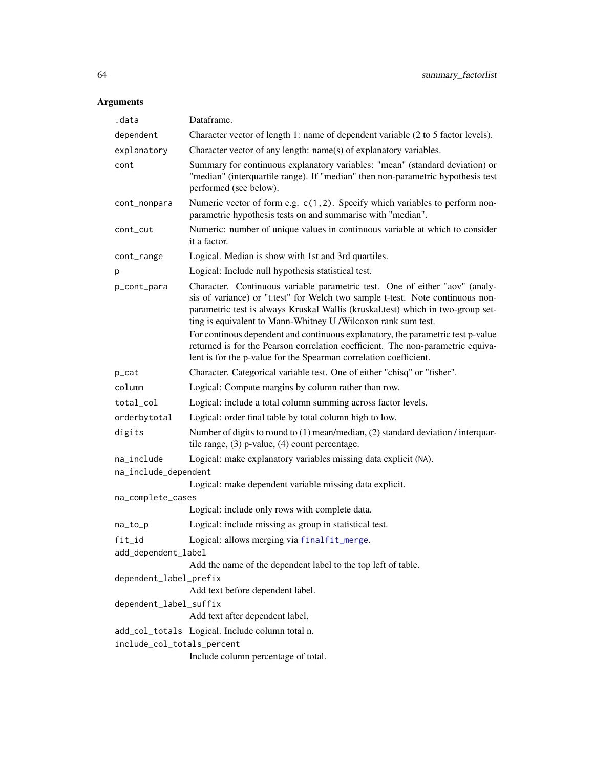## Arguments

| | |
|---|---|
| `.data` | Dataframe. |
| `dependent` | Character vector of length 1: name of dependent variable (2 to 5 factor levels). |
| `explanatory` | Character vector of any length: name(s) of explanatory variables. |
| `cont` | Summary for continuous explanatory variables: "mean" (standard deviation) or "median" (interquartile range). If "median" then non-parametric hypothesis test performed (see below). |
| `cont_nonpara` | Numeric vector of form e.g. `c(1,2)`. Specify which variables to perform non-parametric hypothesis tests on and summarise with "median". |
| `cont_cut` | Numeric: number of unique values in continuous variable at which to consider it a factor. |
| `cont_range` | Logical. Median is show with 1st and 3rd quartiles. |
| `p` | Logical: Include null hypothesis statistical test. |
| `p_cont_para` | Character. Continuous variable parametric test. One of either "aov" (analysis of variance) or "t.test" for Welch two sample t-test. Note continuous non-parametric test is always Kruskal Wallis (kruskal.test) which in two-group setting is equivalent to Mann-Whitney U /Wilcoxon rank sum test. <br><br> For continous dependent and continuous explanatory, the parametric test p-value returned is for the Pearson correlation coefficient. The non-parametric equivalent is for the p-value for the Spearman correlation coefficient. |
| `p_cat` | Character. Categorical variable test. One of either "chisq" or "fisher". |
| `column` | Logical: Compute margins by column rather than row. |
| `total_col` | Logical: include a total column summing across factor levels. |
| `orderbytotal` | Logical: order final table by total column high to low. |
| `digits` | Number of digits to round to (1) mean/median, (2) standard deviation / interquartile range, (3) p-value, (4) count percentage. |
| `na_include` | Logical: make explanatory variables missing data explicit (`NA`). |
| `na_include_dependent` | Logical: make dependent variable missing data explicit. |
| `na_complete_cases` | Logical: include only rows with complete data. |
| `na_to_p` | Logical: include missing as group in statistical test. |
| `fit_id` | Logical: allows merging via `finalfit_merge`. |
| `add_dependent_label` | Add the name of the dependent label to the top left of table. |
| `dependent_label_prefix` | Add text before dependent label. |
| `dependent_label_suffix` | Add text after dependent label. |
| `add_col_totals` | Logical. Include column total n. |
| `include_col_totals_percent` | Include column percentage of total. |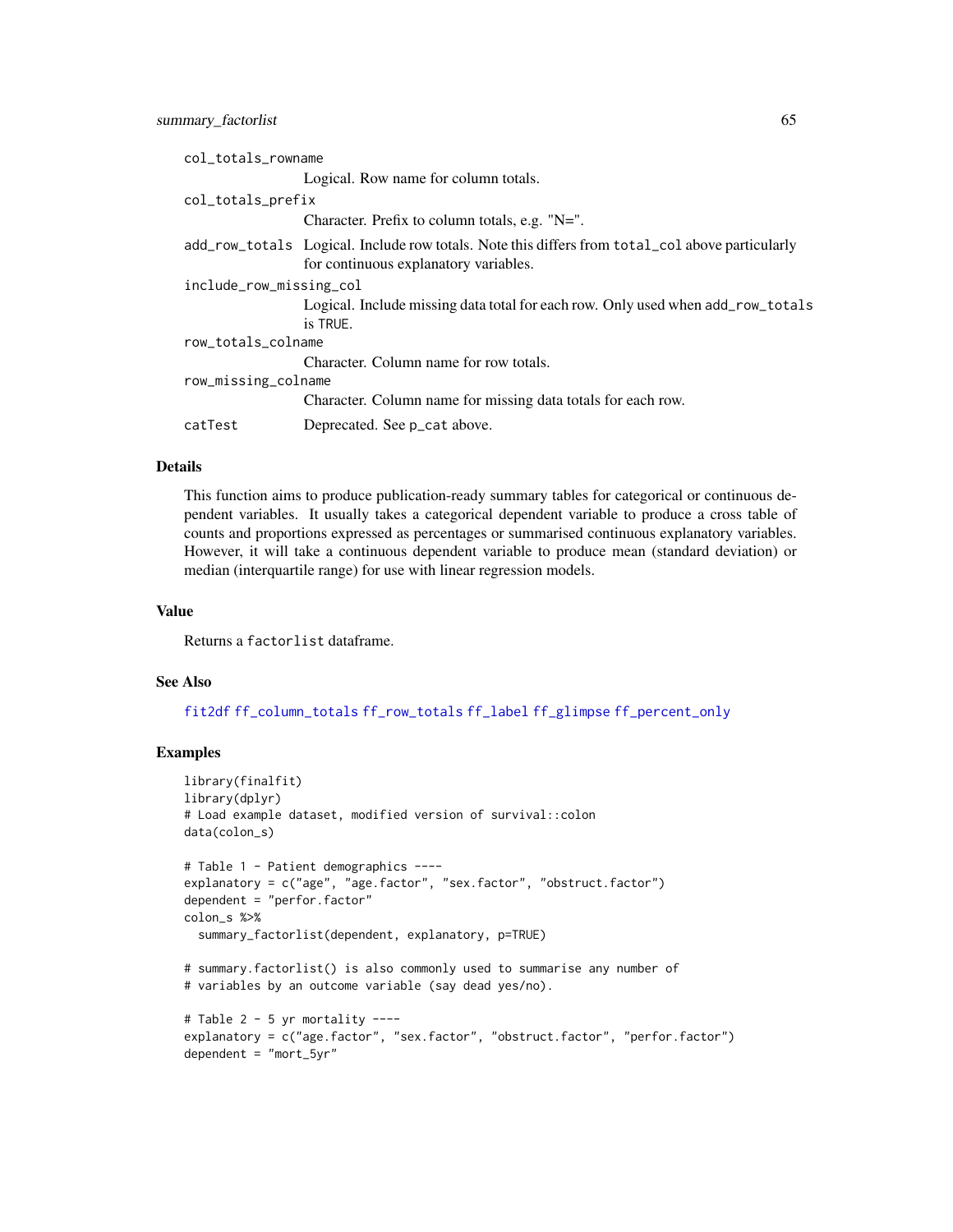col_totals_rowname
: Logical. Row name for column totals.

col_totals_prefix
: Character. Prefix to column totals, e.g. "N=".

add_row_totals
: Logical. Include row totals. Note this differs from `total_col` above particularly for continuous explanatory variables.

include_row_missing_col
: Logical. Include missing data total for each row. Only used when `add_row_totals` is `TRUE`.

row_totals_colname
: Character. Column name for row totals.

row_missing_colname
: Character. Column name for missing data totals for each row.

catTest
: Deprecated. See `p_cat` above.

### Details

This function aims to produce publication-ready summary tables for categorical or continuous dependent variables. It usually takes a categorical dependent variable to produce a cross table of counts and proportions expressed as percentages or summarised continuous explanatory variables. However, it will take a continuous dependent variable to produce mean (standard deviation) or median (interquartile range) for use with linear regression models.

### Value

Returns a `factorlist` dataframe.

### See Also

`fit2df` `ff_column_totals` `ff_row_totals` `ff_label` `ff_glimpse` `ff_percent_only`

### Examples

```
library(finalfit)
library(dplyr)
# Load example dataset, modified version of survival::colon
data(colon_s)

# Table 1 - Patient demographics ----
explanatory = c("age", "age.factor", "sex.factor", "obstruct.factor")
dependent = "perfor.factor"
colon_s %>%
  summary_factorlist(dependent, explanatory, p=TRUE)

# summary.factorlist() is also commonly used to summarise any number of
# variables by an outcome variable (say dead yes/no).

# Table 2 - 5 yr mortality ----
explanatory = c("age.factor", "sex.factor", "obstruct.factor", "perfor.factor")
dependent = "mort_5yr"
```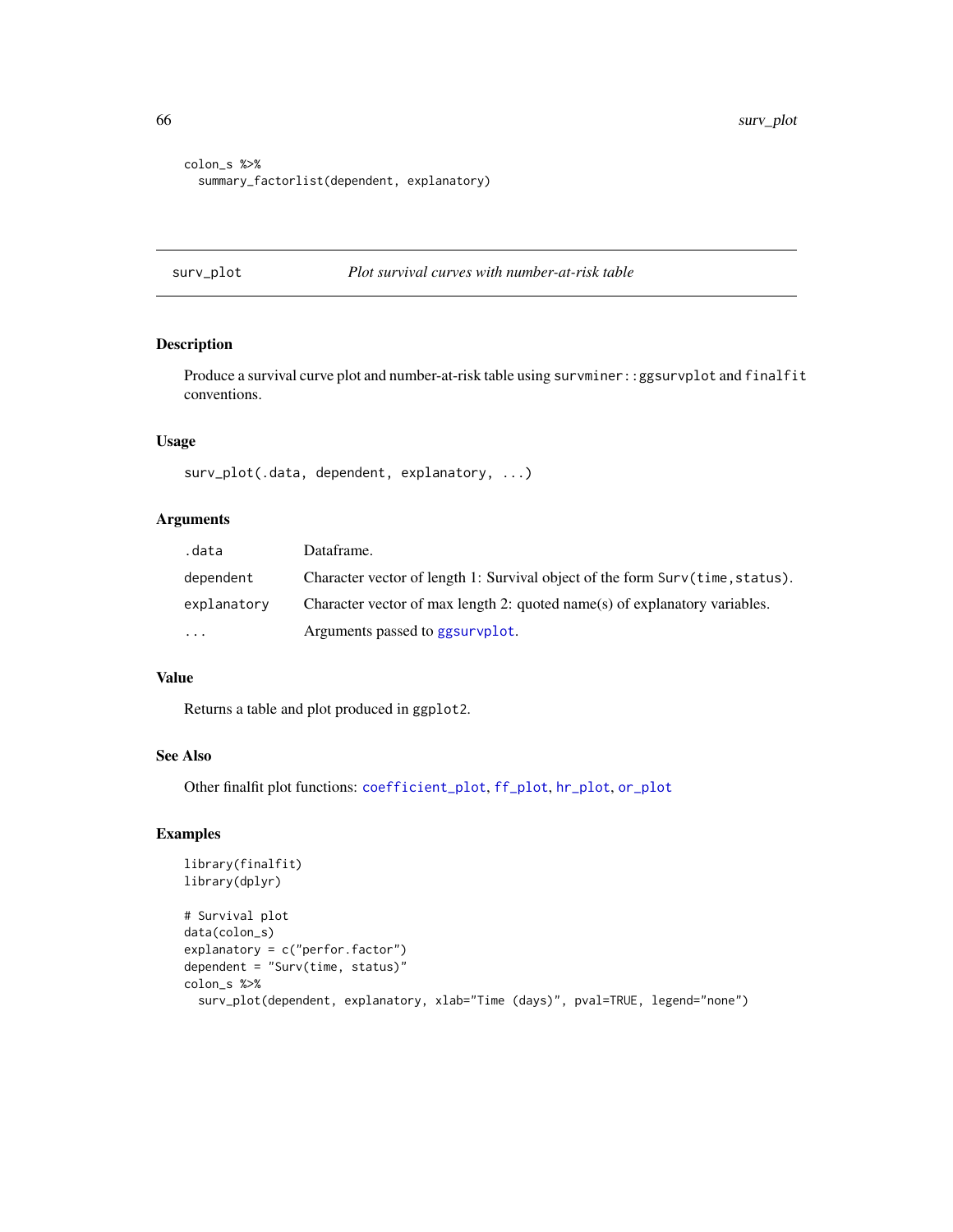```
colon_s %>%
  summary_factorlist(dependent, explanatory)
```

## surv_plot — *Plot survival curves with number-at-risk table*

### Description

Produce a survival curve plot and number-at-risk table using `survminer::ggsurvplot` and `finalfit` conventions.

### Usage

```
surv_plot(.data, dependent, explanatory, ...)
```

### Arguments

| | |
|---|---|
| `.data` | Dataframe. |
| `dependent` | Character vector of length 1: Survival object of the form `Surv(time,status)`. |
| `explanatory` | Character vector of max length 2: quoted name(s) of explanatory variables. |
| `...` | Arguments passed to `ggsurvplot`. |

### Value

Returns a table and plot produced in `ggplot2`.

### See Also

Other finalfit plot functions: `coefficient_plot`, `ff_plot`, `hr_plot`, `or_plot`

### Examples

```
library(finalfit)
library(dplyr)

# Survival plot
data(colon_s)
explanatory = c("perfor.factor")
dependent = "Surv(time, status)"
colon_s %>%
  surv_plot(dependent, explanatory, xlab="Time (days)", pval=TRUE, legend="none")
```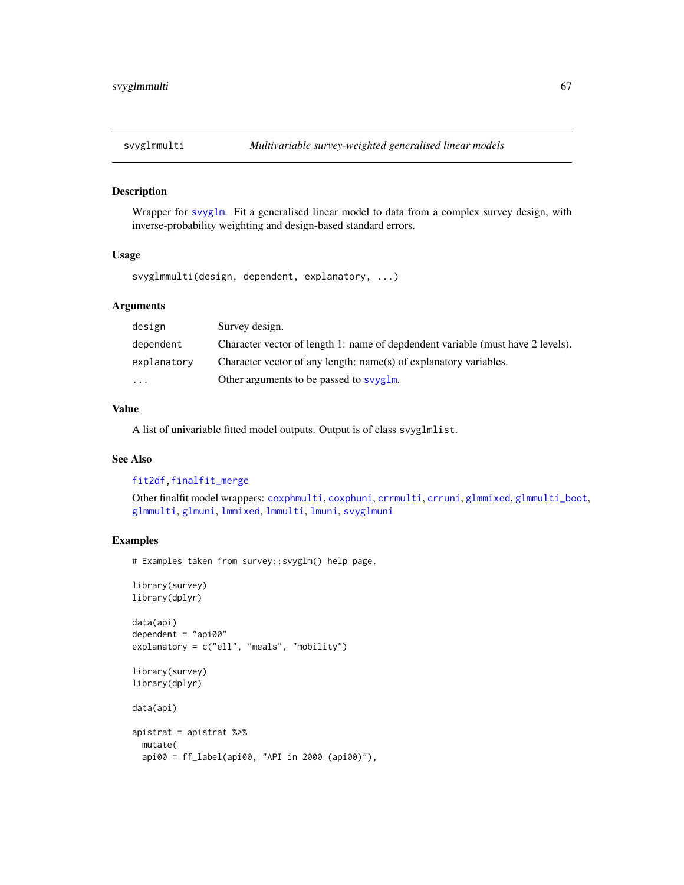# svyglmmulti

*Multivariable survey-weighted generalised linear models*

## Description

Wrapper for svyglm. Fit a generalised linear model to data from a complex survey design, with inverse-probability weighting and design-based standard errors.

## Usage

```
svyglmmulti(design, dependent, explanatory, ...)
```

## Arguments

| | |
|---|---|
| design | Survey design. |
| dependent | Character vector of length 1: name of depdendent variable (must have 2 levels). |
| explanatory | Character vector of any length: name(s) of explanatory variables. |
| ... | Other arguments to be passed to svyglm. |

## Value

A list of univariable fitted model outputs. Output is of class svyglmlist.

## See Also

fit2df, finalfit_merge

Other finalfit model wrappers: coxphmulti, coxphuni, crrmulti, crruni, glmmixed, glmmulti_boot, glmmulti, glmuni, lmmixed, lmmulti, lmuni, svyglmuni

## Examples

```
# Examples taken from survey::svyglm() help page.

library(survey)
library(dplyr)

data(api)
dependent = "api00"
explanatory = c("ell", "meals", "mobility")

library(survey)
library(dplyr)

data(api)

apistrat = apistrat %>%
  mutate(
  api00 = ff_label(api00, "API in 2000 (api00)"),
```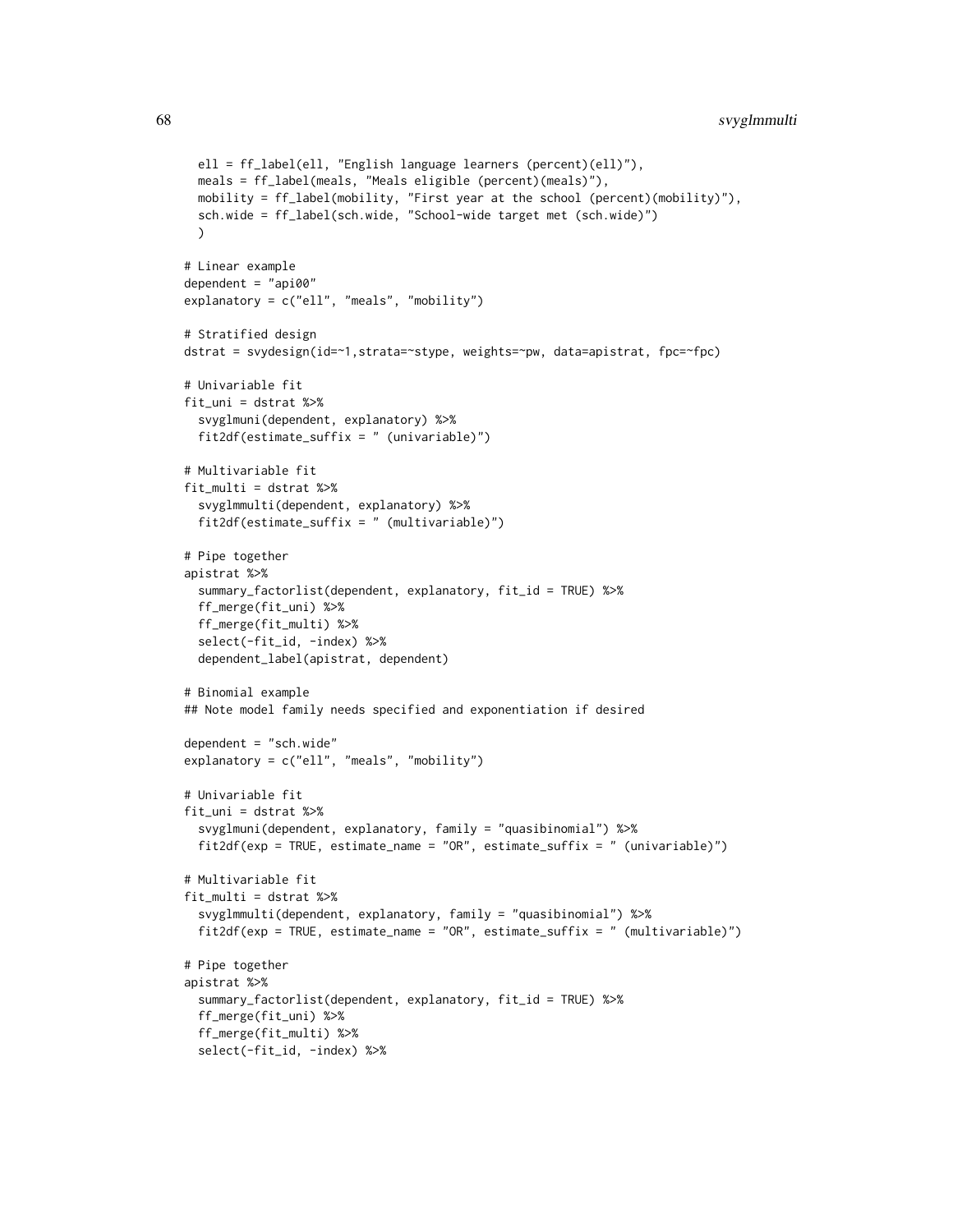```
  ell = ff_label(ell, "English language learners (percent)(ell)"),
  meals = ff_label(meals, "Meals eligible (percent)(meals)"),
  mobility = ff_label(mobility, "First year at the school (percent)(mobility)"),
  sch.wide = ff_label(sch.wide, "School-wide target met (sch.wide)")
  )

# Linear example
dependent = "api00"
explanatory = c("ell", "meals", "mobility")

# Stratified design
dstrat = svydesign(id=~1,strata=~stype, weights=~pw, data=apistrat, fpc=~fpc)

# Univariable fit
fit_uni = dstrat %>%
  svyglmuni(dependent, explanatory) %>%
  fit2df(estimate_suffix = " (univariable)")

# Multivariable fit
fit_multi = dstrat %>%
  svyglmmulti(dependent, explanatory) %>%
  fit2df(estimate_suffix = " (multivariable)")

# Pipe together
apistrat %>%
  summary_factorlist(dependent, explanatory, fit_id = TRUE) %>%
  ff_merge(fit_uni) %>%
  ff_merge(fit_multi) %>%
  select(-fit_id, -index) %>%
  dependent_label(apistrat, dependent)

# Binomial example
## Note model family needs specified and exponentiation if desired

dependent = "sch.wide"
explanatory = c("ell", "meals", "mobility")

# Univariable fit
fit_uni = dstrat %>%
  svyglmuni(dependent, explanatory, family = "quasibinomial") %>%
  fit2df(exp = TRUE, estimate_name = "OR", estimate_suffix = " (univariable)")

# Multivariable fit
fit_multi = dstrat %>%
  svyglmmulti(dependent, explanatory, family = "quasibinomial") %>%
  fit2df(exp = TRUE, estimate_name = "OR", estimate_suffix = " (multivariable)")

# Pipe together
apistrat %>%
  summary_factorlist(dependent, explanatory, fit_id = TRUE) %>%
  ff_merge(fit_uni) %>%
  ff_merge(fit_multi) %>%
  select(-fit_id, -index) %>%
```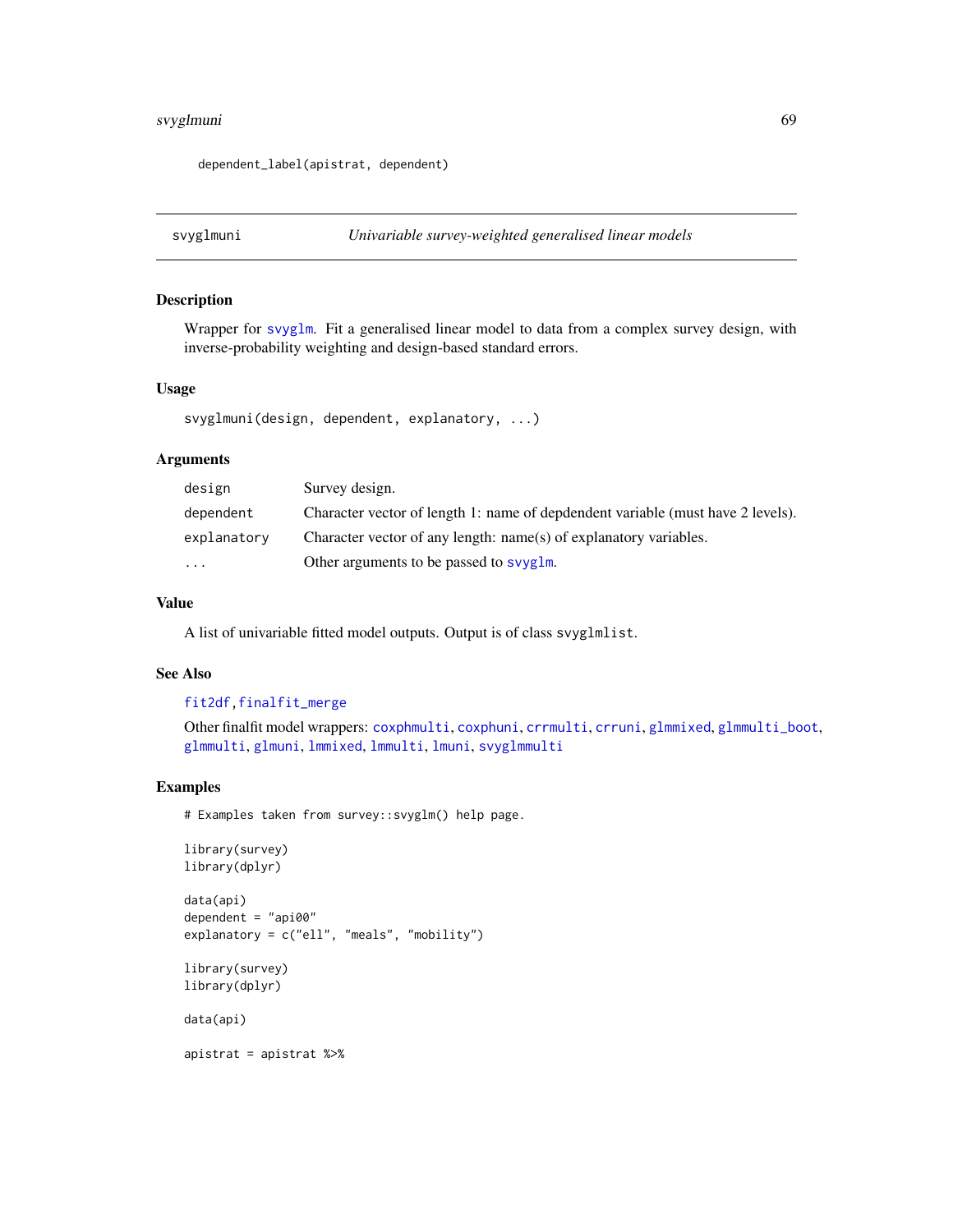```
dependent_label(apistrat, dependent)
```

## svyglmuni — *Univariable survey-weighted generalised linear models*

### Description

Wrapper for svyglm. Fit a generalised linear model to data from a complex survey design, with inverse-probability weighting and design-based standard errors.

### Usage

```
svyglmuni(design, dependent, explanatory, ...)
```

### Arguments

| | |
|---|---|
| design | Survey design. |
| dependent | Character vector of length 1: name of depdendent variable (must have 2 levels). |
| explanatory | Character vector of any length: name(s) of explanatory variables. |
| ... | Other arguments to be passed to svyglm. |

### Value

A list of univariable fitted model outputs. Output is of class `svyglmlist`.

### See Also

fit2df, finalfit_merge

Other finalfit model wrappers: coxphmulti, coxphuni, crrmulti, crruni, glmmixed, glmmulti_boot, glmmulti, glmuni, lmmixed, lmmulti, lmuni, svyglmmulti

### Examples

```
# Examples taken from survey::svyglm() help page.

library(survey)
library(dplyr)

data(api)
dependent = "api00"
explanatory = c("ell", "meals", "mobility")

library(survey)
library(dplyr)

data(api)

apistrat = apistrat %>%
```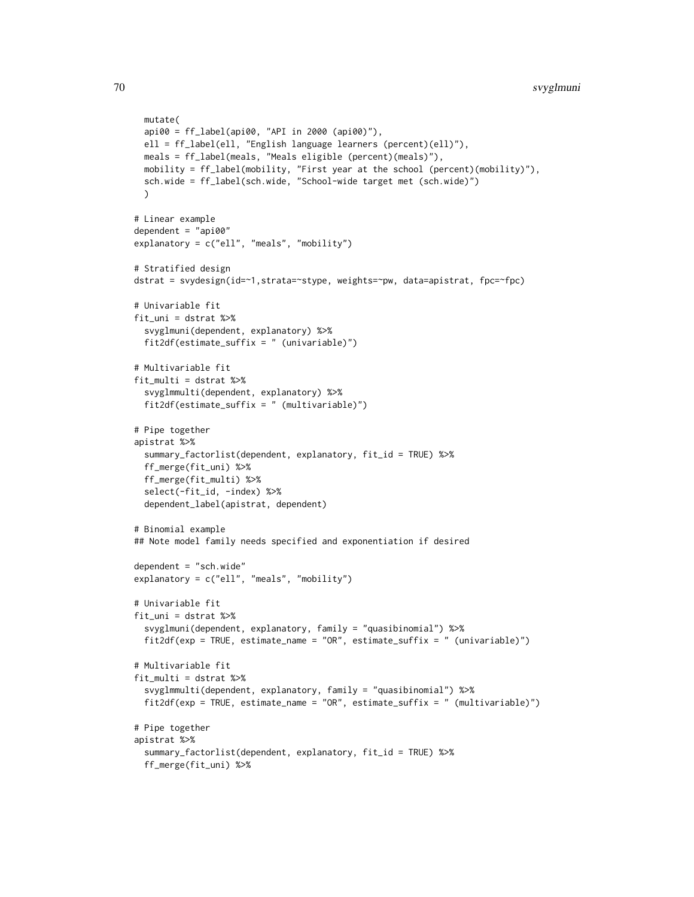```
  mutate(
  api00 = ff_label(api00, "API in 2000 (api00)"),
  ell = ff_label(ell, "English language learners (percent)(ell)"),
  meals = ff_label(meals, "Meals eligible (percent)(meals)"),
  mobility = ff_label(mobility, "First year at the school (percent)(mobility)"),
  sch.wide = ff_label(sch.wide, "School-wide target met (sch.wide)")
  )

# Linear example
dependent = "api00"
explanatory = c("ell", "meals", "mobility")

# Stratified design
dstrat = svydesign(id=~1,strata=~stype, weights=~pw, data=apistrat, fpc=~fpc)

# Univariable fit
fit_uni = dstrat %>%
  svyglmuni(dependent, explanatory) %>%
  fit2df(estimate_suffix = " (univariable)")

# Multivariable fit
fit_multi = dstrat %>%
  svyglmmulti(dependent, explanatory) %>%
  fit2df(estimate_suffix = " (multivariable)")

# Pipe together
apistrat %>%
  summary_factorlist(dependent, explanatory, fit_id = TRUE) %>%
  ff_merge(fit_uni) %>%
  ff_merge(fit_multi) %>%
  select(-fit_id, -index) %>%
  dependent_label(apistrat, dependent)

# Binomial example
## Note model family needs specified and exponentiation if desired

dependent = "sch.wide"
explanatory = c("ell", "meals", "mobility")

# Univariable fit
fit_uni = dstrat %>%
  svyglmuni(dependent, explanatory, family = "quasibinomial") %>%
  fit2df(exp = TRUE, estimate_name = "OR", estimate_suffix = " (univariable)")

# Multivariable fit
fit_multi = dstrat %>%
  svyglmmulti(dependent, explanatory, family = "quasibinomial") %>%
  fit2df(exp = TRUE, estimate_name = "OR", estimate_suffix = " (multivariable)")

# Pipe together
apistrat %>%
  summary_factorlist(dependent, explanatory, fit_id = TRUE) %>%
  ff_merge(fit_uni) %>%
```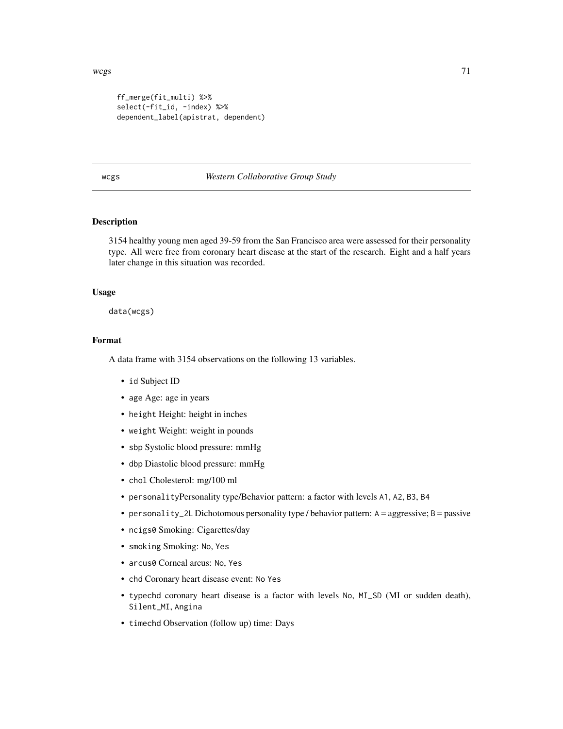```
ff_merge(fit_multi) %>%
select(-fit_id, -index) %>%
dependent_label(apistrat, dependent)
```

## wcgs *Western Collaborative Group Study*

### Description

3154 healthy young men aged 39-59 from the San Francisco area were assessed for their personality type. All were free from coronary heart disease at the start of the research. Eight and a half years later change in this situation was recorded.

### Usage

```
data(wcgs)
```

### Format

A data frame with 3154 observations on the following 13 variables.

- `id` Subject ID
- `age` Age: age in years
- `height` Height: height in inches
- `weight` Weight: weight in pounds
- `sbp` Systolic blood pressure: mmHg
- `dbp` Diastolic blood pressure: mmHg
- `chol` Cholesterol: mg/100 ml
- `personality`Personality type/Behavior pattern: a factor with levels `A1`, `A2`, `B3`, `B4`
- `personality_2L` Dichotomous personality type / behavior pattern: `A` = aggressive; `B` = passive
- `ncigs0` Smoking: Cigarettes/day
- `smoking` Smoking: `No`, `Yes`
- `arcus0` Corneal arcus: `No`, `Yes`
- `chd` Coronary heart disease event: `No` `Yes`
- `typechd` coronary heart disease is a factor with levels `No`, `MI_SD` (MI or sudden death), `Silent_MI`, `Angina`
- `timechd` Observation (follow up) time: Days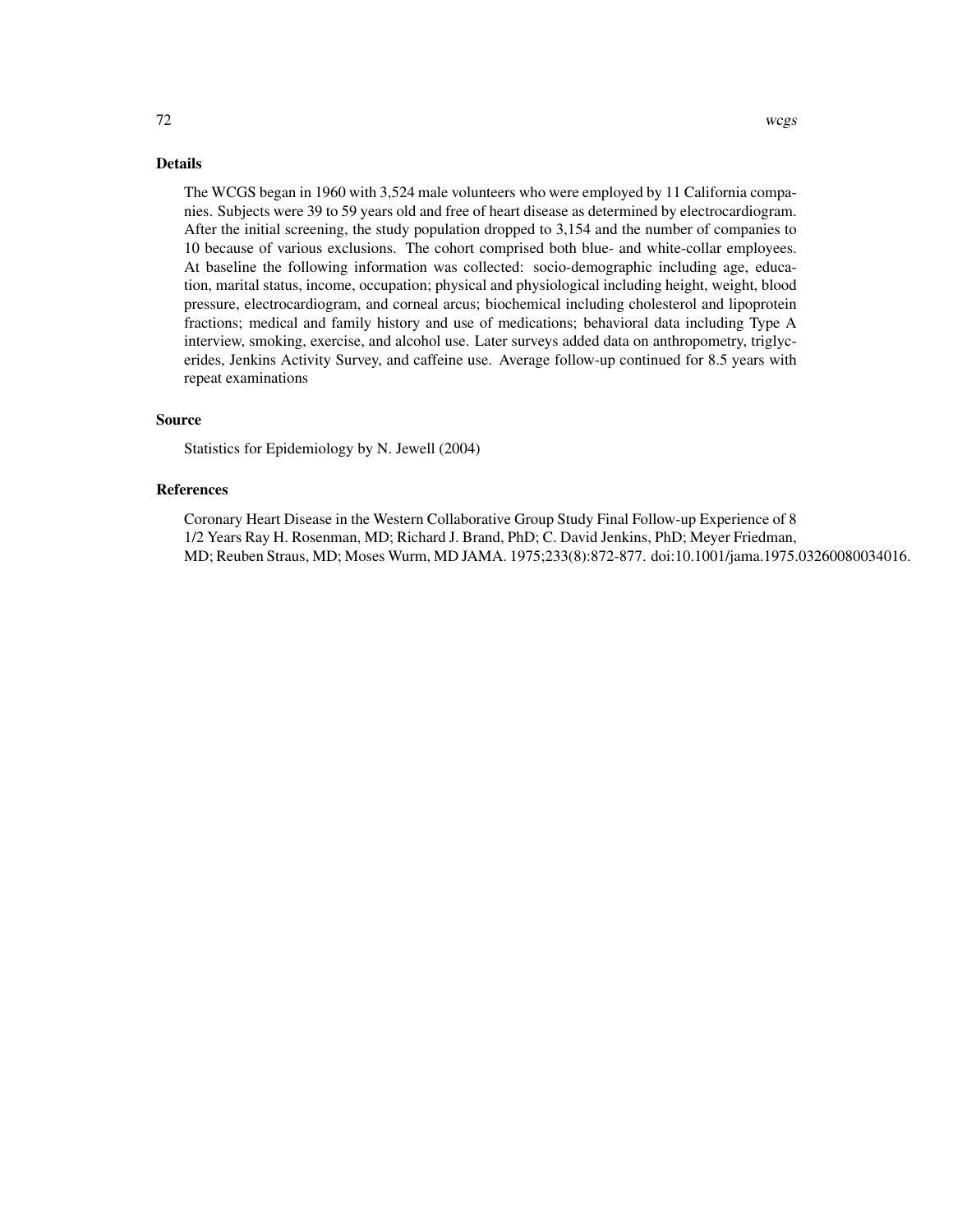### Details

The WCGS began in 1960 with 3,524 male volunteers who were employed by 11 California companies. Subjects were 39 to 59 years old and free of heart disease as determined by electrocardiogram. After the initial screening, the study population dropped to 3,154 and the number of companies to 10 because of various exclusions. The cohort comprised both blue- and white-collar employees. At baseline the following information was collected: socio-demographic including age, education, marital status, income, occupation; physical and physiological including height, weight, blood pressure, electrocardiogram, and corneal arcus; biochemical including cholesterol and lipoprotein fractions; medical and family history and use of medications; behavioral data including Type A interview, smoking, exercise, and alcohol use. Later surveys added data on anthropometry, triglycerides, Jenkins Activity Survey, and caffeine use. Average follow-up continued for 8.5 years with repeat examinations

### Source

Statistics for Epidemiology by N. Jewell (2004)

### References

Coronary Heart Disease in the Western Collaborative Group Study Final Follow-up Experience of 8 1/2 Years Ray H. Rosenman, MD; Richard J. Brand, PhD; C. David Jenkins, PhD; Meyer Friedman, MD; Reuben Straus, MD; Moses Wurm, MD JAMA. 1975;233(8):872-877. doi:10.1001/jama.1975.03260080034016.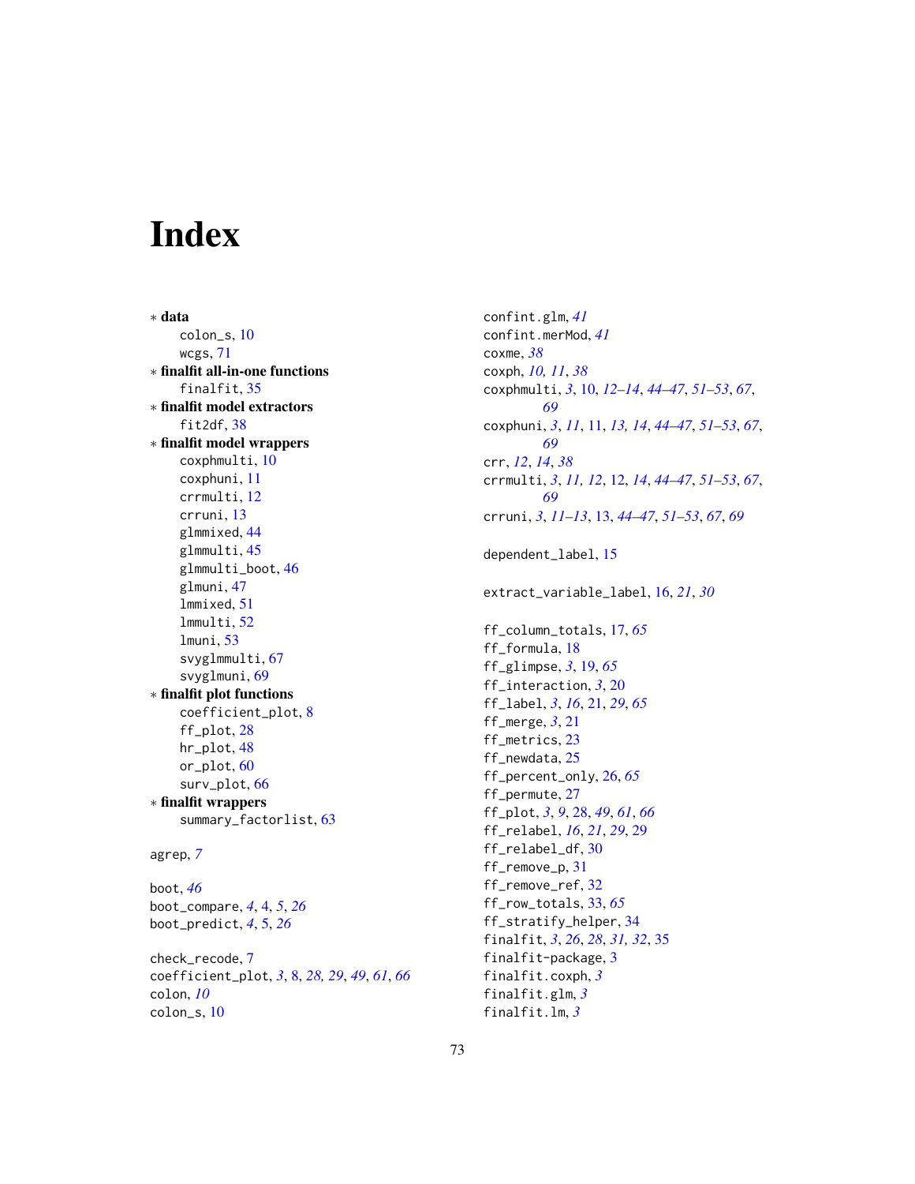# Index

∗ **data**
- colon_s, 10
- wcgs, 71

∗ **finalfit all-in-one functions**
- finalfit, 35

∗ **finalfit model extractors**
- fit2df, 38

∗ **finalfit model wrappers**
- coxphmulti, 10
- coxphuni, 11
- crrmulti, 12
- crruni, 13
- glmmixed, 44
- glmmulti, 45
- glmmulti_boot, 46
- glmuni, 47
- lmmixed, 51
- lmmulti, 52
- lmuni, 53
- svyglmmulti, 67
- svyglmuni, 69

∗ **finalfit plot functions**
- coefficient_plot, 8
- ff_plot, 28
- hr_plot, 48
- or_plot, 60
- surv_plot, 66

∗ **finalfit wrappers**
- summary_factorlist, 63

agrep, *7*

boot, *46*
boot_compare, *4*, 4, *5*, *26*
boot_predict, *4*, 5, *26*

check_recode, 7
coefficient_plot, *3*, 8, *28, 29*, *49*, *61*, *66*
colon, *10*
colon_s, 10
confint.glm, *41*
confint.merMod, *41*
coxme, *38*
coxph, *10, 11*, *38*
coxphmulti, *3*, 10, *12–14*, *44–47*, *51–53*, *67*, *69*
coxphuni, *3*, *11*, 11, *13, 14*, *44–47*, *51–53*, *67*, *69*
crr, *12*, *14*, *38*
crrmulti, *3*, *11, 12*, 12, *14*, *44–47*, *51–53*, *67*, *69*
crruni, *3*, *11–13*, 13, *44–47*, *51–53*, *67*, *69*

dependent_label, 15

extract_variable_label, 16, *21*, *30*

ff_column_totals, 17, *65*
ff_formula, 18
ff_glimpse, *3*, 19, *65*
ff_interaction, *3*, 20
ff_label, *3*, *16*, 21, *29*, *65*
ff_merge, *3*, 21
ff_metrics, 23
ff_newdata, 25
ff_percent_only, 26, *65*
ff_permute, 27
ff_plot, *3*, *9*, 28, *49*, *61*, *66*
ff_relabel, *16*, *21*, *29*, 29
ff_relabel_df, 30
ff_remove_p, 31
ff_remove_ref, 32
ff_row_totals, 33, *65*
ff_stratify_helper, 34
finalfit, *3*, *26*, *28*, *31, 32*, 35
finalfit-package, 3
finalfit.coxph, *3*
finalfit.glm, *3*
finalfit.lm, *3*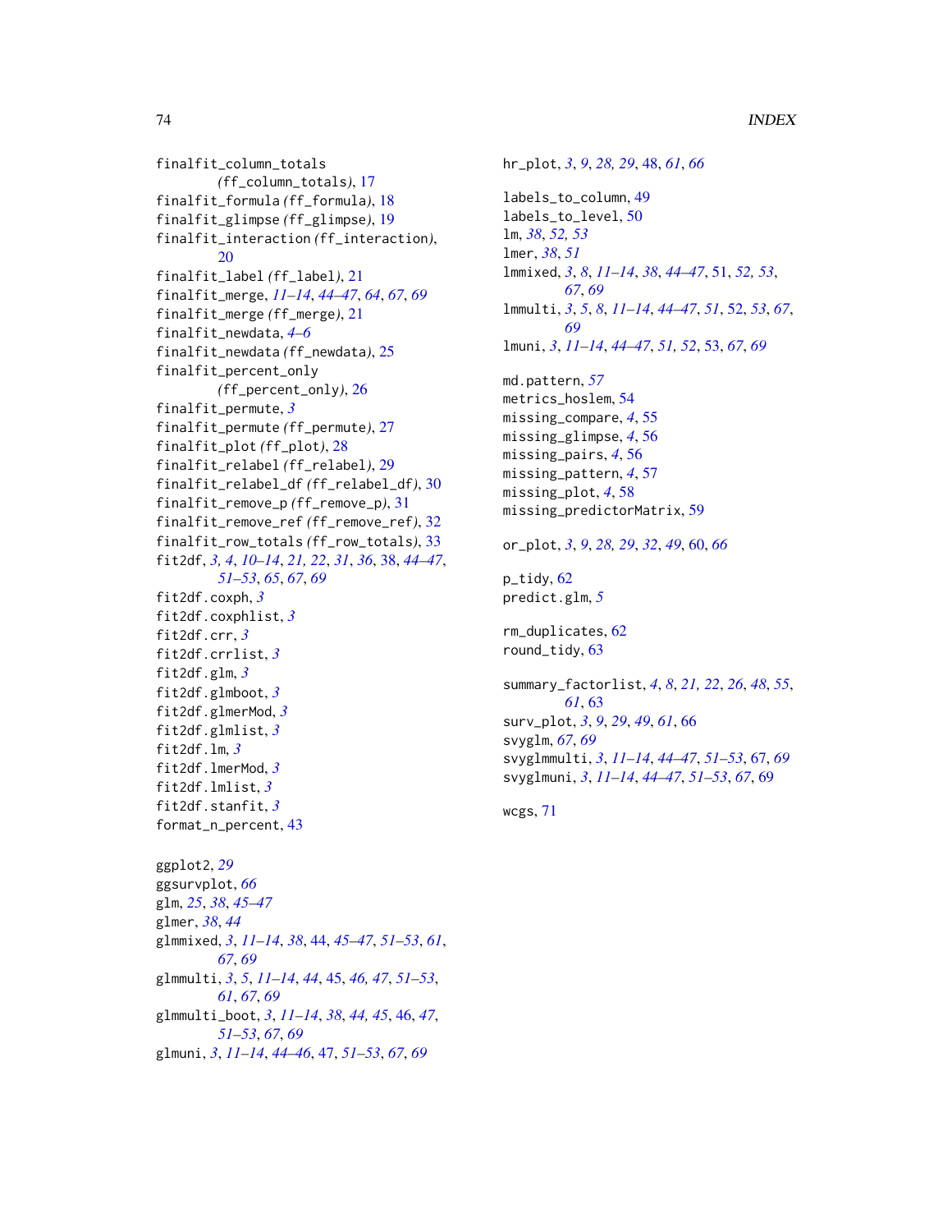finalfit_column_totals (ff_column_totals), 17
finalfit_formula (ff_formula), 18
finalfit_glimpse (ff_glimpse), 19
finalfit_interaction (ff_interaction), 20
finalfit_label (ff_label), 21
finalfit_merge, *11–14*, *44–47*, *64*, *67*, *69*
finalfit_merge (ff_merge), 21
finalfit_newdata, *4–6*
finalfit_newdata (ff_newdata), 25
finalfit_percent_only (ff_percent_only), 26
finalfit_permute, *3*
finalfit_permute (ff_permute), 27
finalfit_plot (ff_plot), 28
finalfit_relabel (ff_relabel), 29
finalfit_relabel_df (ff_relabel_df), 30
finalfit_remove_p (ff_remove_p), 31
finalfit_remove_ref (ff_remove_ref), 32
finalfit_row_totals (ff_row_totals), 33
fit2df, *3, 4*, *10–14*, *21, 22*, *31*, *36*, 38, *44–47*, *51–53*, *65*, *67*, *69*
fit2df.coxph, *3*
fit2df.coxphlist, *3*
fit2df.crr, *3*
fit2df.crrlist, *3*
fit2df.glm, *3*
fit2df.glmboot, *3*
fit2df.glmerMod, *3*
fit2df.glmlist, *3*
fit2df.lm, *3*
fit2df.lmerMod, *3*
fit2df.lmlist, *3*
fit2df.stanfit, *3*
format_n_percent, 43

ggplot2, *29*
ggsurvplot, *66*
glm, *25*, *38*, *45–47*
glmer, *38*, *44*
glmmixed, *3*, *11–14*, *38*, 44, *45–47*, *51–53*, *61*, *67*, *69*
glmmulti, *3*, *5*, *11–14*, *44*, 45, *46, 47*, *51–53*, *61*, *67*, *69*
glmmulti_boot, *3*, *11–14*, *38*, *44, 45*, 46, *47*, *51–53*, *67*, *69*
glmuni, *3*, *11–14*, *44–46*, 47, *51–53*, *67*, *69*

hr_plot, *3*, *9*, *28, 29*, 48, *61*, *66*

labels_to_column, 49
labels_to_level, 50
lm, *38*, *52, 53*
lmer, *38*, *51*
lmmixed, *3*, *8*, *11–14*, *38*, *44–47*, 51, *52, 53*, *67*, *69*
lmmulti, *3*, *5*, *8*, *11–14*, *44–47*, *51*, 52, *53*, *67*, *69*
lmuni, *3*, *11–14*, *44–47*, *51, 52*, 53, *67*, *69*

md.pattern, *57*
metrics_hoslem, 54
missing_compare, *4*, 55
missing_glimpse, *4*, 56
missing_pairs, *4*, 56
missing_pattern, *4*, 57
missing_plot, *4*, 58
missing_predictorMatrix, 59

or_plot, *3*, *9*, *28, 29*, *32*, *49*, 60, *66*

p_tidy, 62
predict.glm, *5*

rm_duplicates, 62
round_tidy, 63

summary_factorlist, *4*, *8*, *21, 22*, *26*, *48*, *55*, *61*, 63
surv_plot, *3*, *9*, *29*, *49*, *61*, 66
svyglm, *67*, *69*
svyglmmulti, *3*, *11–14*, *44–47*, *51–53*, 67, *69*
svyglmuni, *3*, *11–14*, *44–47*, *51–53*, *67*, 69

wcgs, 71